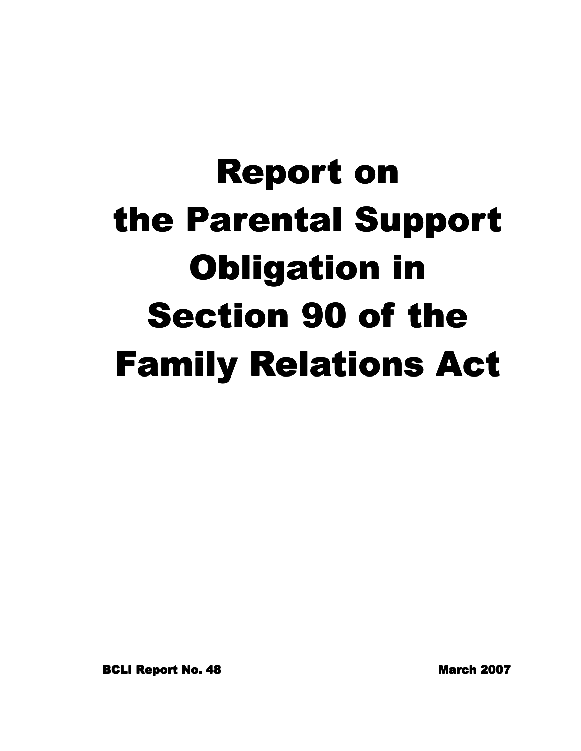# Report on the Parental Support Obligation in Section 90 of the Family Relations Act

BCLI Report No. 48

March 2007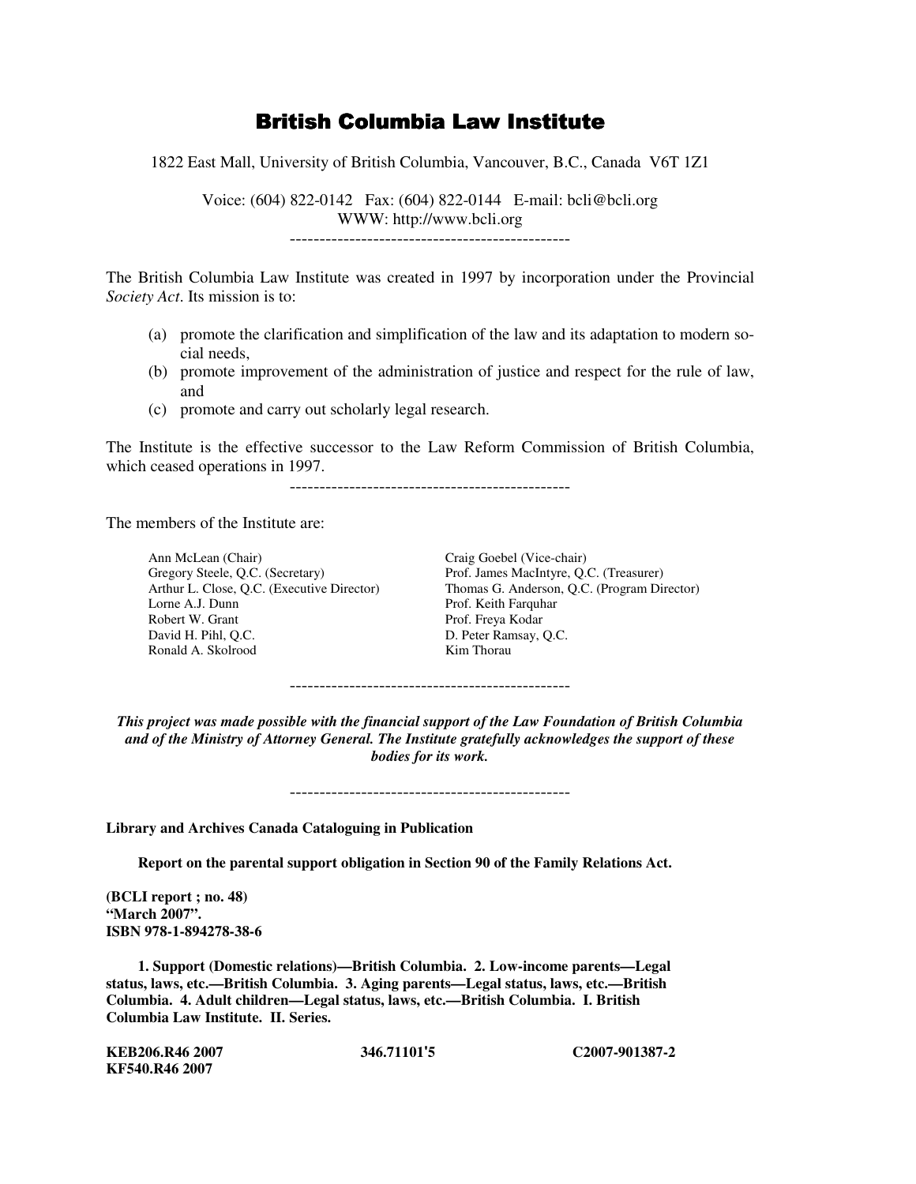# British Columbia Law Institute

1822 East Mall, University of British Columbia, Vancouver, B.C., Canada V6T 1Z1

Voice: (604) 822-0142 Fax: (604) 822-0144 E-mail: bcli@bcli.org
WWW: http://www.bcli.org

---

The British Columbia Law Institute was created in 1997 by incorporation under the Provincial *Society Act*. Its mission is to:

(a) promote the clarification and simplification of the law and its adaptation to modern social needs,
(b) promote improvement of the administration of justice and respect for the rule of law, and
(c) promote and carry out scholarly legal research.

The Institute is the effective successor to the Law Reform Commission of British Columbia, which ceased operations in 1997.

---

The members of the Institute are:

Ann McLean (Chair)
Craig Goebel (Vice-chair)
Gregory Steele, Q.C. (Secretary)
Prof. James MacIntyre, Q.C. (Treasurer)
Arthur L. Close, Q.C. (Executive Director)
Thomas G. Anderson, Q.C. (Program Director)
Lorne A.J. Dunn
Prof. Keith Farquhar
Robert W. Grant
Prof. Freya Kodar
David H. Pihl, Q.C.
D. Peter Ramsay, Q.C.
Ronald A. Skolrood
Kim Thorau

---

***This project was made possible with the financial support of the Law Foundation of British Columbia and of the Ministry of Attorney General. The Institute gratefully acknowledges the support of these bodies for its work.***

---

**Library and Archives Canada Cataloguing in Publication**

**Report on the parental support obligation in Section 90 of the Family Relations Act.**

**(BCLI report ; no. 48)**
**"March 2007".**
**ISBN 978-1-894278-38-6**

**1. Support (Domestic relations)—British Columbia. 2. Low-income parents—Legal status, laws, etc.—British Columbia. 3. Aging parents—Legal status, laws, etc.—British Columbia. 4. Adult children—Legal status, laws, etc.—British Columbia. I. British Columbia Law Institute. II. Series.**

**KEB206.R46 2007** **346.71101'5** **C2007-901387-2**
**KF540.R46 2007**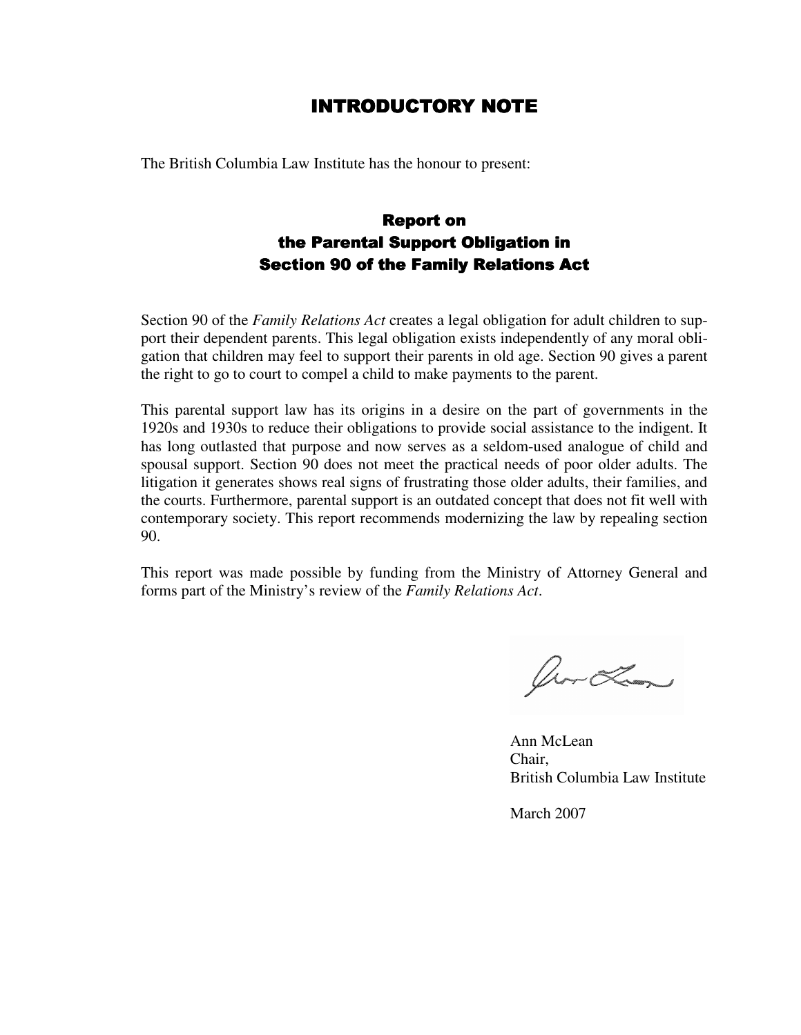# INTRODUCTORY NOTE

The British Columbia Law Institute has the honour to present:

## Report on the Parental Support Obligation in Section 90 of the Family Relations Act

Section 90 of the *Family Relations Act* creates a legal obligation for adult children to support their dependent parents. This legal obligation exists independently of any moral obligation that children may feel to support their parents in old age. Section 90 gives a parent the right to go to court to compel a child to make payments to the parent.

This parental support law has its origins in a desire on the part of governments in the 1920s and 1930s to reduce their obligations to provide social assistance to the indigent. It has long outlasted that purpose and now serves as a seldom-used analogue of child and spousal support. Section 90 does not meet the practical needs of poor older adults. The litigation it generates shows real signs of frustrating those older adults, their families, and the courts. Furthermore, parental support is an outdated concept that does not fit well with contemporary society. This report recommends modernizing the law by repealing section 90.

This report was made possible by funding from the Ministry of Attorney General and forms part of the Ministry's review of the *Family Relations Act*.

Ann McLean
Chair,
British Columbia Law Institute

March 2007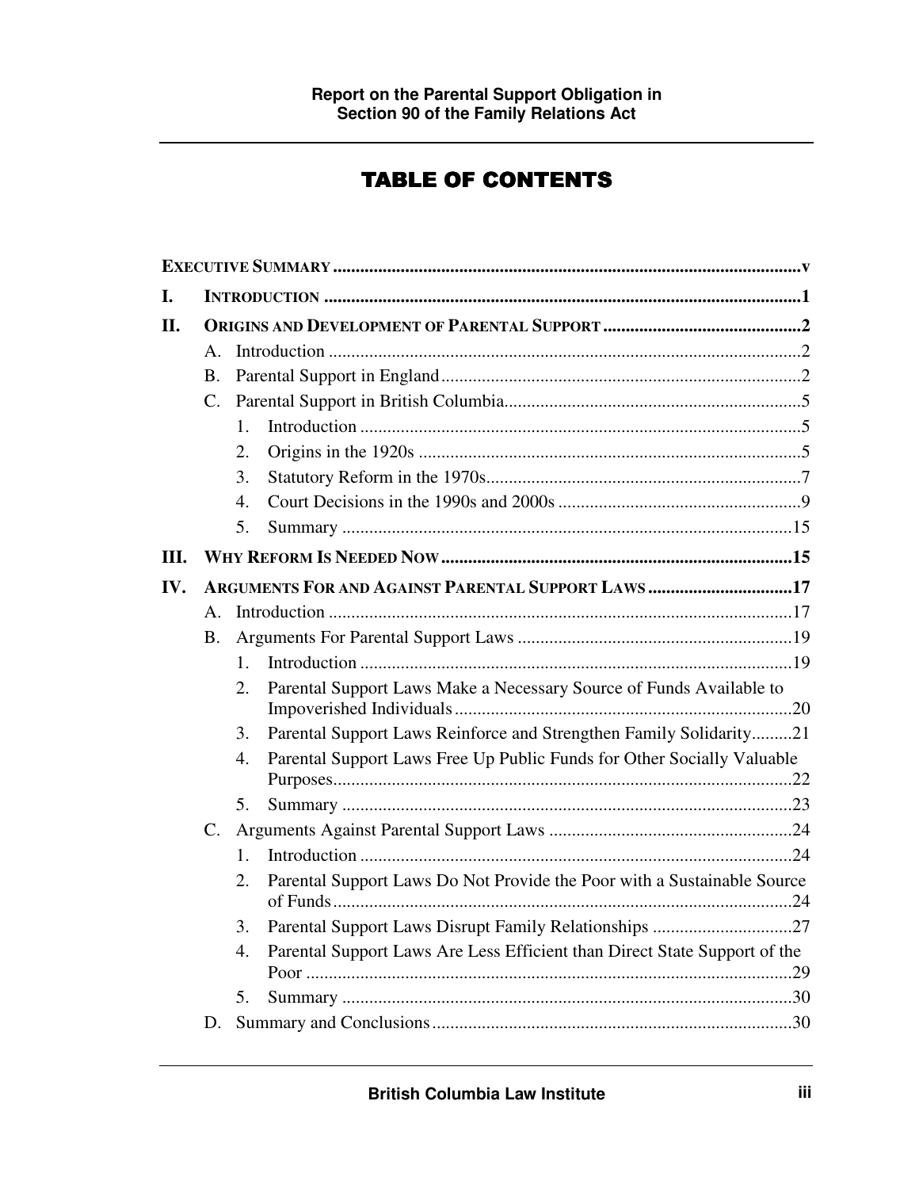# TABLE OF CONTENTS

**EXECUTIVE SUMMARY** .......... v

**I. INTRODUCTION** .......... 1

**II. ORIGINS AND DEVELOPMENT OF PARENTAL SUPPORT** .......... 2

- A. Introduction .......... 2
- B. Parental Support in England .......... 2
- C. Parental Support in British Columbia .......... 5
  1. Introduction .......... 5
  2. Origins in the 1920s .......... 5
  3. Statutory Reform in the 1970s .......... 7
  4. Court Decisions in the 1990s and 2000s .......... 9
  5. Summary .......... 15

**III. WHY REFORM IS NEEDED NOW** .......... 15

**IV. ARGUMENTS FOR AND AGAINST PARENTAL SUPPORT LAWS** .......... 17

- A. Introduction .......... 17
- B. Arguments For Parental Support Laws .......... 19
  1. Introduction .......... 19
  2. Parental Support Laws Make a Necessary Source of Funds Available to Impoverished Individuals .......... 20
  3. Parental Support Laws Reinforce and Strengthen Family Solidarity .......... 21
  4. Parental Support Laws Free Up Public Funds for Other Socially Valuable Purposes .......... 22
  5. Summary .......... 23
- C. Arguments Against Parental Support Laws .......... 24
  1. Introduction .......... 24
  2. Parental Support Laws Do Not Provide the Poor with a Sustainable Source of Funds .......... 24
  3. Parental Support Laws Disrupt Family Relationships .......... 27
  4. Parental Support Laws Are Less Efficient than Direct State Support of the Poor .......... 29
  5. Summary .......... 30
- D. Summary and Conclusions .......... 30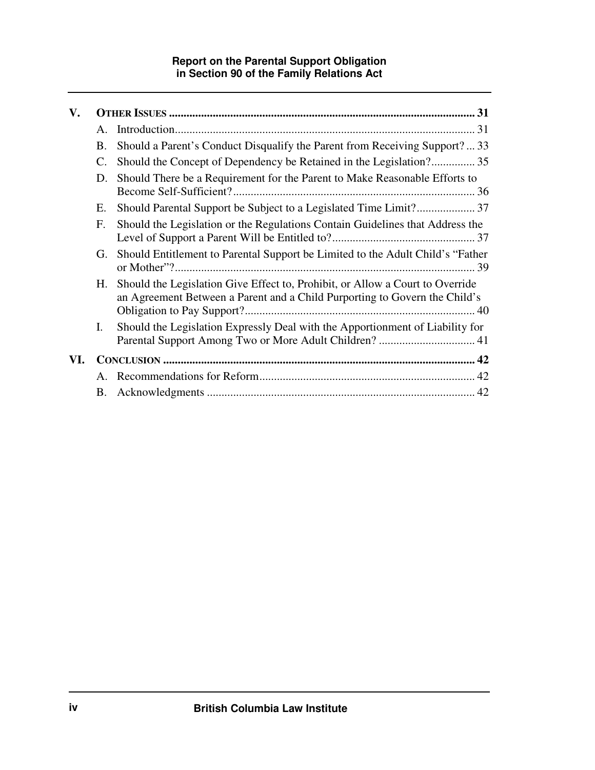| | | |
|---|---|---|
| **V.** | **OTHER ISSUES** | **31** |
| | A. Introduction | 31 |
| | B. Should a Parent's Conduct Disqualify the Parent from Receiving Support? | 33 |
| | C. Should the Concept of Dependency be Retained in the Legislation? | 35 |
| | D. Should There be a Requirement for the Parent to Make Reasonable Efforts to Become Self-Sufficient? | 36 |
| | E. Should Parental Support be Subject to a Legislated Time Limit? | 37 |
| | F. Should the Legislation or the Regulations Contain Guidelines that Address the Level of Support a Parent Will be Entitled to? | 37 |
| | G. Should Entitlement to Parental Support be Limited to the Adult Child's "Father or Mother"? | 39 |
| | H. Should the Legislation Give Effect to, Prohibit, or Allow a Court to Override an Agreement Between a Parent and a Child Purporting to Govern the Child's Obligation to Pay Support? | 40 |
| | I. Should the Legislation Expressly Deal with the Apportionment of Liability for Parental Support Among Two or More Adult Children? | 41 |
| **VI.** | **CONCLUSION** | **42** |
| | A. Recommendations for Reform | 42 |
| | B. Acknowledgments | 42 |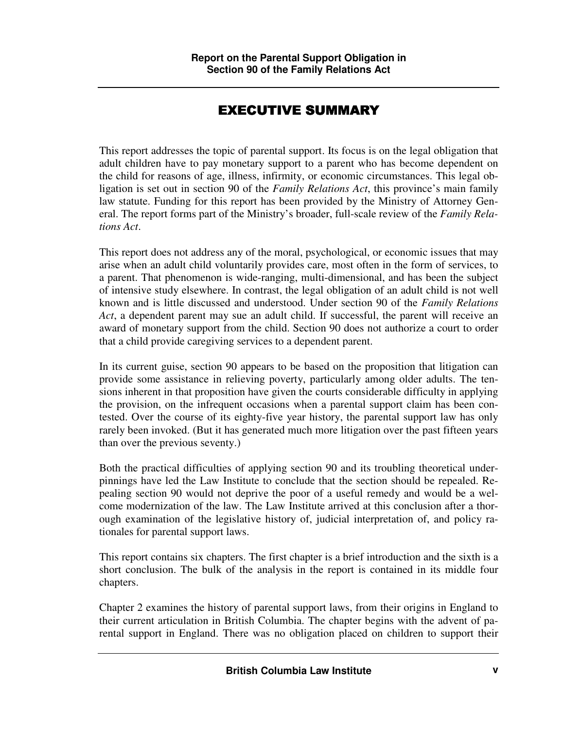# EXECUTIVE SUMMARY

This report addresses the topic of parental support. Its focus is on the legal obligation that adult children have to pay monetary support to a parent who has become dependent on the child for reasons of age, illness, infirmity, or economic circumstances. This legal obligation is set out in section 90 of the *Family Relations Act*, this province's main family law statute. Funding for this report has been provided by the Ministry of Attorney General. The report forms part of the Ministry's broader, full-scale review of the *Family Relations Act*.

This report does not address any of the moral, psychological, or economic issues that may arise when an adult child voluntarily provides care, most often in the form of services, to a parent. That phenomenon is wide-ranging, multi-dimensional, and has been the subject of intensive study elsewhere. In contrast, the legal obligation of an adult child is not well known and is little discussed and understood. Under section 90 of the *Family Relations Act*, a dependent parent may sue an adult child. If successful, the parent will receive an award of monetary support from the child. Section 90 does not authorize a court to order that a child provide caregiving services to a dependent parent.

In its current guise, section 90 appears to be based on the proposition that litigation can provide some assistance in relieving poverty, particularly among older adults. The tensions inherent in that proposition have given the courts considerable difficulty in applying the provision, on the infrequent occasions when a parental support claim has been contested. Over the course of its eighty-five year history, the parental support law has only rarely been invoked. (But it has generated much more litigation over the past fifteen years than over the previous seventy.)

Both the practical difficulties of applying section 90 and its troubling theoretical underpinnings have led the Law Institute to conclude that the section should be repealed. Repealing section 90 would not deprive the poor of a useful remedy and would be a welcome modernization of the law. The Law Institute arrived at this conclusion after a thorough examination of the legislative history of, judicial interpretation of, and policy rationales for parental support laws.

This report contains six chapters. The first chapter is a brief introduction and the sixth is a short conclusion. The bulk of the analysis in the report is contained in its middle four chapters.

Chapter 2 examines the history of parental support laws, from their origins in England to their current articulation in British Columbia. The chapter begins with the advent of parental support in England. There was no obligation placed on children to support their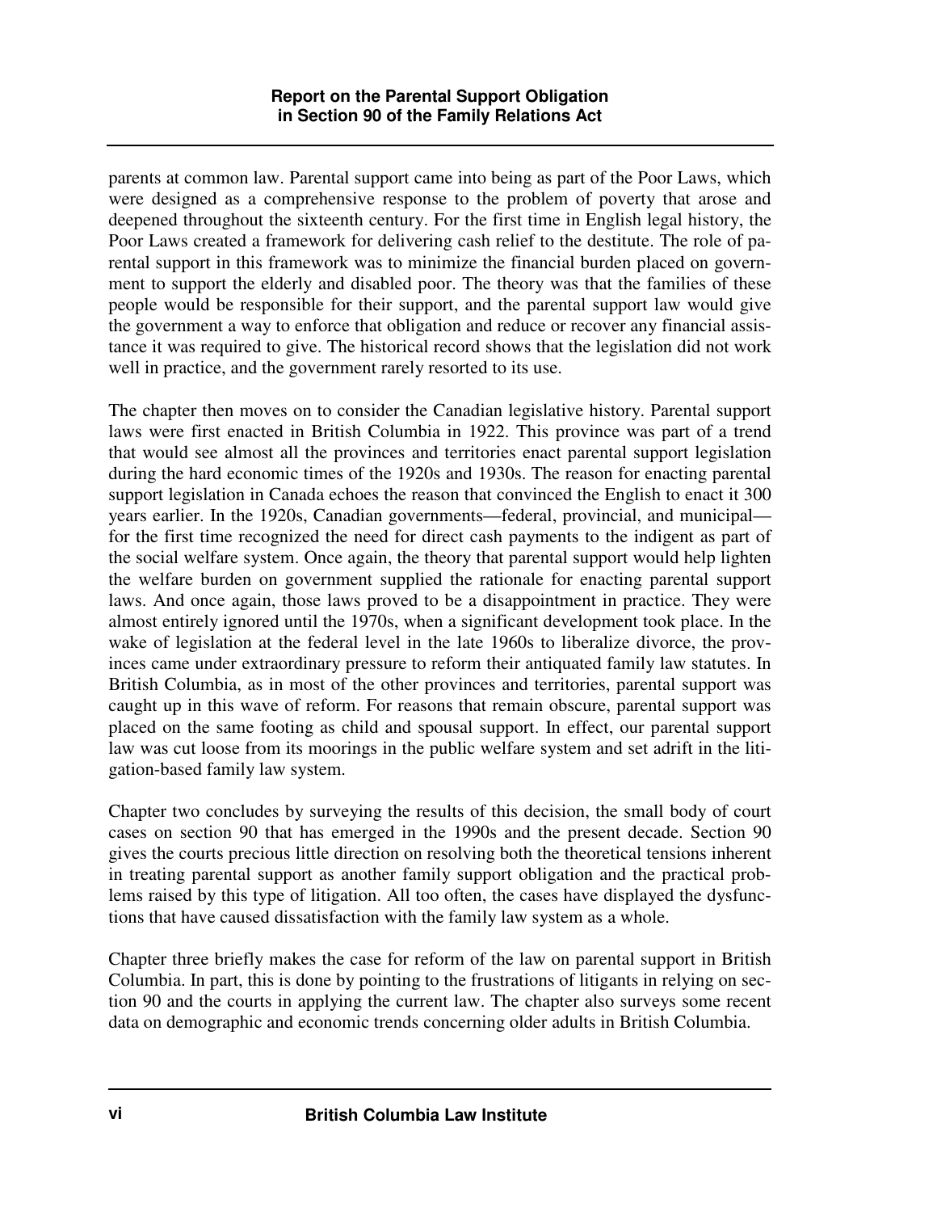parents at common law. Parental support came into being as part of the Poor Laws, which were designed as a comprehensive response to the problem of poverty that arose and deepened throughout the sixteenth century. For the first time in English legal history, the Poor Laws created a framework for delivering cash relief to the destitute. The role of parental support in this framework was to minimize the financial burden placed on government to support the elderly and disabled poor. The theory was that the families of these people would be responsible for their support, and the parental support law would give the government a way to enforce that obligation and reduce or recover any financial assistance it was required to give. The historical record shows that the legislation did not work well in practice, and the government rarely resorted to its use.

The chapter then moves on to consider the Canadian legislative history. Parental support laws were first enacted in British Columbia in 1922. This province was part of a trend that would see almost all the provinces and territories enact parental support legislation during the hard economic times of the 1920s and 1930s. The reason for enacting parental support legislation in Canada echoes the reason that convinced the English to enact it 300 years earlier. In the 1920s, Canadian governments—federal, provincial, and municipal—for the first time recognized the need for direct cash payments to the indigent as part of the social welfare system. Once again, the theory that parental support would help lighten the welfare burden on government supplied the rationale for enacting parental support laws. And once again, those laws proved to be a disappointment in practice. They were almost entirely ignored until the 1970s, when a significant development took place. In the wake of legislation at the federal level in the late 1960s to liberalize divorce, the provinces came under extraordinary pressure to reform their antiquated family law statutes. In British Columbia, as in most of the other provinces and territories, parental support was caught up in this wave of reform. For reasons that remain obscure, parental support was placed on the same footing as child and spousal support. In effect, our parental support law was cut loose from its moorings in the public welfare system and set adrift in the litigation-based family law system.

Chapter two concludes by surveying the results of this decision, the small body of court cases on section 90 that has emerged in the 1990s and the present decade. Section 90 gives the courts precious little direction on resolving both the theoretical tensions inherent in treating parental support as another family support obligation and the practical problems raised by this type of litigation. All too often, the cases have displayed the dysfunctions that have caused dissatisfaction with the family law system as a whole.

Chapter three briefly makes the case for reform of the law on parental support in British Columbia. In part, this is done by pointing to the frustrations of litigants in relying on section 90 and the courts in applying the current law. The chapter also surveys some recent data on demographic and economic trends concerning older adults in British Columbia.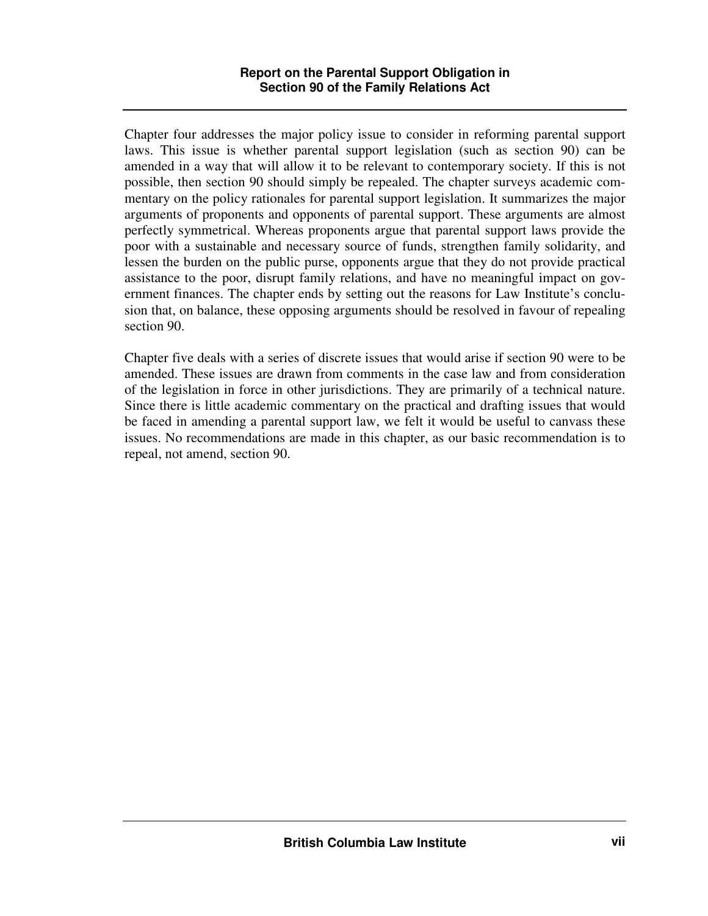Chapter four addresses the major policy issue to consider in reforming parental support laws. This issue is whether parental support legislation (such as section 90) can be amended in a way that will allow it to be relevant to contemporary society. If this is not possible, then section 90 should simply be repealed. The chapter surveys academic commentary on the policy rationales for parental support legislation. It summarizes the major arguments of proponents and opponents of parental support. These arguments are almost perfectly symmetrical. Whereas proponents argue that parental support laws provide the poor with a sustainable and necessary source of funds, strengthen family solidarity, and lessen the burden on the public purse, opponents argue that they do not provide practical assistance to the poor, disrupt family relations, and have no meaningful impact on government finances. The chapter ends by setting out the reasons for Law Institute's conclusion that, on balance, these opposing arguments should be resolved in favour of repealing section 90.

Chapter five deals with a series of discrete issues that would arise if section 90 were to be amended. These issues are drawn from comments in the case law and from consideration of the legislation in force in other jurisdictions. They are primarily of a technical nature. Since there is little academic commentary on the practical and drafting issues that would be faced in amending a parental support law, we felt it would be useful to canvass these issues. No recommendations are made in this chapter, as our basic recommendation is to repeal, not amend, section 90.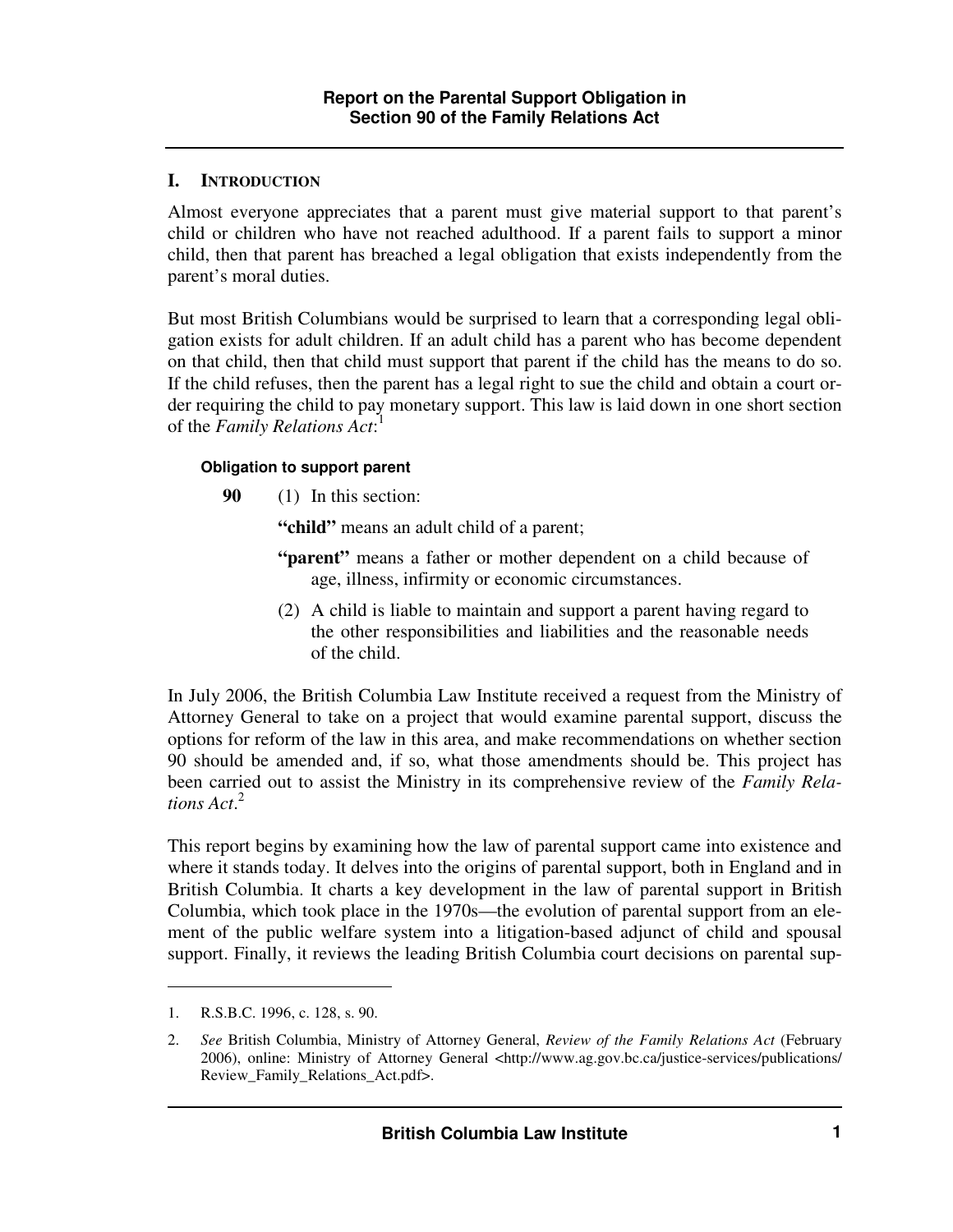## I. Introduction

Almost everyone appreciates that a parent must give material support to that parent's child or children who have not reached adulthood. If a parent fails to support a minor child, then that parent has breached a legal obligation that exists independently from the parent's moral duties.

But most British Columbians would be surprised to learn that a corresponding legal obligation exists for adult children. If an adult child has a parent who has become dependent on that child, then that child must support that parent if the child has the means to do so. If the child refuses, then the parent has a legal right to sue the child and obtain a court order requiring the child to pay monetary support. This law is laid down in one short section of the *Family Relations Act*:[1]

> **Obligation to support parent**
>
> **90** (1) In this section:
>
> **"child"** means an adult child of a parent;
>
> **"parent"** means a father or mother dependent on a child because of age, illness, infirmity or economic circumstances.
>
> (2) A child is liable to maintain and support a parent having regard to the other responsibilities and liabilities and the reasonable needs of the child.

In July 2006, the British Columbia Law Institute received a request from the Ministry of Attorney General to take on a project that would examine parental support, discuss the options for reform of the law in this area, and make recommendations on whether section 90 should be amended and, if so, what those amendments should be. This project has been carried out to assist the Ministry in its comprehensive review of the *Family Relations Act*.[2]

This report begins by examining how the law of parental support came into existence and where it stands today. It delves into the origins of parental support, both in England and in British Columbia. It charts a key development in the law of parental support in British Columbia, which took place in the 1970s—the evolution of parental support from an element of the public welfare system into a litigation-based adjunct of child and spousal support. Finally, it reviews the leading British Columbia court decisions on parental sup-

---

1. R.S.B.C. 1996, c. 128, s. 90.

2. *See* British Columbia, Ministry of Attorney General, *Review of the Family Relations Act* (February 2006), online: Ministry of Attorney General <http://www.ag.gov.bc.ca/justice-services/publications/Review_Family_Relations_Act.pdf>.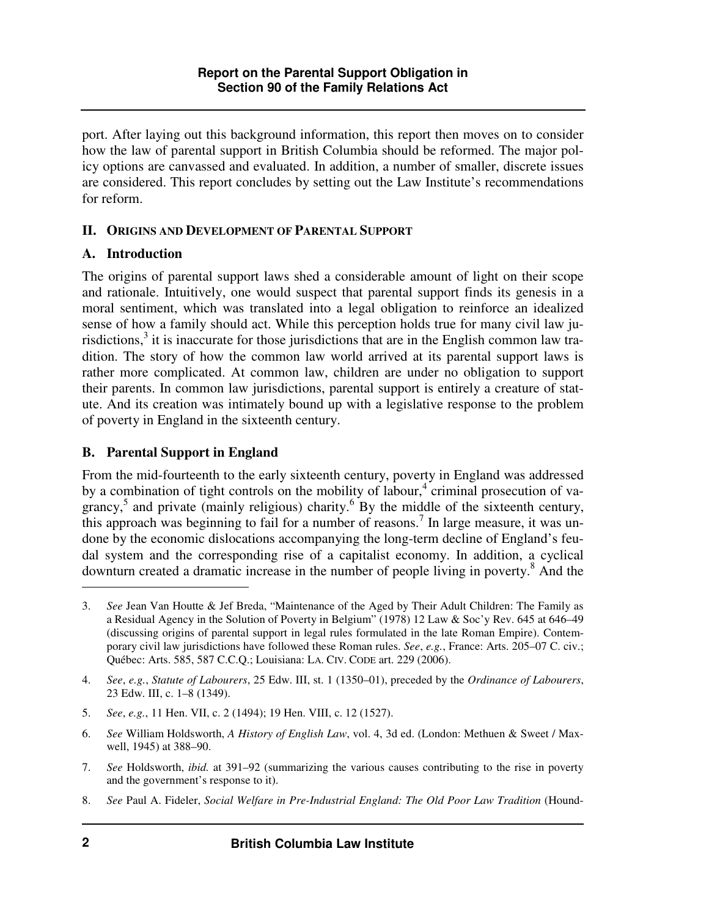port. After laying out this background information, this report then moves on to consider how the law of parental support in British Columbia should be reformed. The major policy options are canvassed and evaluated. In addition, a number of smaller, discrete issues are considered. This report concludes by setting out the Law Institute's recommendations for reform.

## II. Origins and Development of Parental Support

### A. Introduction

The origins of parental support laws shed a considerable amount of light on their scope and rationale. Intuitively, one would suspect that parental support finds its genesis in a moral sentiment, which was translated into a legal obligation to reinforce an idealized sense of how a family should act. While this perception holds true for many civil law jurisdictions,[3] it is inaccurate for those jurisdictions that are in the English common law tradition. The story of how the common law world arrived at its parental support laws is rather more complicated. At common law, children are under no obligation to support their parents. In common law jurisdictions, parental support is entirely a creature of statute. And its creation was intimately bound up with a legislative response to the problem of poverty in England in the sixteenth century.

### B. Parental Support in England

From the mid-fourteenth to the early sixteenth century, poverty in England was addressed by a combination of tight controls on the mobility of labour,[4] criminal prosecution of vagrancy,[5] and private (mainly religious) charity.[6] By the middle of the sixteenth century, this approach was beginning to fail for a number of reasons.[7] In large measure, it was undone by the economic dislocations accompanying the long-term decline of England's feudal system and the corresponding rise of a capitalist economy. In addition, a cyclical downturn created a dramatic increase in the number of people living in poverty.[8] And the

---

3. *See* Jean Van Houtte & Jef Breda, "Maintenance of the Aged by Their Adult Children: The Family as a Residual Agency in the Solution of Poverty in Belgium" (1978) 12 Law & Soc'y Rev. 645 at 646–49 (discussing origins of parental support in legal rules formulated in the late Roman Empire). Contemporary civil law jurisdictions have followed these Roman rules. *See*, *e.g.*, France: Arts. 205–07 C. civ.; Québec: Arts. 585, 587 C.C.Q.; Louisiana: LA. CIV. CODE art. 229 (2006).

4. *See*, *e.g.*, *Statute of Labourers*, 25 Edw. III, st. 1 (1350–01), preceded by the *Ordinance of Labourers*, 23 Edw. III, c. 1–8 (1349).

5. *See*, *e.g.*, 11 Hen. VII, c. 2 (1494); 19 Hen. VIII, c. 12 (1527).

6. *See* William Holdsworth, *A History of English Law*, vol. 4, 3d ed. (London: Methuen & Sweet / Maxwell, 1945) at 388–90.

7. *See* Holdsworth, *ibid.* at 391–92 (summarizing the various causes contributing to the rise in poverty and the government's response to it).

8. *See* Paul A. Fideler, *Social Welfare in Pre-Industrial England: The Old Poor Law Tradition* (Hound-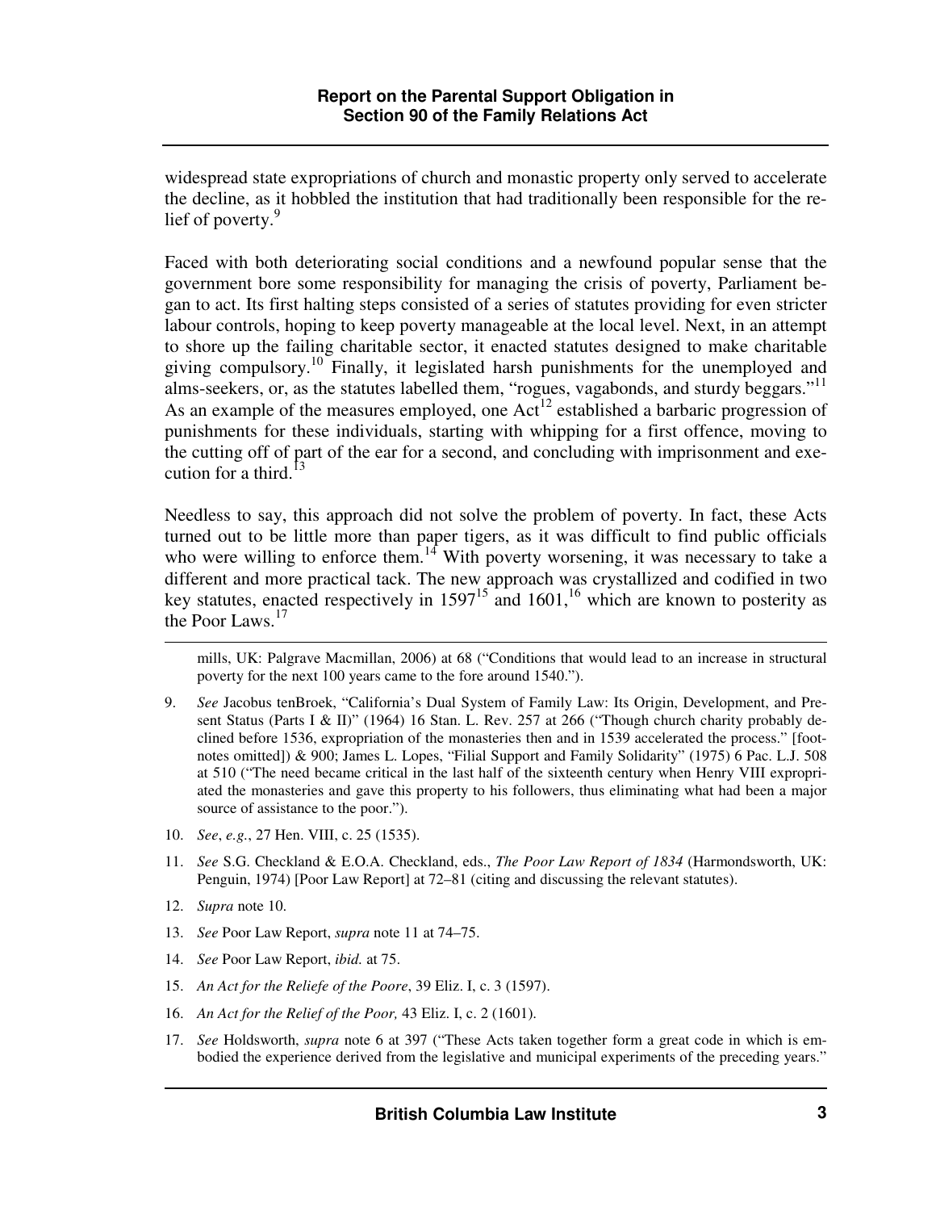widespread state expropriations of church and monastic property only served to accelerate the decline, as it hobbled the institution that had traditionally been responsible for the relief of poverty.[9]

Faced with both deteriorating social conditions and a newfound popular sense that the government bore some responsibility for managing the crisis of poverty, Parliament began to act. Its first halting steps consisted of a series of statutes providing for even stricter labour controls, hoping to keep poverty manageable at the local level. Next, in an attempt to shore up the failing charitable sector, it enacted statutes designed to make charitable giving compulsory.[10] Finally, it legislated harsh punishments for the unemployed and alms-seekers, or, as the statutes labelled them, "rogues, vagabonds, and sturdy beggars."[11] As an example of the measures employed, one Act[12] established a barbaric progression of punishments for these individuals, starting with whipping for a first offence, moving to the cutting off of part of the ear for a second, and concluding with imprisonment and execution for a third.[13]

Needless to say, this approach did not solve the problem of poverty. In fact, these Acts turned out to be little more than paper tigers, as it was difficult to find public officials who were willing to enforce them.[14] With poverty worsening, it was necessary to take a different and more practical tack. The new approach was crystallized and codified in two key statutes, enacted respectively in 1597[15] and 1601,[16] which are known to posterity as the Poor Laws.[17]

---

mills, UK: Palgrave Macmillan, 2006) at 68 ("Conditions that would lead to an increase in structural poverty for the next 100 years came to the fore around 1540.").

9. *See* Jacobus tenBroek, "California's Dual System of Family Law: Its Origin, Development, and Present Status (Parts I & II)" (1964) 16 Stan. L. Rev. 257 at 266 ("Though church charity probably declined before 1536, expropriation of the monasteries then and in 1539 accelerated the process." [footnotes omitted]) & 900; James L. Lopes, "Filial Support and Family Solidarity" (1975) 6 Pac. L.J. 508 at 510 ("The need became critical in the last half of the sixteenth century when Henry VIII expropriated the monasteries and gave this property to his followers, thus eliminating what had been a major source of assistance to the poor.").

10. *See*, *e.g.*, 27 Hen. VIII, c. 25 (1535).

11. *See* S.G. Checkland & E.O.A. Checkland, eds., *The Poor Law Report of 1834* (Harmondsworth, UK: Penguin, 1974) [Poor Law Report] at 72–81 (citing and discussing the relevant statutes).

12. *Supra* note 10.

13. *See* Poor Law Report, *supra* note 11 at 74–75.

14. *See* Poor Law Report, *ibid.* at 75.

15. *An Act for the Reliefe of the Poore*, 39 Eliz. I, c. 3 (1597).

16. *An Act for the Relief of the Poor,* 43 Eliz. I, c. 2 (1601).

17. *See* Holdsworth, *supra* note 6 at 397 ("These Acts taken together form a great code in which is embodied the experience derived from the legislative and municipal experiments of the preceding years."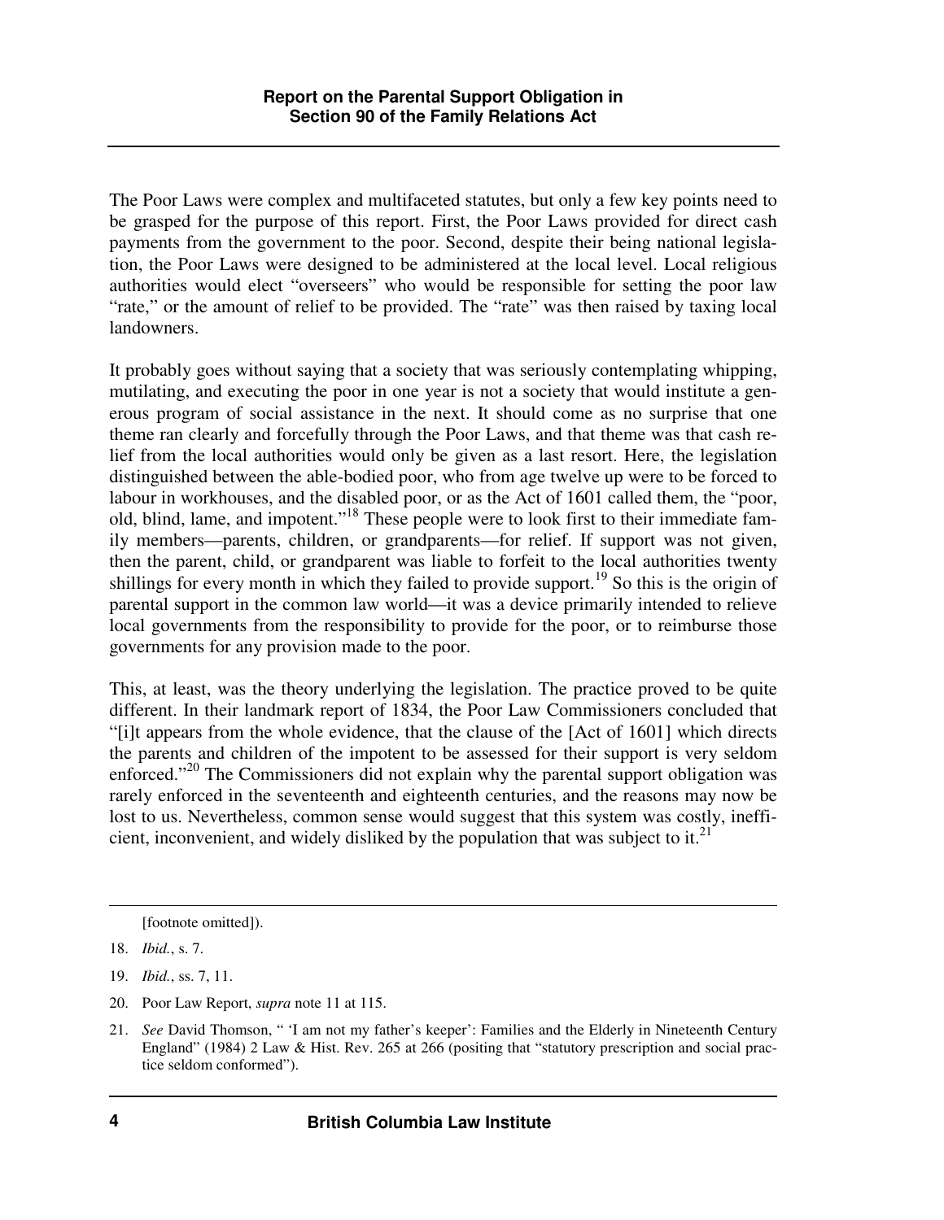The Poor Laws were complex and multifaceted statutes, but only a few key points need to be grasped for the purpose of this report. First, the Poor Laws provided for direct cash payments from the government to the poor. Second, despite their being national legislation, the Poor Laws were designed to be administered at the local level. Local religious authorities would elect "overseers" who would be responsible for setting the poor law "rate," or the amount of relief to be provided. The "rate" was then raised by taxing local landowners.

It probably goes without saying that a society that was seriously contemplating whipping, mutilating, and executing the poor in one year is not a society that would institute a generous program of social assistance in the next. It should come as no surprise that one theme ran clearly and forcefully through the Poor Laws, and that theme was that cash relief from the local authorities would only be given as a last resort. Here, the legislation distinguished between the able-bodied poor, who from age twelve up were to be forced to labour in workhouses, and the disabled poor, or as the Act of 1601 called them, the "poor, old, blind, lame, and impotent."[18] These people were to look first to their immediate family members—parents, children, or grandparents—for relief. If support was not given, then the parent, child, or grandparent was liable to forfeit to the local authorities twenty shillings for every month in which they failed to provide support.[19] So this is the origin of parental support in the common law world—it was a device primarily intended to relieve local governments from the responsibility to provide for the poor, or to reimburse those governments for any provision made to the poor.

This, at least, was the theory underlying the legislation. The practice proved to be quite different. In their landmark report of 1834, the Poor Law Commissioners concluded that "[i]t appears from the whole evidence, that the clause of the [Act of 1601] which directs the parents and children of the impotent to be assessed for their support is very seldom enforced."[20] The Commissioners did not explain why the parental support obligation was rarely enforced in the seventeenth and eighteenth centuries, and the reasons may now be lost to us. Nevertheless, common sense would suggest that this system was costly, inefficient, inconvenient, and widely disliked by the population that was subject to it.[21]

---

[footnote omitted]).

18. *Ibid.*, s. 7.

19. *Ibid.*, ss. 7, 11.

20. Poor Law Report, *supra* note 11 at 115.

21. *See* David Thomson, " 'I am not my father's keeper': Families and the Elderly in Nineteenth Century England" (1984) 2 Law & Hist. Rev. 265 at 266 (positing that "statutory prescription and social practice seldom conformed").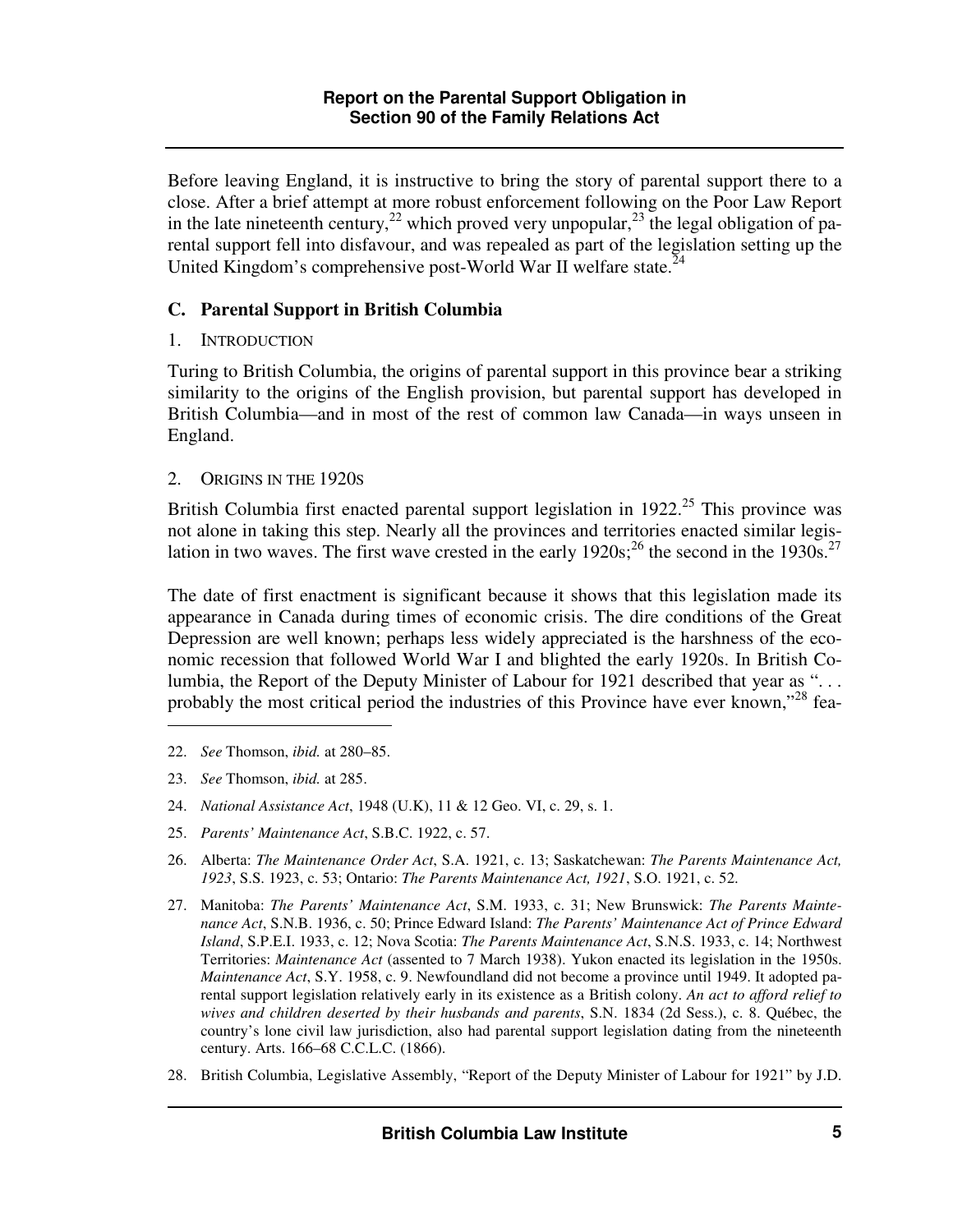Before leaving England, it is instructive to bring the story of parental support there to a close. After a brief attempt at more robust enforcement following on the Poor Law Report in the late nineteenth century,[22] which proved very unpopular,[23] the legal obligation of parental support fell into disfavour, and was repealed as part of the legislation setting up the United Kingdom's comprehensive post-World War II welfare state.[24]

### C. Parental Support in British Columbia

#### 1. Introduction

Turing to British Columbia, the origins of parental support in this province bear a striking similarity to the origins of the English provision, but parental support has developed in British Columbia—and in most of the rest of common law Canada—in ways unseen in England.

#### 2. Origins in the 1920s

British Columbia first enacted parental support legislation in 1922.[25] This province was not alone in taking this step. Nearly all the provinces and territories enacted similar legislation in two waves. The first wave crested in the early 1920s;[26] the second in the 1930s.[27]

The date of first enactment is significant because it shows that this legislation made its appearance in Canada during times of economic crisis. The dire conditions of the Great Depression are well known; perhaps less widely appreciated is the harshness of the economic recession that followed World War I and blighted the early 1920s. In British Columbia, the Report of the Deputy Minister of Labour for 1921 described that year as ". . . probably the most critical period the industries of this Province have ever known,"[28] fea-

---

22. *See* Thomson, *ibid.* at 280–85.

23. *See* Thomson, *ibid.* at 285.

24. *National Assistance Act*, 1948 (U.K), 11 & 12 Geo. VI, c. 29, s. 1.

25. *Parents' Maintenance Act*, S.B.C. 1922, c. 57.

26. Alberta: *The Maintenance Order Act*, S.A. 1921, c. 13; Saskatchewan: *The Parents Maintenance Act, 1923*, S.S. 1923, c. 53; Ontario: *The Parents Maintenance Act, 1921*, S.O. 1921, c. 52.

27. Manitoba: *The Parents' Maintenance Act*, S.M. 1933, c. 31; New Brunswick: *The Parents Maintenance Act*, S.N.B. 1936, c. 50; Prince Edward Island: *The Parents' Maintenance Act of Prince Edward Island*, S.P.E.I. 1933, c. 12; Nova Scotia: *The Parents Maintenance Act*, S.N.S. 1933, c. 14; Northwest Territories: *Maintenance Act* (assented to 7 March 1938). Yukon enacted its legislation in the 1950s. *Maintenance Act*, S.Y. 1958, c. 9. Newfoundland did not become a province until 1949. It adopted parental support legislation relatively early in its existence as a British colony. *An act to afford relief to wives and children deserted by their husbands and parents*, S.N. 1834 (2d Sess.), c. 8. Québec, the country's lone civil law jurisdiction, also had parental support legislation dating from the nineteenth century. Arts. 166–68 C.C.L.C. (1866).

28. British Columbia, Legislative Assembly, "Report of the Deputy Minister of Labour for 1921" by J.D.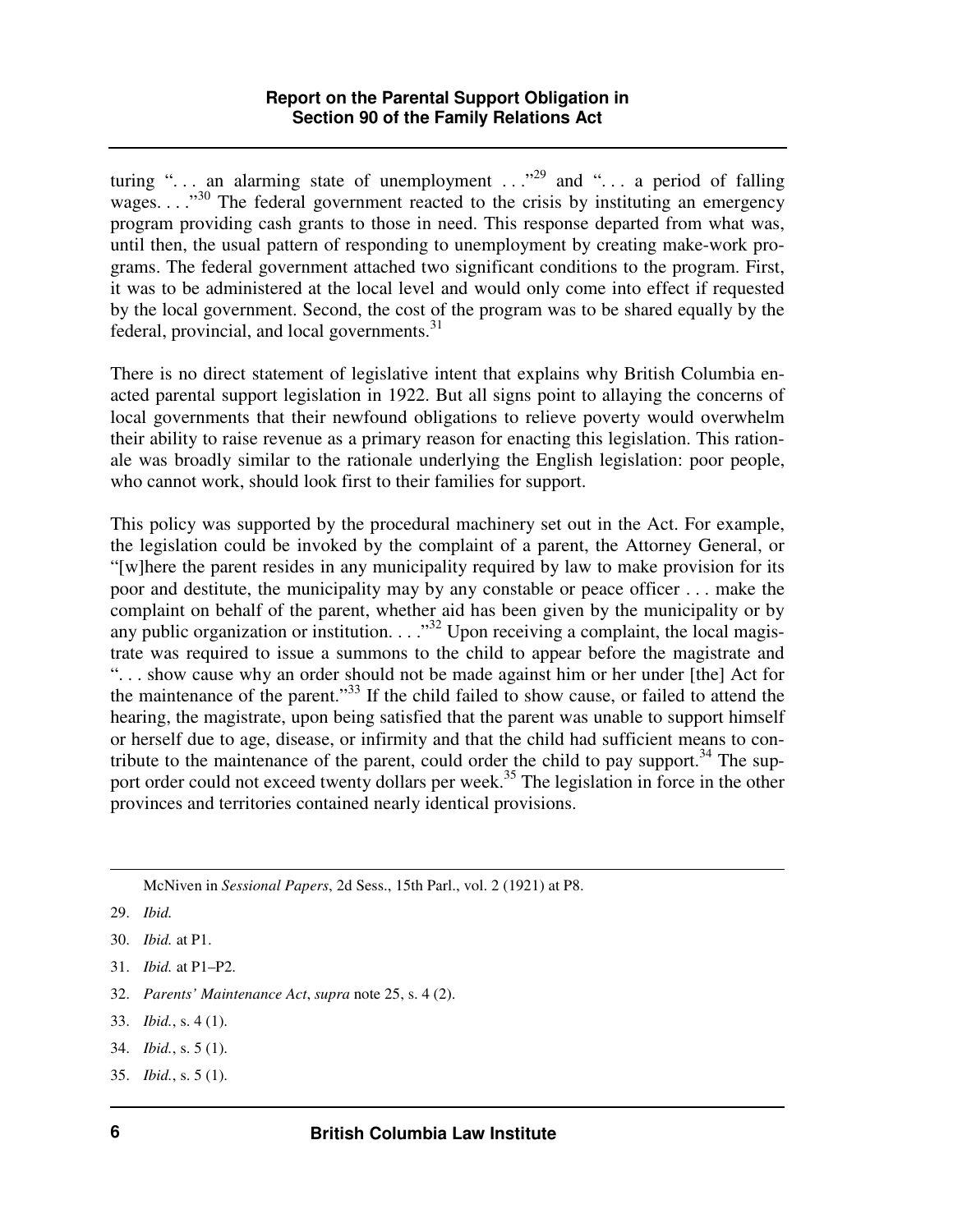turing ". . . an alarming state of unemployment . . ."[29] and ". . . a period of falling wages. . . ."[30] The federal government reacted to the crisis by instituting an emergency program providing cash grants to those in need. This response departed from what was, until then, the usual pattern of responding to unemployment by creating make-work programs. The federal government attached two significant conditions to the program. First, it was to be administered at the local level and would only come into effect if requested by the local government. Second, the cost of the program was to be shared equally by the federal, provincial, and local governments.[31]

There is no direct statement of legislative intent that explains why British Columbia enacted parental support legislation in 1922. But all signs point to allaying the concerns of local governments that their newfound obligations to relieve poverty would overwhelm their ability to raise revenue as a primary reason for enacting this legislation. This rationale was broadly similar to the rationale underlying the English legislation: poor people, who cannot work, should look first to their families for support.

This policy was supported by the procedural machinery set out in the Act. For example, the legislation could be invoked by the complaint of a parent, the Attorney General, or "[w]here the parent resides in any municipality required by law to make provision for its poor and destitute, the municipality may by any constable or peace officer . . . make the complaint on behalf of the parent, whether aid has been given by the municipality or by any public organization or institution. . . ."[32] Upon receiving a complaint, the local magistrate was required to issue a summons to the child to appear before the magistrate and ". . . show cause why an order should not be made against him or her under [the] Act for the maintenance of the parent."[33] If the child failed to show cause, or failed to attend the hearing, the magistrate, upon being satisfied that the parent was unable to support himself or herself due to age, disease, or infirmity and that the child had sufficient means to contribute to the maintenance of the parent, could order the child to pay support.[34] The support order could not exceed twenty dollars per week.[35] The legislation in force in the other provinces and territories contained nearly identical provisions.

---

McNiven in *Sessional Papers*, 2d Sess., 15th Parl., vol. 2 (1921) at P8.

29. *Ibid.*
30. *Ibid.* at P1.
31. *Ibid.* at P1–P2.
32. *Parents' Maintenance Act*, *supra* note 25, s. 4 (2).
33. *Ibid.*, s. 4 (1).
34. *Ibid.*, s. 5 (1).
35. *Ibid.*, s. 5 (1).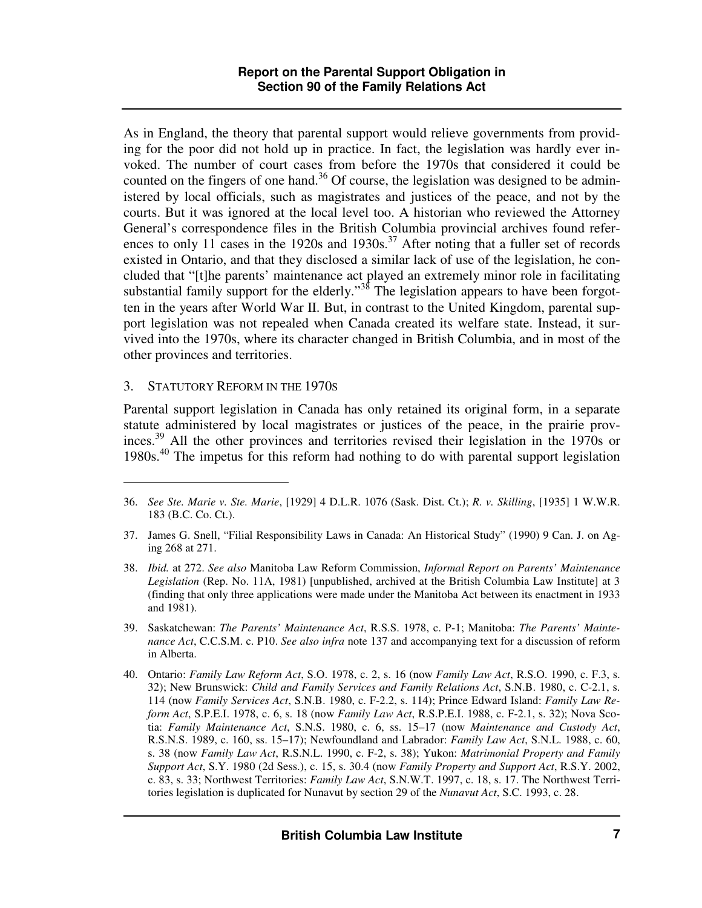As in England, the theory that parental support would relieve governments from providing for the poor did not hold up in practice. In fact, the legislation was hardly ever invoked. The number of court cases from before the 1970s that considered it could be counted on the fingers of one hand.[36] Of course, the legislation was designed to be administered by local officials, such as magistrates and justices of the peace, and not by the courts. But it was ignored at the local level too. A historian who reviewed the Attorney General's correspondence files in the British Columbia provincial archives found references to only 11 cases in the 1920s and 1930s.[37] After noting that a fuller set of records existed in Ontario, and that they disclosed a similar lack of use of the legislation, he concluded that "[t]he parents' maintenance act played an extremely minor role in facilitating substantial family support for the elderly."[38] The legislation appears to have been forgotten in the years after World War II. But, in contrast to the United Kingdom, parental support legislation was not repealed when Canada created its welfare state. Instead, it survived into the 1970s, where its character changed in British Columbia, and in most of the other provinces and territories.

### 3. STATUTORY REFORM IN THE 1970S

Parental support legislation in Canada has only retained its original form, in a separate statute administered by local magistrates or justices of the peace, in the prairie provinces.[39] All the other provinces and territories revised their legislation in the 1970s or 1980s.[40] The impetus for this reform had nothing to do with parental support legislation

---

36. *See Ste. Marie v. Ste. Marie*, [1929] 4 D.L.R. 1076 (Sask. Dist. Ct.); *R. v. Skilling*, [1935] 1 W.W.R. 183 (B.C. Co. Ct.).

37. James G. Snell, "Filial Responsibility Laws in Canada: An Historical Study" (1990) 9 Can. J. on Aging 268 at 271.

38. *Ibid.* at 272. *See also* Manitoba Law Reform Commission, *Informal Report on Parents' Maintenance Legislation* (Rep. No. 11A, 1981) [unpublished, archived at the British Columbia Law Institute] at 3 (finding that only three applications were made under the Manitoba Act between its enactment in 1933 and 1981).

39. Saskatchewan: *The Parents' Maintenance Act*, R.S.S. 1978, c. P-1; Manitoba: *The Parents' Maintenance Act*, C.C.S.M. c. P10. *See also infra* note 137 and accompanying text for a discussion of reform in Alberta.

40. Ontario: *Family Law Reform Act*, S.O. 1978, c. 2, s. 16 (now *Family Law Act*, R.S.O. 1990, c. F.3, s. 32); New Brunswick: *Child and Family Services and Family Relations Act*, S.N.B. 1980, c. C-2.1, s. 114 (now *Family Services Act*, S.N.B. 1980, c. F-2.2, s. 114); Prince Edward Island: *Family Law Reform Act*, S.P.E.I. 1978, c. 6, s. 18 (now *Family Law Act*, R.S.P.E.I. 1988, c. F-2.1, s. 32); Nova Scotia: *Family Maintenance Act*, S.N.S. 1980, c. 6, ss. 15–17 (now *Maintenance and Custody Act*, R.S.N.S. 1989, c. 160, ss. 15–17); Newfoundland and Labrador: *Family Law Act*, S.N.L. 1988, c. 60, s. 38 (now *Family Law Act*, R.S.N.L. 1990, c. F-2, s. 38); Yukon: *Matrimonial Property and Family Support Act*, S.Y. 1980 (2d Sess.), c. 15, s. 30.4 (now *Family Property and Support Act*, R.S.Y. 2002, c. 83, s. 33; Northwest Territories: *Family Law Act*, S.N.W.T. 1997, c. 18, s. 17. The Northwest Territories legislation is duplicated for Nunavut by section 29 of the *Nunavut Act*, S.C. 1993, c. 28.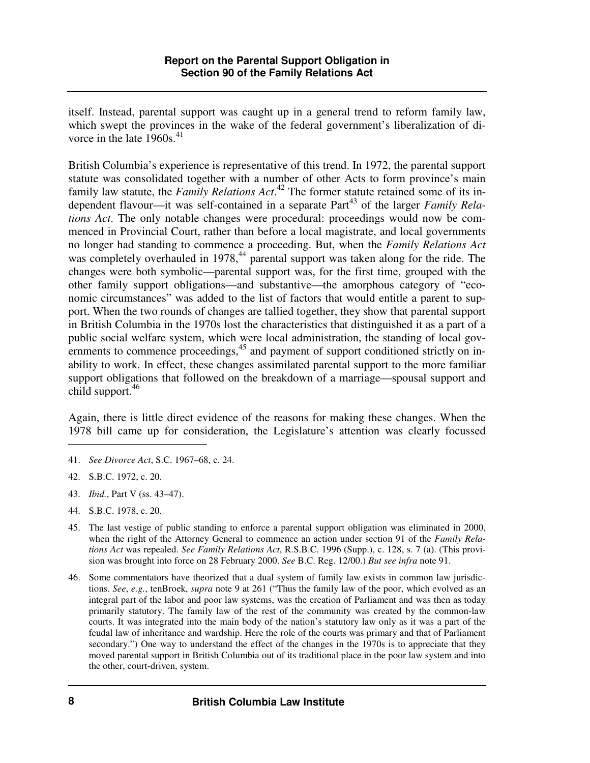itself. Instead, parental support was caught up in a general trend to reform family law, which swept the provinces in the wake of the federal government's liberalization of divorce in the late 1960s.[41]

British Columbia's experience is representative of this trend. In 1972, the parental support statute was consolidated together with a number of other Acts to form province's main family law statute, the *Family Relations Act*.[42] The former statute retained some of its independent flavour—it was self-contained in a separate Part[43] of the larger *Family Relations Act*. The only notable changes were procedural: proceedings would now be commenced in Provincial Court, rather than before a local magistrate, and local governments no longer had standing to commence a proceeding. But, when the *Family Relations Act* was completely overhauled in 1978,[44] parental support was taken along for the ride. The changes were both symbolic—parental support was, for the first time, grouped with the other family support obligations—and substantive—the amorphous category of "economic circumstances" was added to the list of factors that would entitle a parent to support. When the two rounds of changes are tallied together, they show that parental support in British Columbia in the 1970s lost the characteristics that distinguished it as a part of a public social welfare system, which were local administration, the standing of local governments to commence proceedings,[45] and payment of support conditioned strictly on inability to work. In effect, these changes assimilated parental support to the more familiar support obligations that followed on the breakdown of a marriage—spousal support and child support.[46]

Again, there is little direct evidence of the reasons for making these changes. When the 1978 bill came up for consideration, the Legislature's attention was clearly focussed

---

41. *See Divorce Act*, S.C. 1967–68, c. 24.

42. S.B.C. 1972, c. 20.

43. *Ibid.*, Part V (ss. 43–47).

44. S.B.C. 1978, c. 20.

45. The last vestige of public standing to enforce a parental support obligation was eliminated in 2000, when the right of the Attorney General to commence an action under section 91 of the *Family Relations Act* was repealed. *See Family Relations Act*, R.S.B.C. 1996 (Supp.), c. 128, s. 7 (a). (This provision was brought into force on 28 February 2000. *See* B.C. Reg. 12/00.) *But see infra* note 91.

46. Some commentators have theorized that a dual system of family law exists in common law jurisdictions. *See*, *e.g.*, tenBroek, *supra* note 9 at 261 ("Thus the family law of the poor, which evolved as an integral part of the labor and poor law systems, was the creation of Parliament and was then as today primarily statutory. The family law of the rest of the community was created by the common-law courts. It was integrated into the main body of the nation's statutory law only as it was a part of the feudal law of inheritance and wardship. Here the role of the courts was primary and that of Parliament secondary.") One way to understand the effect of the changes in the 1970s is to appreciate that they moved parental support in British Columbia out of its traditional place in the poor law system and into the other, court-driven, system.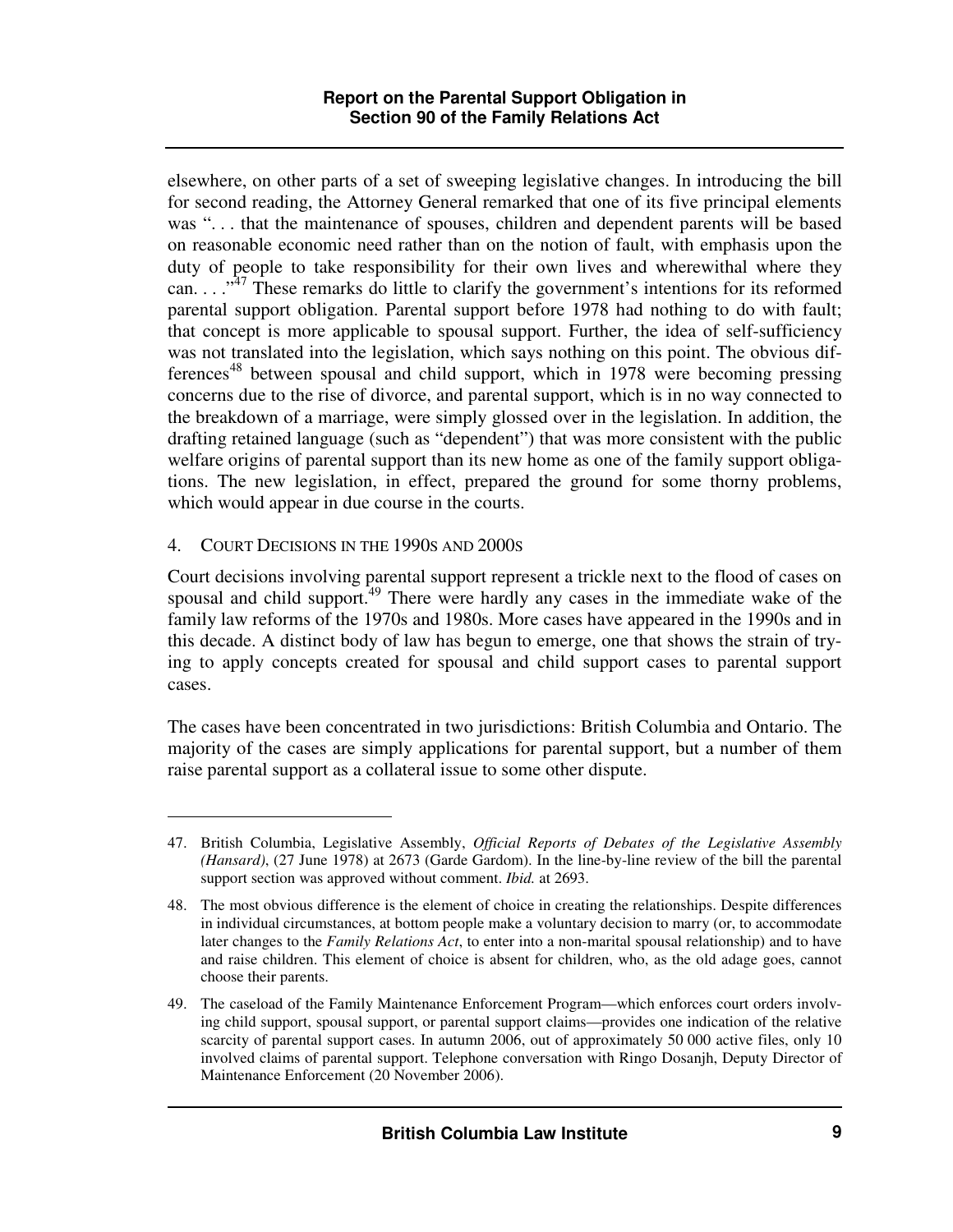elsewhere, on other parts of a set of sweeping legislative changes. In introducing the bill for second reading, the Attorney General remarked that one of its five principal elements was ". . . that the maintenance of spouses, children and dependent parents will be based on reasonable economic need rather than on the notion of fault, with emphasis upon the duty of people to take responsibility for their own lives and wherewithal where they can. . . ."[47] These remarks do little to clarify the government's intentions for its reformed parental support obligation. Parental support before 1978 had nothing to do with fault; that concept is more applicable to spousal support. Further, the idea of self-sufficiency was not translated into the legislation, which says nothing on this point. The obvious differences[48] between spousal and child support, which in 1978 were becoming pressing concerns due to the rise of divorce, and parental support, which is in no way connected to the breakdown of a marriage, were simply glossed over in the legislation. In addition, the drafting retained language (such as "dependent") that was more consistent with the public welfare origins of parental support than its new home as one of the family support obligations. The new legislation, in effect, prepared the ground for some thorny problems, which would appear in due course in the courts.

## 4. Court Decisions in the 1990s and 2000s

Court decisions involving parental support represent a trickle next to the flood of cases on spousal and child support.[49] There were hardly any cases in the immediate wake of the family law reforms of the 1970s and 1980s. More cases have appeared in the 1990s and in this decade. A distinct body of law has begun to emerge, one that shows the strain of trying to apply concepts created for spousal and child support cases to parental support cases.

The cases have been concentrated in two jurisdictions: British Columbia and Ontario. The majority of the cases are simply applications for parental support, but a number of them raise parental support as a collateral issue to some other dispute.

---

47. British Columbia, Legislative Assembly, *Official Reports of Debates of the Legislative Assembly (Hansard)*, (27 June 1978) at 2673 (Garde Gardom). In the line-by-line review of the bill the parental support section was approved without comment. *Ibid.* at 2693.

48. The most obvious difference is the element of choice in creating the relationships. Despite differences in individual circumstances, at bottom people make a voluntary decision to marry (or, to accommodate later changes to the *Family Relations Act*, to enter into a non-marital spousal relationship) and to have and raise children. This element of choice is absent for children, who, as the old adage goes, cannot choose their parents.

49. The caseload of the Family Maintenance Enforcement Program—which enforces court orders involving child support, spousal support, or parental support claims—provides one indication of the relative scarcity of parental support cases. In autumn 2006, out of approximately 50 000 active files, only 10 involved claims of parental support. Telephone conversation with Ringo Dosanjh, Deputy Director of Maintenance Enforcement (20 November 2006).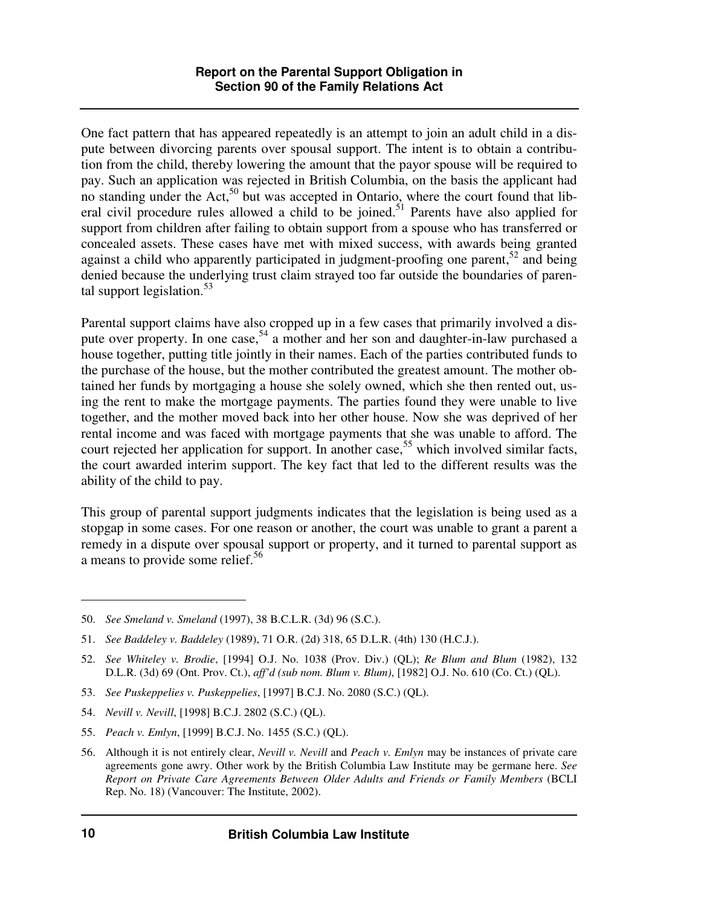One fact pattern that has appeared repeatedly is an attempt to join an adult child in a dispute between divorcing parents over spousal support. The intent is to obtain a contribution from the child, thereby lowering the amount that the payor spouse will be required to pay. Such an application was rejected in British Columbia, on the basis the applicant had no standing under the Act,[50] but was accepted in Ontario, where the court found that liberal civil procedure rules allowed a child to be joined.[51] Parents have also applied for support from children after failing to obtain support from a spouse who has transferred or concealed assets. These cases have met with mixed success, with awards being granted against a child who apparently participated in judgment-proofing one parent,[52] and being denied because the underlying trust claim strayed too far outside the boundaries of parental support legislation.[53]

Parental support claims have also cropped up in a few cases that primarily involved a dispute over property. In one case,[54] a mother and her son and daughter-in-law purchased a house together, putting title jointly in their names. Each of the parties contributed funds to the purchase of the house, but the mother contributed the greatest amount. The mother obtained her funds by mortgaging a house she solely owned, which she then rented out, using the rent to make the mortgage payments. The parties found they were unable to live together, and the mother moved back into her other house. Now she was deprived of her rental income and was faced with mortgage payments that she was unable to afford. The court rejected her application for support. In another case,[55] which involved similar facts, the court awarded interim support. The key fact that led to the different results was the ability of the child to pay.

This group of parental support judgments indicates that the legislation is being used as a stopgap in some cases. For one reason or another, the court was unable to grant a parent a remedy in a dispute over spousal support or property, and it turned to parental support as a means to provide some relief.[56]

---

50. *See Smeland v. Smeland* (1997), 38 B.C.L.R. (3d) 96 (S.C.).

51. *See Baddeley v. Baddeley* (1989), 71 O.R. (2d) 318, 65 D.L.R. (4th) 130 (H.C.J.).

52. *See Whiteley v. Brodie*, [1994] O.J. No. 1038 (Prov. Div.) (QL); *Re Blum and Blum* (1982), 132 D.L.R. (3d) 69 (Ont. Prov. Ct.), *aff'd (sub nom. Blum v. Blum)*, [1982] O.J. No. 610 (Co. Ct.) (QL).

53. *See Puskeppelies v. Puskeppelies*, [1997] B.C.J. No. 2080 (S.C.) (QL).

54. *Nevill v. Nevill*, [1998] B.C.J. 2802 (S.C.) (QL).

55. *Peach v. Emlyn*, [1999] B.C.J. No. 1455 (S.C.) (QL).

56. Although it is not entirely clear, *Nevill v. Nevill* and *Peach v. Emlyn* may be instances of private care agreements gone awry. Other work by the British Columbia Law Institute may be germane here. *See Report on Private Care Agreements Between Older Adults and Friends or Family Members* (BCLI Rep. No. 18) (Vancouver: The Institute, 2002).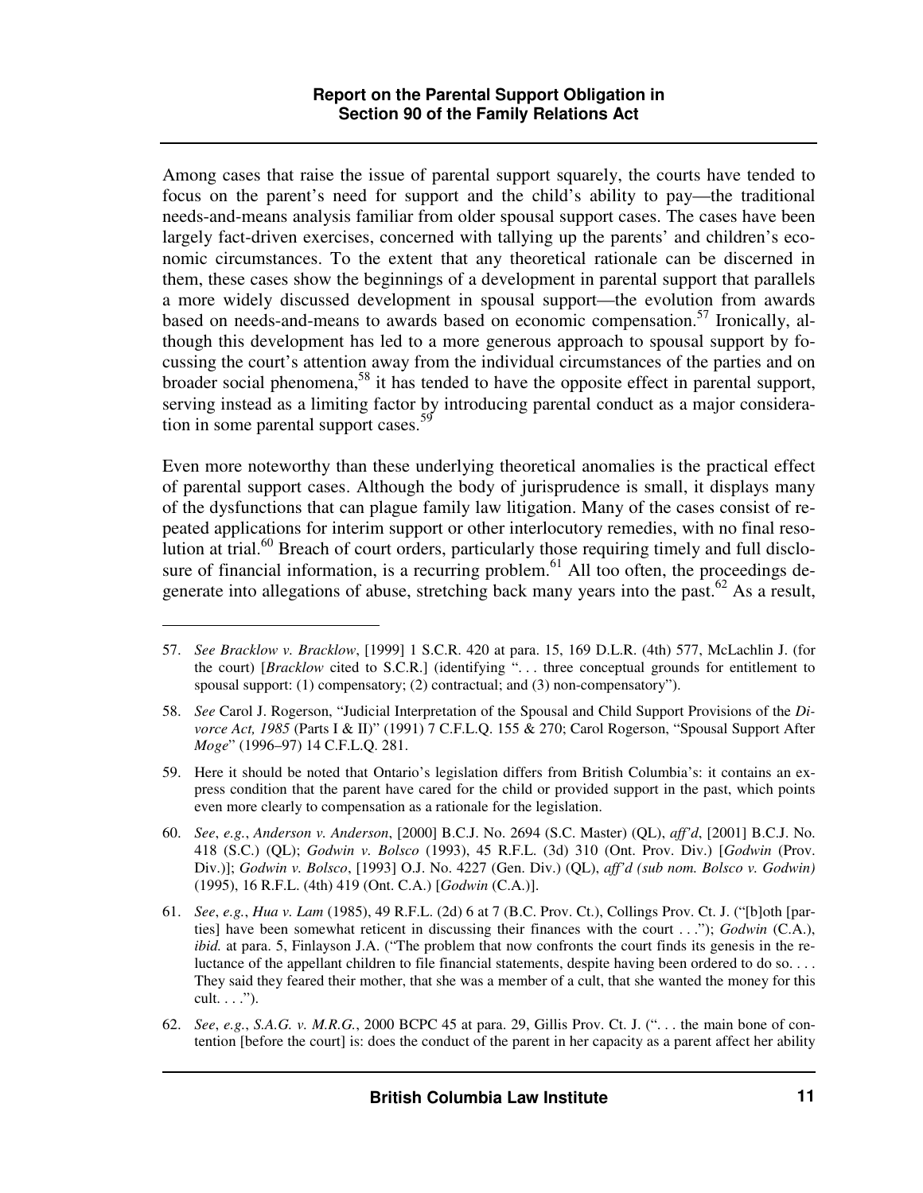Among cases that raise the issue of parental support squarely, the courts have tended to focus on the parent's need for support and the child's ability to pay—the traditional needs-and-means analysis familiar from older spousal support cases. The cases have been largely fact-driven exercises, concerned with tallying up the parents' and children's economic circumstances. To the extent that any theoretical rationale can be discerned in them, these cases show the beginnings of a development in parental support that parallels a more widely discussed development in spousal support—the evolution from awards based on needs-and-means to awards based on economic compensation.[57] Ironically, although this development has led to a more generous approach to spousal support by focussing the court's attention away from the individual circumstances of the parties and on broader social phenomena,[58] it has tended to have the opposite effect in parental support, serving instead as a limiting factor by introducing parental conduct as a major consideration in some parental support cases.[59]

Even more noteworthy than these underlying theoretical anomalies is the practical effect of parental support cases. Although the body of jurisprudence is small, it displays many of the dysfunctions that can plague family law litigation. Many of the cases consist of repeated applications for interim support or other interlocutory remedies, with no final resolution at trial.[60] Breach of court orders, particularly those requiring timely and full disclosure of financial information, is a recurring problem.[61] All too often, the proceedings degenerate into allegations of abuse, stretching back many years into the past.[62] As a result,

---

57. *See Bracklow v. Bracklow*, [1999] 1 S.C.R. 420 at para. 15, 169 D.L.R. (4th) 577, McLachlin J. (for the court) [*Bracklow* cited to S.C.R.] (identifying ". . . three conceptual grounds for entitlement to spousal support: (1) compensatory; (2) contractual; and (3) non-compensatory").

58. *See* Carol J. Rogerson, "Judicial Interpretation of the Spousal and Child Support Provisions of the *Divorce Act, 1985* (Parts I & II)" (1991) 7 C.F.L.Q. 155 & 270; Carol Rogerson, "Spousal Support After *Moge*" (1996–97) 14 C.F.L.Q. 281.

59. Here it should be noted that Ontario's legislation differs from British Columbia's: it contains an express condition that the parent have cared for the child or provided support in the past, which points even more clearly to compensation as a rationale for the legislation.

60. *See*, *e.g.*, *Anderson v. Anderson*, [2000] B.C.J. No. 2694 (S.C. Master) (QL), *aff'd*, [2001] B.C.J. No. 418 (S.C.) (QL); *Godwin v. Bolsco* (1993), 45 R.F.L. (3d) 310 (Ont. Prov. Div.) [*Godwin* (Prov. Div.)]; *Godwin v. Bolsco*, [1993] O.J. No. 4227 (Gen. Div.) (QL), *aff'd (sub nom. Bolsco v. Godwin)* (1995), 16 R.F.L. (4th) 419 (Ont. C.A.) [*Godwin* (C.A.)].

61. *See*, *e.g.*, *Hua v. Lam* (1985), 49 R.F.L. (2d) 6 at 7 (B.C. Prov. Ct.), Collings Prov. Ct. J. ("[b]oth [parties] have been somewhat reticent in discussing their finances with the court . . ."); *Godwin* (C.A.), *ibid.* at para. 5, Finlayson J.A. ("The problem that now confronts the court finds its genesis in the reluctance of the appellant children to file financial statements, despite having been ordered to do so. . . . They said they feared their mother, that she was a member of a cult, that she wanted the money for this cult. . . .").

62. *See*, *e.g.*, *S.A.G. v. M.R.G.*, 2000 BCPC 45 at para. 29, Gillis Prov. Ct. J. (". . . the main bone of contention [before the court] is: does the conduct of the parent in her capacity as a parent affect her ability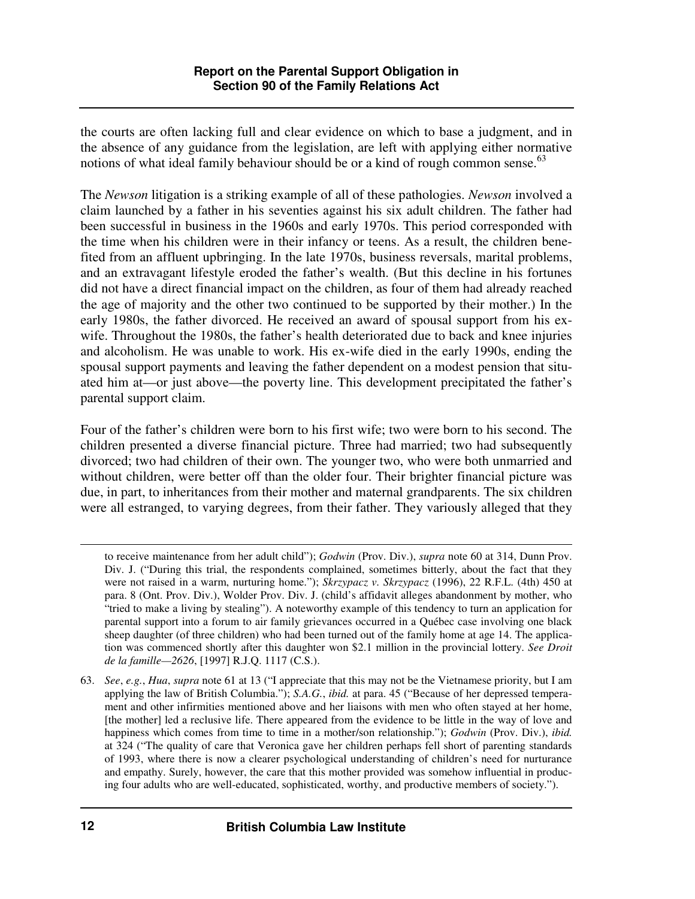the courts are often lacking full and clear evidence on which to base a judgment, and in the absence of any guidance from the legislation, are left with applying either normative notions of what ideal family behaviour should be or a kind of rough common sense.[63]

The *Newson* litigation is a striking example of all of these pathologies. *Newson* involved a claim launched by a father in his seventies against his six adult children. The father had been successful in business in the 1960s and early 1970s. This period corresponded with the time when his children were in their infancy or teens. As a result, the children benefited from an affluent upbringing. In the late 1970s, business reversals, marital problems, and an extravagant lifestyle eroded the father's wealth. (But this decline in his fortunes did not have a direct financial impact on the children, as four of them had already reached the age of majority and the other two continued to be supported by their mother.) In the early 1980s, the father divorced. He received an award of spousal support from his ex-wife. Throughout the 1980s, the father's health deteriorated due to back and knee injuries and alcoholism. He was unable to work. His ex-wife died in the early 1990s, ending the spousal support payments and leaving the father dependent on a modest pension that situated him at—or just above—the poverty line. This development precipitated the father's parental support claim.

Four of the father's children were born to his first wife; two were born to his second. The children presented a diverse financial picture. Three had married; two had subsequently divorced; two had children of their own. The younger two, who were both unmarried and without children, were better off than the older four. Their brighter financial picture was due, in part, to inheritances from their mother and maternal grandparents. The six children were all estranged, to varying degrees, from their father. They variously alleged that they

---

to receive maintenance from her adult child"); *Godwin* (Prov. Div.), *supra* note 60 at 314, Dunn Prov. Div. J. ("During this trial, the respondents complained, sometimes bitterly, about the fact that they were not raised in a warm, nurturing home."); *Skrzypacz v. Skrzypacz* (1996), 22 R.F.L. (4th) 450 at para. 8 (Ont. Prov. Div.), Wolder Prov. Div. J. (child's affidavit alleges abandonment by mother, who "tried to make a living by stealing"). A noteworthy example of this tendency to turn an application for parental support into a forum to air family grievances occurred in a Québec case involving one black sheep daughter (of three children) who had been turned out of the family home at age 14. The application was commenced shortly after this daughter won $2.1 million in the provincial lottery. *See Droit de la famille—2626*, [1997] R.J.Q. 1117 (C.S.).

63. *See*, *e.g.*, *Hua*, *supra* note 61 at 13 ("I appreciate that this may not be the Vietnamese priority, but I am applying the law of British Columbia."); *S.A.G.*, *ibid.* at para. 45 ("Because of her depressed temperament and other infirmities mentioned above and her liaisons with men who often stayed at her home, [the mother] led a reclusive life. There appeared from the evidence to be little in the way of love and happiness which comes from time to time in a mother/son relationship."); *Godwin* (Prov. Div.), *ibid.* at 324 ("The quality of care that Veronica gave her children perhaps fell short of parenting standards of 1993, where there is now a clearer psychological understanding of children's need for nurturance and empathy. Surely, however, the care that this mother provided was somehow influential in producing four adults who are well-educated, sophisticated, worthy, and productive members of society.").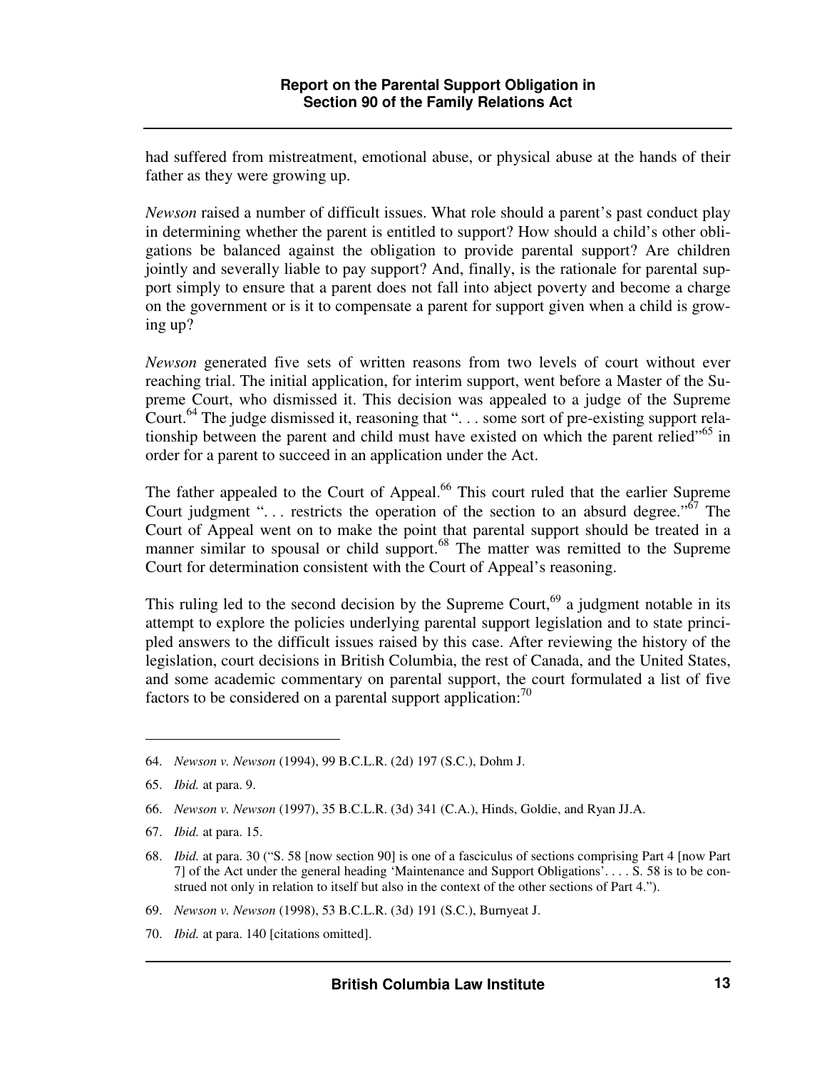had suffered from mistreatment, emotional abuse, or physical abuse at the hands of their father as they were growing up.

*Newson* raised a number of difficult issues. What role should a parent's past conduct play in determining whether the parent is entitled to support? How should a child's other obligations be balanced against the obligation to provide parental support? Are children jointly and severally liable to pay support? And, finally, is the rationale for parental support simply to ensure that a parent does not fall into abject poverty and become a charge on the government or is it to compensate a parent for support given when a child is growing up?

*Newson* generated five sets of written reasons from two levels of court without ever reaching trial. The initial application, for interim support, went before a Master of the Supreme Court, who dismissed it. This decision was appealed to a judge of the Supreme Court.[64] The judge dismissed it, reasoning that ". . . some sort of pre-existing support relationship between the parent and child must have existed on which the parent relied"[65] in order for a parent to succeed in an application under the Act.

The father appealed to the Court of Appeal.[66] This court ruled that the earlier Supreme Court judgment ". . . restricts the operation of the section to an absurd degree."[67] The Court of Appeal went on to make the point that parental support should be treated in a manner similar to spousal or child support.[68] The matter was remitted to the Supreme Court for determination consistent with the Court of Appeal's reasoning.

This ruling led to the second decision by the Supreme Court,[69] a judgment notable in its attempt to explore the policies underlying parental support legislation and to state principled answers to the difficult issues raised by this case. After reviewing the history of the legislation, court decisions in British Columbia, the rest of Canada, and the United States, and some academic commentary on parental support, the court formulated a list of five factors to be considered on a parental support application:[70]

---

64. *Newson v. Newson* (1994), 99 B.C.L.R. (2d) 197 (S.C.), Dohm J.

65. *Ibid.* at para. 9.

66. *Newson v. Newson* (1997), 35 B.C.L.R. (3d) 341 (C.A.), Hinds, Goldie, and Ryan JJ.A.

67. *Ibid.* at para. 15.

68. *Ibid.* at para. 30 ("S. 58 [now section 90] is one of a fasciculus of sections comprising Part 4 [now Part 7] of the Act under the general heading 'Maintenance and Support Obligations'. . . . S. 58 is to be construed not only in relation to itself but also in the context of the other sections of Part 4.").

69. *Newson v. Newson* (1998), 53 B.C.L.R. (3d) 191 (S.C.), Burnyeat J.

70. *Ibid.* at para. 140 [citations omitted].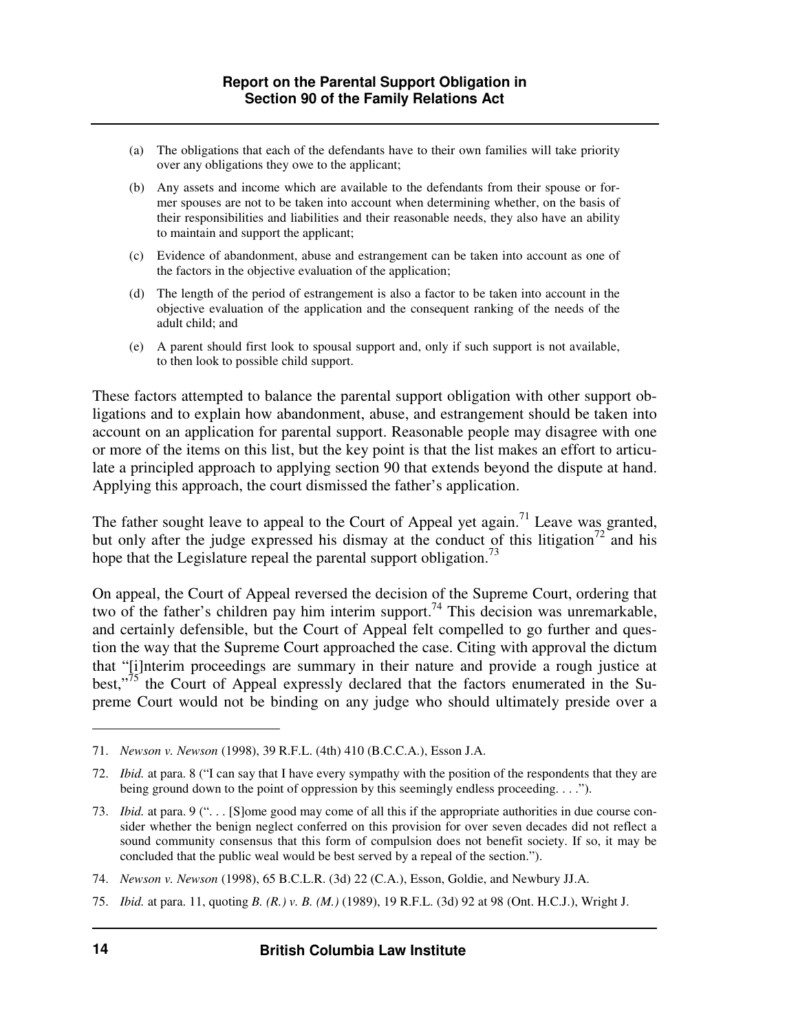(a) The obligations that each of the defendants have to their own families will take priority over any obligations they owe to the applicant;

(b) Any assets and income which are available to the defendants from their spouse or former spouses are not to be taken into account when determining whether, on the basis of their responsibilities and liabilities and their reasonable needs, they also have an ability to maintain and support the applicant;

(c) Evidence of abandonment, abuse and estrangement can be taken into account as one of the factors in the objective evaluation of the application;

(d) The length of the period of estrangement is also a factor to be taken into account in the objective evaluation of the application and the consequent ranking of the needs of the adult child; and

(e) A parent should first look to spousal support and, only if such support is not available, to then look to possible child support.

These factors attempted to balance the parental support obligation with other support obligations and to explain how abandonment, abuse, and estrangement should be taken into account on an application for parental support. Reasonable people may disagree with one or more of the items on this list, but the key point is that the list makes an effort to articulate a principled approach to applying section 90 that extends beyond the dispute at hand. Applying this approach, the court dismissed the father's application.

The father sought leave to appeal to the Court of Appeal yet again.[71] Leave was granted, but only after the judge expressed his dismay at the conduct of this litigation[72] and his hope that the Legislature repeal the parental support obligation.[73]

On appeal, the Court of Appeal reversed the decision of the Supreme Court, ordering that two of the father's children pay him interim support.[74] This decision was unremarkable, and certainly defensible, but the Court of Appeal felt compelled to go further and question the way that the Supreme Court approached the case. Citing with approval the dictum that "[i]nterim proceedings are summary in their nature and provide a rough justice at best,"[75] the Court of Appeal expressly declared that the factors enumerated in the Supreme Court would not be binding on any judge who should ultimately preside over a

---

71. *Newson v. Newson* (1998), 39 R.F.L. (4th) 410 (B.C.C.A.), Esson J.A.

72. *Ibid.* at para. 8 ("I can say that I have every sympathy with the position of the respondents that they are being ground down to the point of oppression by this seemingly endless proceeding. . . .").

73. *Ibid.* at para. 9 (". . . [S]ome good may come of all this if the appropriate authorities in due course consider whether the benign neglect conferred on this provision for over seven decades did not reflect a sound community consensus that this form of compulsion does not benefit society. If so, it may be concluded that the public weal would be best served by a repeal of the section.").

74. *Newson v. Newson* (1998), 65 B.C.L.R. (3d) 22 (C.A.), Esson, Goldie, and Newbury JJ.A.

75. *Ibid.* at para. 11, quoting *B. (R.) v. B. (M.)* (1989), 19 R.F.L. (3d) 92 at 98 (Ont. H.C.J.), Wright J.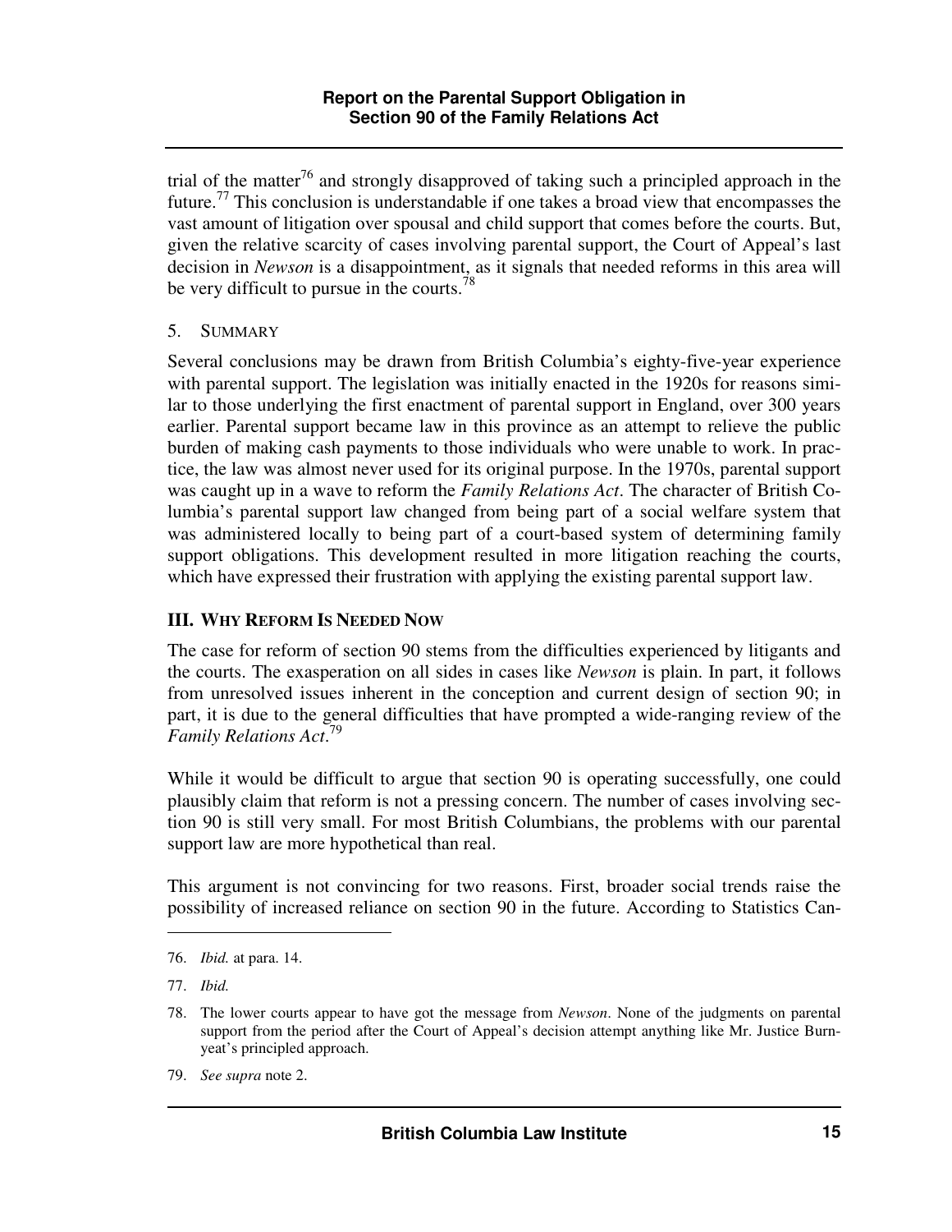trial of the matter[76] and strongly disapproved of taking such a principled approach in the future.[77] This conclusion is understandable if one takes a broad view that encompasses the vast amount of litigation over spousal and child support that comes before the courts. But, given the relative scarcity of cases involving parental support, the Court of Appeal's last decision in *Newson* is a disappointment, as it signals that needed reforms in this area will be very difficult to pursue in the courts.[78]

### 5. SUMMARY

Several conclusions may be drawn from British Columbia's eighty-five-year experience with parental support. The legislation was initially enacted in the 1920s for reasons similar to those underlying the first enactment of parental support in England, over 300 years earlier. Parental support became law in this province as an attempt to relieve the public burden of making cash payments to those individuals who were unable to work. In practice, the law was almost never used for its original purpose. In the 1970s, parental support was caught up in a wave to reform the *Family Relations Act*. The character of British Columbia's parental support law changed from being part of a social welfare system that was administered locally to being part of a court-based system of determining family support obligations. This development resulted in more litigation reaching the courts, which have expressed their frustration with applying the existing parental support law.

## III. WHY REFORM IS NEEDED NOW

The case for reform of section 90 stems from the difficulties experienced by litigants and the courts. The exasperation on all sides in cases like *Newson* is plain. In part, it follows from unresolved issues inherent in the conception and current design of section 90; in part, it is due to the general difficulties that have prompted a wide-ranging review of the *Family Relations Act*.[79]

While it would be difficult to argue that section 90 is operating successfully, one could plausibly claim that reform is not a pressing concern. The number of cases involving section 90 is still very small. For most British Columbians, the problems with our parental support law are more hypothetical than real.

This argument is not convincing for two reasons. First, broader social trends raise the possibility of increased reliance on section 90 in the future. According to Statistics Can-

---

76. *Ibid.* at para. 14.

77. *Ibid.*

78. The lower courts appear to have got the message from *Newson*. None of the judgments on parental support from the period after the Court of Appeal's decision attempt anything like Mr. Justice Burnyeat's principled approach.

79. *See supra* note 2.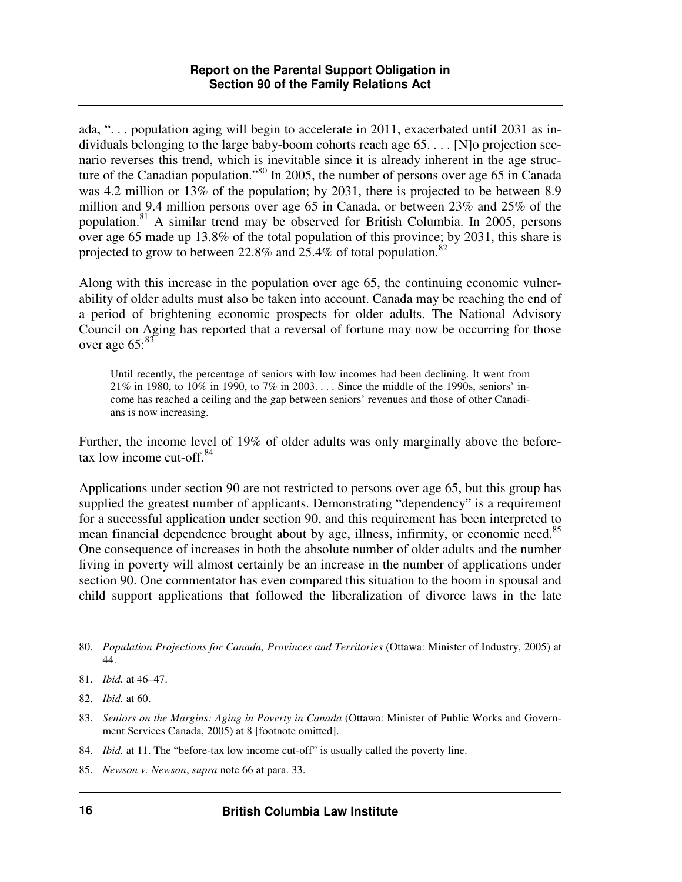ada, ". . . population aging will begin to accelerate in 2011, exacerbated until 2031 as individuals belonging to the large baby-boom cohorts reach age 65. . . . [N]o projection scenario reverses this trend, which is inevitable since it is already inherent in the age structure of the Canadian population."[80] In 2005, the number of persons over age 65 in Canada was 4.2 million or 13% of the population; by 2031, there is projected to be between 8.9 million and 9.4 million persons over age 65 in Canada, or between 23% and 25% of the population.[81] A similar trend may be observed for British Columbia. In 2005, persons over age 65 made up 13.8% of the total population of this province; by 2031, this share is projected to grow to between 22.8% and 25.4% of total population.[82]

Along with this increase in the population over age 65, the continuing economic vulnerability of older adults must also be taken into account. Canada may be reaching the end of a period of brightening economic prospects for older adults. The National Advisory Council on Aging has reported that a reversal of fortune may now be occurring for those over age 65:[83]

> Until recently, the percentage of seniors with low incomes had been declining. It went from 21% in 1980, to 10% in 1990, to 7% in 2003. . . . Since the middle of the 1990s, seniors' income has reached a ceiling and the gap between seniors' revenues and those of other Canadians is now increasing.

Further, the income level of 19% of older adults was only marginally above the before-tax low income cut-off.[84]

Applications under section 90 are not restricted to persons over age 65, but this group has supplied the greatest number of applicants. Demonstrating "dependency" is a requirement for a successful application under section 90, and this requirement has been interpreted to mean financial dependence brought about by age, illness, infirmity, or economic need.[85] One consequence of increases in both the absolute number of older adults and the number living in poverty will almost certainly be an increase in the number of applications under section 90. One commentator has even compared this situation to the boom in spousal and child support applications that followed the liberalization of divorce laws in the late

---

80. *Population Projections for Canada, Provinces and Territories* (Ottawa: Minister of Industry, 2005) at 44.

81. *Ibid.* at 46–47.

82. *Ibid.* at 60.

83. *Seniors on the Margins: Aging in Poverty in Canada* (Ottawa: Minister of Public Works and Government Services Canada, 2005) at 8 [footnote omitted].

84. *Ibid.* at 11. The "before-tax low income cut-off" is usually called the poverty line.

85. *Newson v. Newson*, *supra* note 66 at para. 33.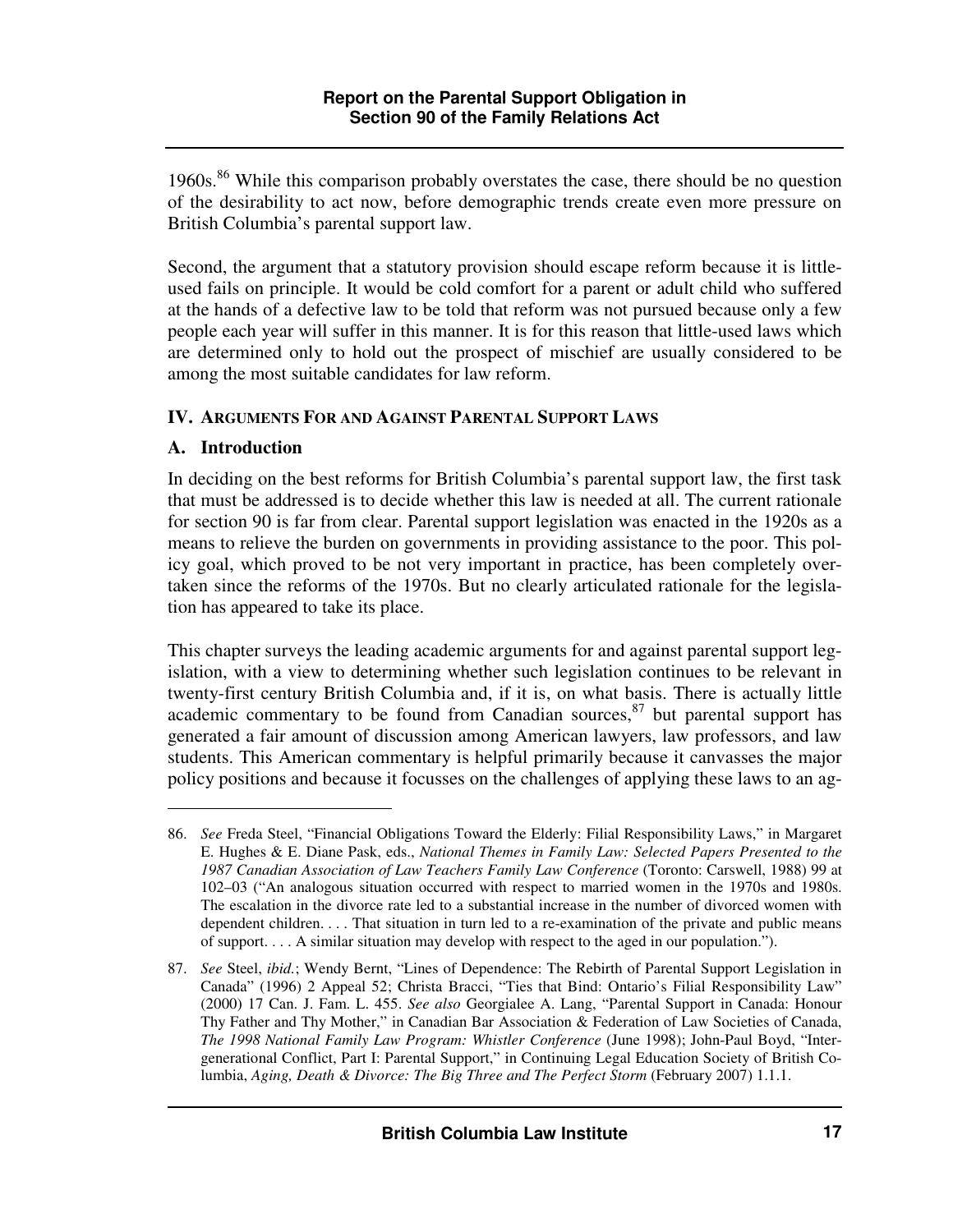1960s.[86] While this comparison probably overstates the case, there should be no question of the desirability to act now, before demographic trends create even more pressure on British Columbia's parental support law.

Second, the argument that a statutory provision should escape reform because it is little-used fails on principle. It would be cold comfort for a parent or adult child who suffered at the hands of a defective law to be told that reform was not pursued because only a few people each year will suffer in this manner. It is for this reason that little-used laws which are determined only to hold out the prospect of mischief are usually considered to be among the most suitable candidates for law reform.

## IV. ARGUMENTS FOR AND AGAINST PARENTAL SUPPORT LAWS

### A. Introduction

In deciding on the best reforms for British Columbia's parental support law, the first task that must be addressed is to decide whether this law is needed at all. The current rationale for section 90 is far from clear. Parental support legislation was enacted in the 1920s as a means to relieve the burden on governments in providing assistance to the poor. This policy goal, which proved to be not very important in practice, has been completely overtaken since the reforms of the 1970s. But no clearly articulated rationale for the legislation has appeared to take its place.

This chapter surveys the leading academic arguments for and against parental support legislation, with a view to determining whether such legislation continues to be relevant in twenty-first century British Columbia and, if it is, on what basis. There is actually little academic commentary to be found from Canadian sources,[87] but parental support has generated a fair amount of discussion among American lawyers, law professors, and law students. This American commentary is helpful primarily because it canvasses the major policy positions and because it focusses on the challenges of applying these laws to an ag-

---

86. *See* Freda Steel, "Financial Obligations Toward the Elderly: Filial Responsibility Laws," in Margaret E. Hughes & E. Diane Pask, eds., *National Themes in Family Law: Selected Papers Presented to the 1987 Canadian Association of Law Teachers Family Law Conference* (Toronto: Carswell, 1988) 99 at 102–03 ("An analogous situation occurred with respect to married women in the 1970s and 1980s. The escalation in the divorce rate led to a substantial increase in the number of divorced women with dependent children. . . . That situation in turn led to a re-examination of the private and public means of support. . . . A similar situation may develop with respect to the aged in our population.").

87. *See* Steel, *ibid.*; Wendy Bernt, "Lines of Dependence: The Rebirth of Parental Support Legislation in Canada" (1996) 2 Appeal 52; Christa Bracci, "Ties that Bind: Ontario's Filial Responsibility Law" (2000) 17 Can. J. Fam. L. 455. *See also* Georgialee A. Lang, "Parental Support in Canada: Honour Thy Father and Thy Mother," in Canadian Bar Association & Federation of Law Societies of Canada, *The 1998 National Family Law Program: Whistler Conference* (June 1998); John-Paul Boyd, "Intergenerational Conflict, Part I: Parental Support," in Continuing Legal Education Society of British Columbia, *Aging, Death & Divorce: The Big Three and The Perfect Storm* (February 2007) 1.1.1.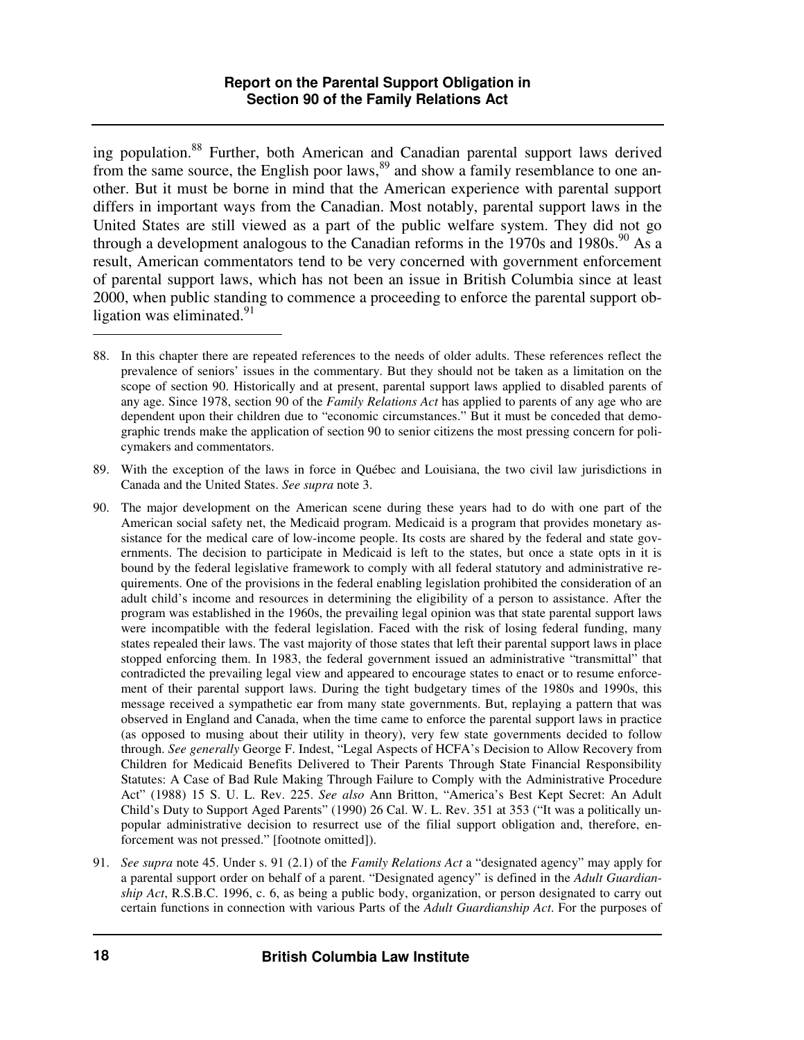ing population.[88] Further, both American and Canadian parental support laws derived from the same source, the English poor laws,[89] and show a family resemblance to one another. But it must be borne in mind that the American experience with parental support differs in important ways from the Canadian. Most notably, parental support laws in the United States are still viewed as a part of the public welfare system. They did not go through a development analogous to the Canadian reforms in the 1970s and 1980s.[90] As a result, American commentators tend to be very concerned with government enforcement of parental support laws, which has not been an issue in British Columbia since at least 2000, when public standing to commence a proceeding to enforce the parental support obligation was eliminated.[91]

---

88. In this chapter there are repeated references to the needs of older adults. These references reflect the prevalence of seniors' issues in the commentary. But they should not be taken as a limitation on the scope of section 90. Historically and at present, parental support laws applied to disabled parents of any age. Since 1978, section 90 of the *Family Relations Act* has applied to parents of any age who are dependent upon their children due to "economic circumstances." But it must be conceded that demographic trends make the application of section 90 to senior citizens the most pressing concern for policymakers and commentators.

89. With the exception of the laws in force in Québec and Louisiana, the two civil law jurisdictions in Canada and the United States. *See supra* note 3.

90. The major development on the American scene during these years had to do with one part of the American social safety net, the Medicaid program. Medicaid is a program that provides monetary assistance for the medical care of low-income people. Its costs are shared by the federal and state governments. The decision to participate in Medicaid is left to the states, but once a state opts in it is bound by the federal legislative framework to comply with all federal statutory and administrative requirements. One of the provisions in the federal enabling legislation prohibited the consideration of an adult child's income and resources in determining the eligibility of a person to assistance. After the program was established in the 1960s, the prevailing legal opinion was that state parental support laws were incompatible with the federal legislation. Faced with the risk of losing federal funding, many states repealed their laws. The vast majority of those states that left their parental support laws in place stopped enforcing them. In 1983, the federal government issued an administrative "transmittal" that contradicted the prevailing legal view and appeared to encourage states to enact or to resume enforcement of their parental support laws. During the tight budgetary times of the 1980s and 1990s, this message received a sympathetic ear from many state governments. But, replaying a pattern that was observed in England and Canada, when the time came to enforce the parental support laws in practice (as opposed to musing about their utility in theory), very few state governments decided to follow through. *See generally* George F. Indest, "Legal Aspects of HCFA's Decision to Allow Recovery from Children for Medicaid Benefits Delivered to Their Parents Through State Financial Responsibility Statutes: A Case of Bad Rule Making Through Failure to Comply with the Administrative Procedure Act" (1988) 15 S. U. L. Rev. 225. *See also* Ann Britton, "America's Best Kept Secret: An Adult Child's Duty to Support Aged Parents" (1990) 26 Cal. W. L. Rev. 351 at 353 ("It was a politically unpopular administrative decision to resurrect use of the filial support obligation and, therefore, enforcement was not pressed." [footnote omitted]).

91. *See supra* note 45. Under s. 91 (2.1) of the *Family Relations Act* a "designated agency" may apply for a parental support order on behalf of a parent. "Designated agency" is defined in the *Adult Guardianship Act*, R.S.B.C. 1996, c. 6, as being a public body, organization, or person designated to carry out certain functions in connection with various Parts of the *Adult Guardianship Act*. For the purposes of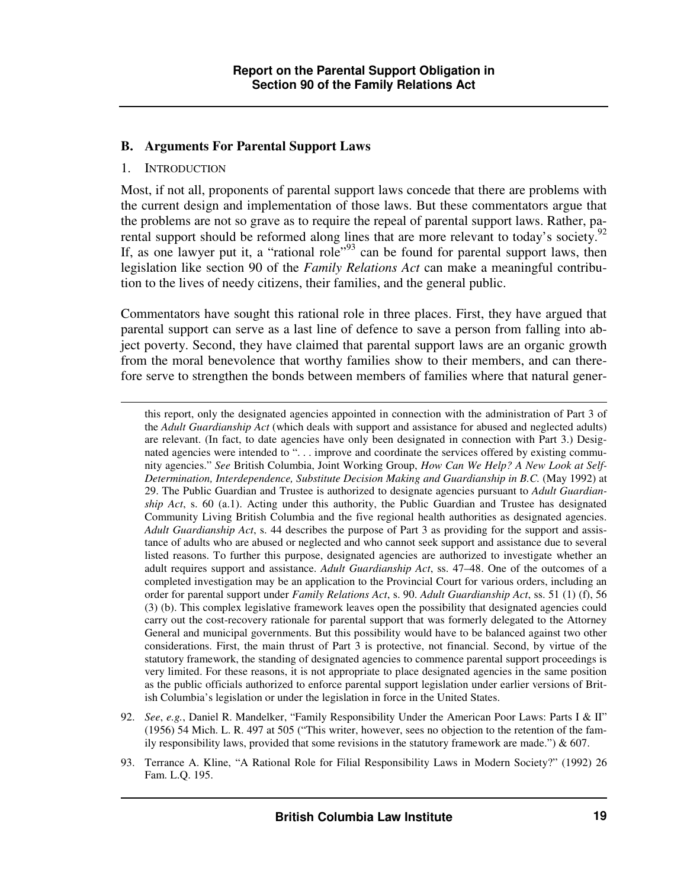## B. Arguments For Parental Support Laws

### 1. Introduction

Most, if not all, proponents of parental support laws concede that there are problems with the current design and implementation of those laws. But these commentators argue that the problems are not so grave as to require the repeal of parental support laws. Rather, parental support should be reformed along lines that are more relevant to today's society.[92] If, as one lawyer put it, a "rational role"[93] can be found for parental support laws, then legislation like section 90 of the *Family Relations Act* can make a meaningful contribution to the lives of needy citizens, their families, and the general public.

Commentators have sought this rational role in three places. First, they have argued that parental support can serve as a last line of defence to save a person from falling into abject poverty. Second, they have claimed that parental support laws are an organic growth from the moral benevolence that worthy families show to their members, and can therefore serve to strengthen the bonds between members of families where that natural gener-

---

this report, only the designated agencies appointed in connection with the administration of Part 3 of the *Adult Guardianship Act* (which deals with support and assistance for abused and neglected adults) are relevant. (In fact, to date agencies have only been designated in connection with Part 3.) Designated agencies were intended to ". . . improve and coordinate the services offered by existing community agencies." *See* British Columbia, Joint Working Group, *How Can We Help? A New Look at Self-Determination, Interdependence, Substitute Decision Making and Guardianship in B.C.* (May 1992) at 29. The Public Guardian and Trustee is authorized to designate agencies pursuant to *Adult Guardianship Act*, s. 60 (a.1). Acting under this authority, the Public Guardian and Trustee has designated Community Living British Columbia and the five regional health authorities as designated agencies. *Adult Guardianship Act*, s. 44 describes the purpose of Part 3 as providing for the support and assistance of adults who are abused or neglected and who cannot seek support and assistance due to several listed reasons. To further this purpose, designated agencies are authorized to investigate whether an adult requires support and assistance. *Adult Guardianship Act*, ss. 47–48. One of the outcomes of a completed investigation may be an application to the Provincial Court for various orders, including an order for parental support under *Family Relations Act*, s. 90. *Adult Guardianship Act*, ss. 51 (1) (f), 56 (3) (b). This complex legislative framework leaves open the possibility that designated agencies could carry out the cost-recovery rationale for parental support that was formerly delegated to the Attorney General and municipal governments. But this possibility would have to be balanced against two other considerations. First, the main thrust of Part 3 is protective, not financial. Second, by virtue of the statutory framework, the standing of designated agencies to commence parental support proceedings is very limited. For these reasons, it is not appropriate to place designated agencies in the same position as the public officials authorized to enforce parental support legislation under earlier versions of British Columbia's legislation or under the legislation in force in the United States.

92. *See*, *e.g.*, Daniel R. Mandelker, "Family Responsibility Under the American Poor Laws: Parts I & II" (1956) 54 Mich. L. R. 497 at 505 ("This writer, however, sees no objection to the retention of the family responsibility laws, provided that some revisions in the statutory framework are made.") & 607.

93. Terrance A. Kline, "A Rational Role for Filial Responsibility Laws in Modern Society?" (1992) 26 Fam. L.Q. 195.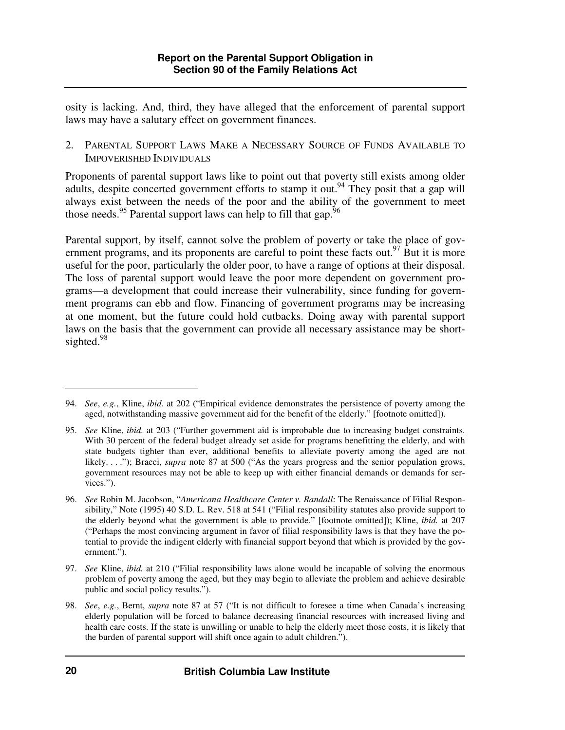osity is lacking. And, third, they have alleged that the enforcement of parental support laws may have a salutary effect on government finances.

### 2. Parental Support Laws Make a Necessary Source of Funds Available to Impoverished Individuals

Proponents of parental support laws like to point out that poverty still exists among older adults, despite concerted government efforts to stamp it out.[94] They posit that a gap will always exist between the needs of the poor and the ability of the government to meet those needs.[95] Parental support laws can help to fill that gap.[96]

Parental support, by itself, cannot solve the problem of poverty or take the place of government programs, and its proponents are careful to point these facts out.[97] But it is more useful for the poor, particularly the older poor, to have a range of options at their disposal. The loss of parental support would leave the poor more dependent on government programs—a development that could increase their vulnerability, since funding for government programs can ebb and flow. Financing of government programs may be increasing at one moment, but the future could hold cutbacks. Doing away with parental support laws on the basis that the government can provide all necessary assistance may be shortsighted.[98]

---

94. *See*, *e.g.*, Kline, *ibid.* at 202 ("Empirical evidence demonstrates the persistence of poverty among the aged, notwithstanding massive government aid for the benefit of the elderly." [footnote omitted]).

95. *See* Kline, *ibid.* at 203 ("Further government aid is improbable due to increasing budget constraints. With 30 percent of the federal budget already set aside for programs benefitting the elderly, and with state budgets tighter than ever, additional benefits to alleviate poverty among the aged are not likely. . . ."); Bracci, *supra* note 87 at 500 ("As the years progress and the senior population grows, government resources may not be able to keep up with either financial demands or demands for services.").

96. *See* Robin M. Jacobson, "*Americana Healthcare Center v. Randall*: The Renaissance of Filial Responsibility," Note (1995) 40 S.D. L. Rev. 518 at 541 ("Filial responsibility statutes also provide support to the elderly beyond what the government is able to provide." [footnote omitted]); Kline, *ibid.* at 207 ("Perhaps the most convincing argument in favor of filial responsibility laws is that they have the potential to provide the indigent elderly with financial support beyond that which is provided by the government.").

97. *See* Kline, *ibid.* at 210 ("Filial responsibility laws alone would be incapable of solving the enormous problem of poverty among the aged, but they may begin to alleviate the problem and achieve desirable public and social policy results.").

98. *See*, *e.g.*, Bernt, *supra* note 87 at 57 ("It is not difficult to foresee a time when Canada's increasing elderly population will be forced to balance decreasing financial resources with increased living and health care costs. If the state is unwilling or unable to help the elderly meet those costs, it is likely that the burden of parental support will shift once again to adult children.").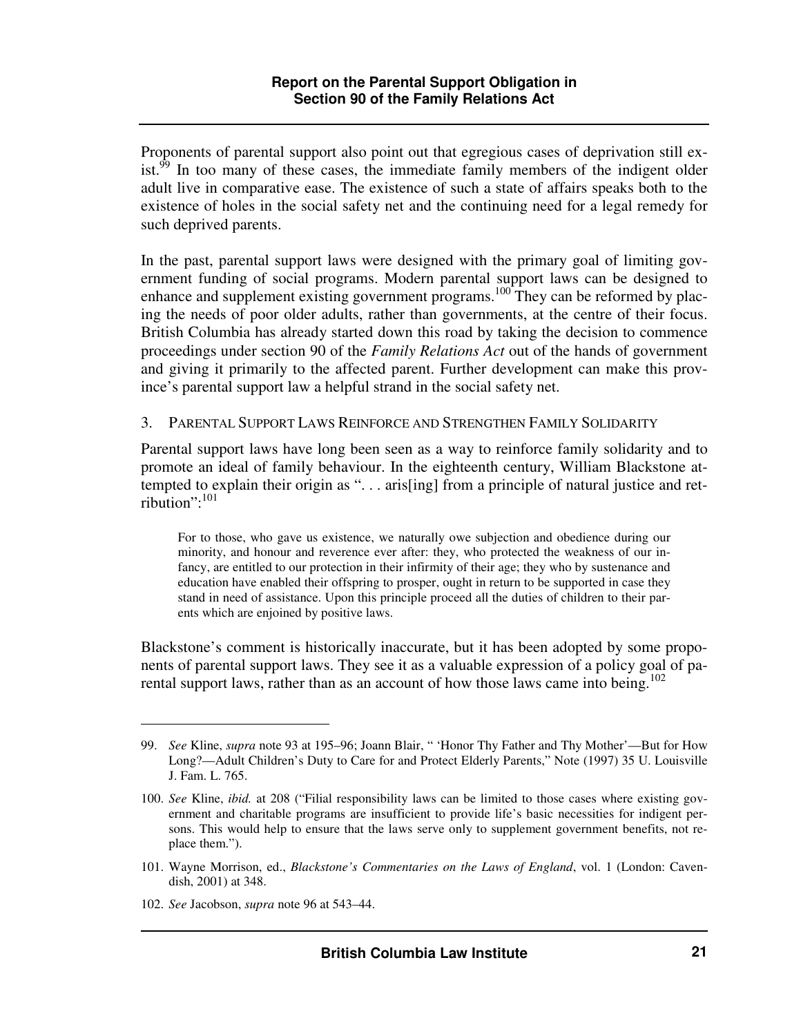Proponents of parental support also point out that egregious cases of deprivation still exist.[99] In too many of these cases, the immediate family members of the indigent older adult live in comparative ease. The existence of such a state of affairs speaks both to the existence of holes in the social safety net and the continuing need for a legal remedy for such deprived parents.

In the past, parental support laws were designed with the primary goal of limiting government funding of social programs. Modern parental support laws can be designed to enhance and supplement existing government programs.[100] They can be reformed by placing the needs of poor older adults, rather than governments, at the centre of their focus. British Columbia has already started down this road by taking the decision to commence proceedings under section 90 of the *Family Relations Act* out of the hands of government and giving it primarily to the affected parent. Further development can make this province's parental support law a helpful strand in the social safety net.

### 3. Parental Support Laws Reinforce and Strengthen Family Solidarity

Parental support laws have long been seen as a way to reinforce family solidarity and to promote an ideal of family behaviour. In the eighteenth century, William Blackstone attempted to explain their origin as ". . . aris[ing] from a principle of natural justice and retribution":[101]

> For to those, who gave us existence, we naturally owe subjection and obedience during our minority, and honour and reverence ever after: they, who protected the weakness of our infancy, are entitled to our protection in their infirmity of their age; they who by sustenance and education have enabled their offspring to prosper, ought in return to be supported in case they stand in need of assistance. Upon this principle proceed all the duties of children to their parents which are enjoined by positive laws.

Blackstone's comment is historically inaccurate, but it has been adopted by some proponents of parental support laws. They see it as a valuable expression of a policy goal of parental support laws, rather than as an account of how those laws came into being.[102]

---

99. *See* Kline, *supra* note 93 at 195–96; Joann Blair, " 'Honor Thy Father and Thy Mother'—But for How Long?—Adult Children's Duty to Care for and Protect Elderly Parents," Note (1997) 35 U. Louisville J. Fam. L. 765.

100. *See* Kline, *ibid.* at 208 ("Filial responsibility laws can be limited to those cases where existing government and charitable programs are insufficient to provide life's basic necessities for indigent persons. This would help to ensure that the laws serve only to supplement government benefits, not replace them.").

101. Wayne Morrison, ed., *Blackstone's Commentaries on the Laws of England*, vol. 1 (London: Cavendish, 2001) at 348.

102. *See* Jacobson, *supra* note 96 at 543–44.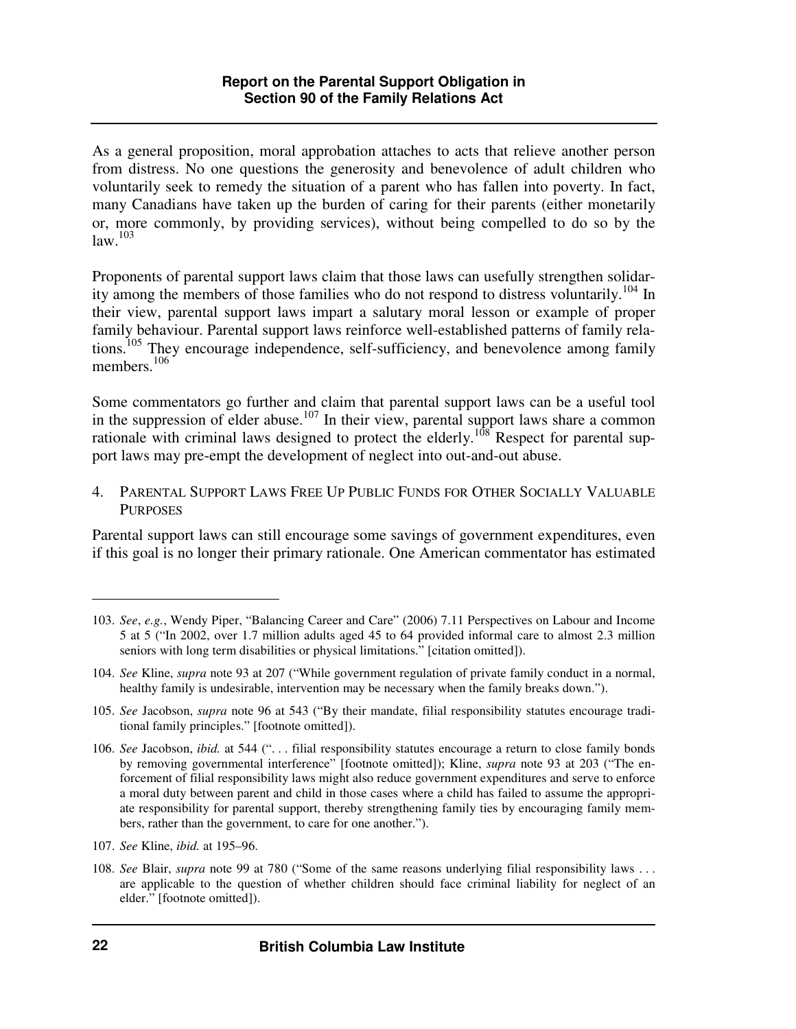As a general proposition, moral approbation attaches to acts that relieve another person from distress. No one questions the generosity and benevolence of adult children who voluntarily seek to remedy the situation of a parent who has fallen into poverty. In fact, many Canadians have taken up the burden of caring for their parents (either monetarily or, more commonly, by providing services), without being compelled to do so by the law.[103]

Proponents of parental support laws claim that those laws can usefully strengthen solidarity among the members of those families who do not respond to distress voluntarily.[104] In their view, parental support laws impart a salutary moral lesson or example of proper family behaviour. Parental support laws reinforce well-established patterns of family relations.[105] They encourage independence, self-sufficiency, and benevolence among family members.[106]

Some commentators go further and claim that parental support laws can be a useful tool in the suppression of elder abuse.[107] In their view, parental support laws share a common rationale with criminal laws designed to protect the elderly.[108] Respect for parental support laws may pre-empt the development of neglect into out-and-out abuse.

#### 4. PARENTAL SUPPORT LAWS FREE UP PUBLIC FUNDS FOR OTHER SOCIALLY VALUABLE PURPOSES

Parental support laws can still encourage some savings of government expenditures, even if this goal is no longer their primary rationale. One American commentator has estimated

---

103. *See*, *e.g.*, Wendy Piper, "Balancing Career and Care" (2006) 7.11 Perspectives on Labour and Income 5 at 5 ("In 2002, over 1.7 million adults aged 45 to 64 provided informal care to almost 2.3 million seniors with long term disabilities or physical limitations." [citation omitted]).

104. *See* Kline, *supra* note 93 at 207 ("While government regulation of private family conduct in a normal, healthy family is undesirable, intervention may be necessary when the family breaks down.").

105. *See* Jacobson, *supra* note 96 at 543 ("By their mandate, filial responsibility statutes encourage traditional family principles." [footnote omitted]).

106. *See* Jacobson, *ibid.* at 544 (". . . filial responsibility statutes encourage a return to close family bonds by removing governmental interference" [footnote omitted]); Kline, *supra* note 93 at 203 ("The enforcement of filial responsibility laws might also reduce government expenditures and serve to enforce a moral duty between parent and child in those cases where a child has failed to assume the appropriate responsibility for parental support, thereby strengthening family ties by encouraging family members, rather than the government, to care for one another.").

107. *See* Kline, *ibid.* at 195–96.

108. *See* Blair, *supra* note 99 at 780 ("Some of the same reasons underlying filial responsibility laws . . . are applicable to the question of whether children should face criminal liability for neglect of an elder." [footnote omitted]).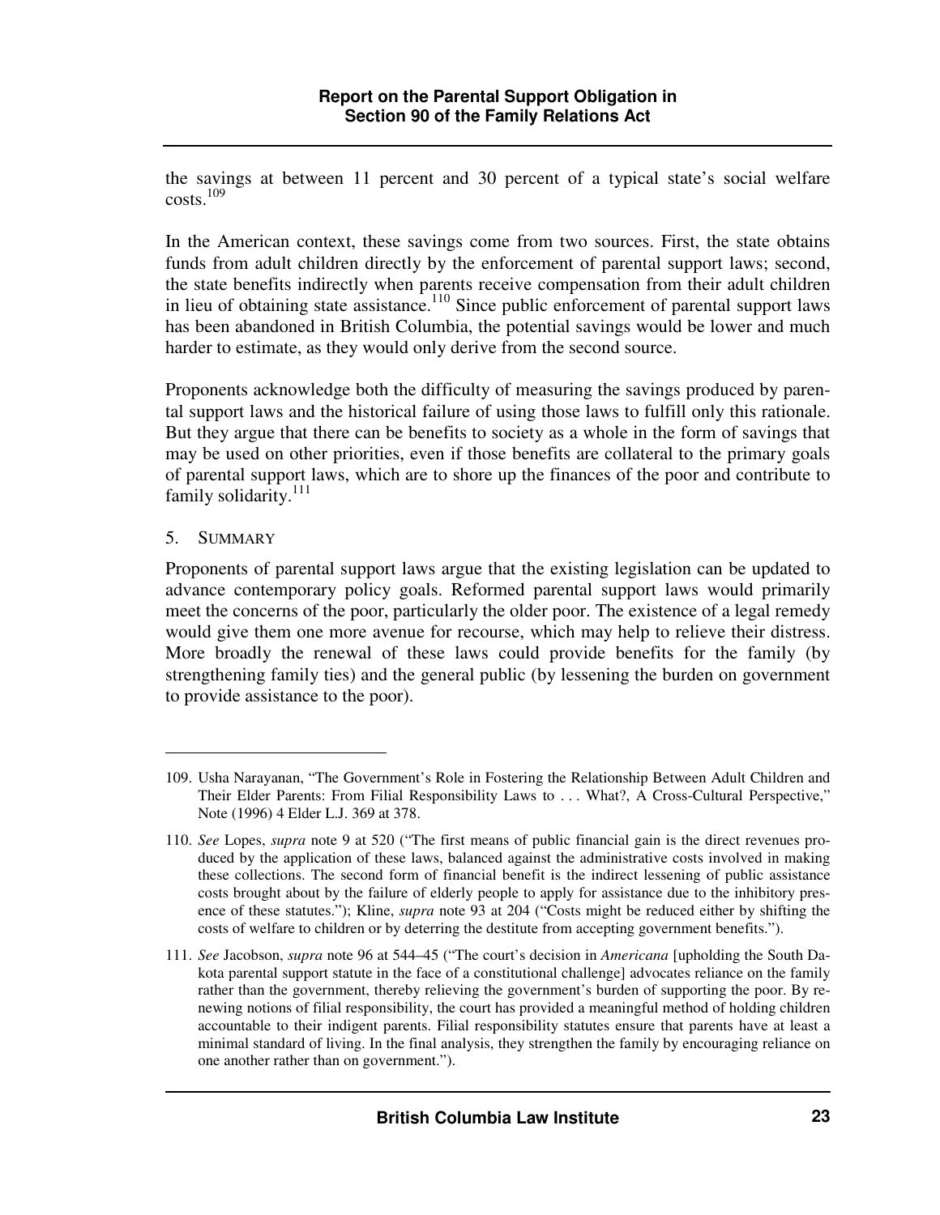the savings at between 11 percent and 30 percent of a typical state's social welfare costs.[109]

In the American context, these savings come from two sources. First, the state obtains funds from adult children directly by the enforcement of parental support laws; second, the state benefits indirectly when parents receive compensation from their adult children in lieu of obtaining state assistance.[110] Since public enforcement of parental support laws has been abandoned in British Columbia, the potential savings would be lower and much harder to estimate, as they would only derive from the second source.

Proponents acknowledge both the difficulty of measuring the savings produced by parental support laws and the historical failure of using those laws to fulfill only this rationale. But they argue that there can be benefits to society as a whole in the form of savings that may be used on other priorities, even if those benefits are collateral to the primary goals of parental support laws, which are to shore up the finances of the poor and contribute to family solidarity.[111]

### 5. Summary

Proponents of parental support laws argue that the existing legislation can be updated to advance contemporary policy goals. Reformed parental support laws would primarily meet the concerns of the poor, particularly the older poor. The existence of a legal remedy would give them one more avenue for recourse, which may help to relieve their distress. More broadly the renewal of these laws could provide benefits for the family (by strengthening family ties) and the general public (by lessening the burden on government to provide assistance to the poor).

---

109. Usha Narayanan, "The Government's Role in Fostering the Relationship Between Adult Children and Their Elder Parents: From Filial Responsibility Laws to . . . What?, A Cross-Cultural Perspective," Note (1996) 4 Elder L.J. 369 at 378.

110. *See* Lopes, *supra* note 9 at 520 ("The first means of public financial gain is the direct revenues produced by the application of these laws, balanced against the administrative costs involved in making these collections. The second form of financial benefit is the indirect lessening of public assistance costs brought about by the failure of elderly people to apply for assistance due to the inhibitory presence of these statutes."); Kline, *supra* note 93 at 204 ("Costs might be reduced either by shifting the costs of welfare to children or by deterring the destitute from accepting government benefits.").

111. *See* Jacobson, *supra* note 96 at 544–45 ("The court's decision in *Americana* [upholding the South Dakota parental support statute in the face of a constitutional challenge] advocates reliance on the family rather than the government, thereby relieving the government's burden of supporting the poor. By renewing notions of filial responsibility, the court has provided a meaningful method of holding children accountable to their indigent parents. Filial responsibility statutes ensure that parents have at least a minimal standard of living. In the final analysis, they strengthen the family by encouraging reliance on one another rather than on government.").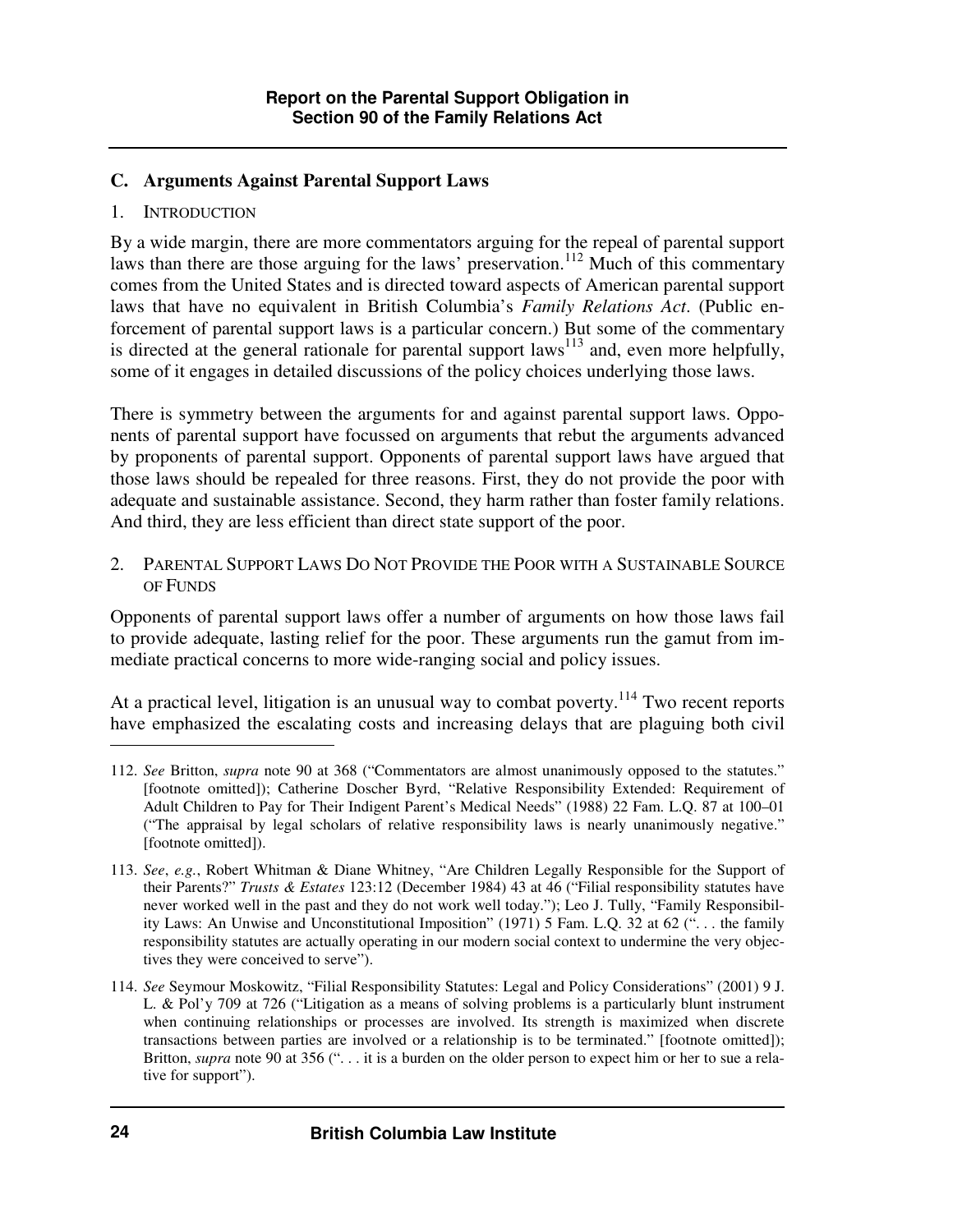### C. Arguments Against Parental Support Laws

#### 1. Introduction

By a wide margin, there are more commentators arguing for the repeal of parental support laws than there are those arguing for the laws' preservation.[112] Much of this commentary comes from the United States and is directed toward aspects of American parental support laws that have no equivalent in British Columbia's *Family Relations Act*. (Public enforcement of parental support laws is a particular concern.) But some of the commentary is directed at the general rationale for parental support laws[113] and, even more helpfully, some of it engages in detailed discussions of the policy choices underlying those laws.

There is symmetry between the arguments for and against parental support laws. Opponents of parental support have focussed on arguments that rebut the arguments advanced by proponents of parental support. Opponents of parental support laws have argued that those laws should be repealed for three reasons. First, they do not provide the poor with adequate and sustainable assistance. Second, they harm rather than foster family relations. And third, they are less efficient than direct state support of the poor.

#### 2. Parental Support Laws Do Not Provide the Poor with a Sustainable Source of Funds

Opponents of parental support laws offer a number of arguments on how those laws fail to provide adequate, lasting relief for the poor. These arguments run the gamut from immediate practical concerns to more wide-ranging social and policy issues.

At a practical level, litigation is an unusual way to combat poverty.[114] Two recent reports have emphasized the escalating costs and increasing delays that are plaguing both civil

---

112. *See* Britton, *supra* note 90 at 368 ("Commentators are almost unanimously opposed to the statutes." [footnote omitted]); Catherine Doscher Byrd, "Relative Responsibility Extended: Requirement of Adult Children to Pay for Their Indigent Parent's Medical Needs" (1988) 22 Fam. L.Q. 87 at 100–01 ("The appraisal by legal scholars of relative responsibility laws is nearly unanimously negative." [footnote omitted]).

113. *See*, *e.g.*, Robert Whitman & Diane Whitney, "Are Children Legally Responsible for the Support of their Parents?" *Trusts & Estates* 123:12 (December 1984) 43 at 46 ("Filial responsibility statutes have never worked well in the past and they do not work well today."); Leo J. Tully, "Family Responsibility Laws: An Unwise and Unconstitutional Imposition" (1971) 5 Fam. L.Q. 32 at 62 (". . . the family responsibility statutes are actually operating in our modern social context to undermine the very objectives they were conceived to serve").

114. *See* Seymour Moskowitz, "Filial Responsibility Statutes: Legal and Policy Considerations" (2001) 9 J. L. & Pol'y 709 at 726 ("Litigation as a means of solving problems is a particularly blunt instrument when continuing relationships or processes are involved. Its strength is maximized when discrete transactions between parties are involved or a relationship is to be terminated." [footnote omitted]); Britton, *supra* note 90 at 356 (". . . it is a burden on the older person to expect him or her to sue a relative for support").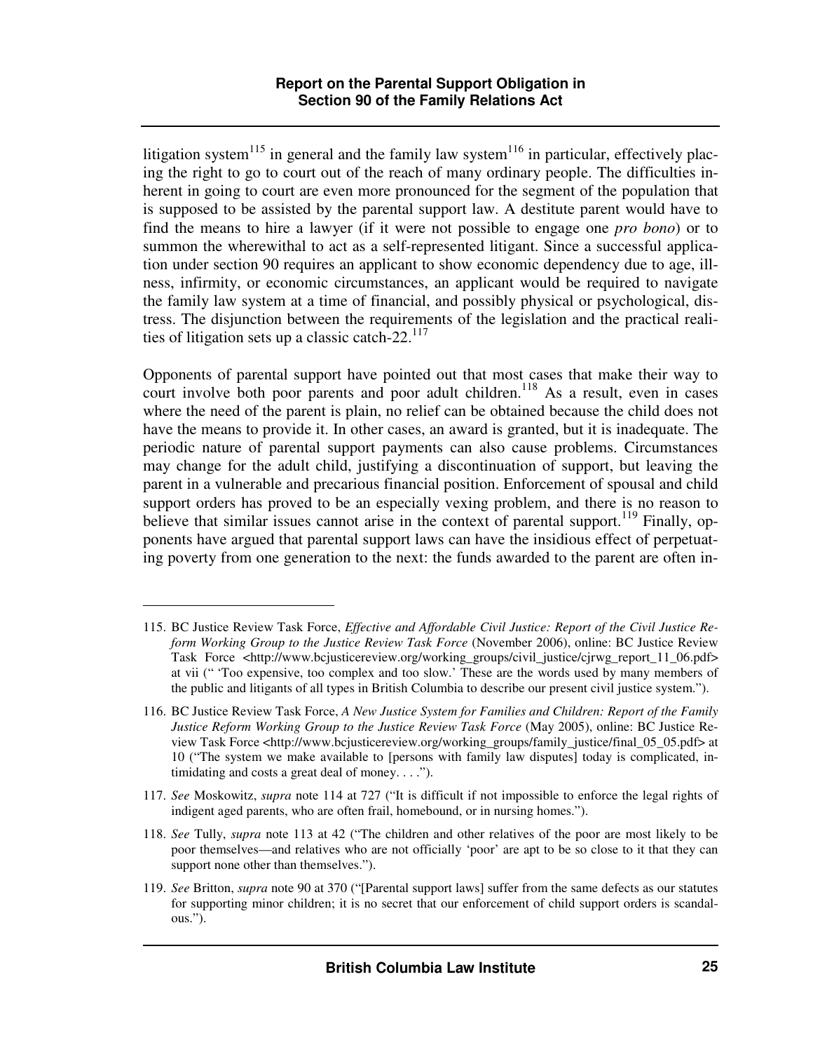litigation system[115] in general and the family law system[116] in particular, effectively placing the right to go to court out of the reach of many ordinary people. The difficulties inherent in going to court are even more pronounced for the segment of the population that is supposed to be assisted by the parental support law. A destitute parent would have to find the means to hire a lawyer (if it were not possible to engage one *pro bono*) or to summon the wherewithal to act as a self-represented litigant. Since a successful application under section 90 requires an applicant to show economic dependency due to age, illness, infirmity, or economic circumstances, an applicant would be required to navigate the family law system at a time of financial, and possibly physical or psychological, distress. The disjunction between the requirements of the legislation and the practical realities of litigation sets up a classic catch-22.[117]

Opponents of parental support have pointed out that most cases that make their way to court involve both poor parents and poor adult children.[118] As a result, even in cases where the need of the parent is plain, no relief can be obtained because the child does not have the means to provide it. In other cases, an award is granted, but it is inadequate. The periodic nature of parental support payments can also cause problems. Circumstances may change for the adult child, justifying a discontinuation of support, but leaving the parent in a vulnerable and precarious financial position. Enforcement of spousal and child support orders has proved to be an especially vexing problem, and there is no reason to believe that similar issues cannot arise in the context of parental support.[119] Finally, opponents have argued that parental support laws can have the insidious effect of perpetuating poverty from one generation to the next: the funds awarded to the parent are often in-

---

115. BC Justice Review Task Force, *Effective and Affordable Civil Justice: Report of the Civil Justice Reform Working Group to the Justice Review Task Force* (November 2006), online: BC Justice Review Task Force <http://www.bcjusticereview.org/working_groups/civil_justice/cjrwg_report_11_06.pdf> at vii (" 'Too expensive, too complex and too slow.' These are the words used by many members of the public and litigants of all types in British Columbia to describe our present civil justice system.").

116. BC Justice Review Task Force, *A New Justice System for Families and Children: Report of the Family Justice Reform Working Group to the Justice Review Task Force* (May 2005), online: BC Justice Review Task Force <http://www.bcjusticereview.org/working_groups/family_justice/final_05_05.pdf> at 10 ("The system we make available to [persons with family law disputes] today is complicated, intimidating and costs a great deal of money. . . .").

117. *See* Moskowitz, *supra* note 114 at 727 ("It is difficult if not impossible to enforce the legal rights of indigent aged parents, who are often frail, homebound, or in nursing homes.").

118. *See* Tully, *supra* note 113 at 42 ("The children and other relatives of the poor are most likely to be poor themselves—and relatives who are not officially 'poor' are apt to be so close to it that they can support none other than themselves.").

119. *See* Britton, *supra* note 90 at 370 ("[Parental support laws] suffer from the same defects as our statutes for supporting minor children; it is no secret that our enforcement of child support orders is scandalous.").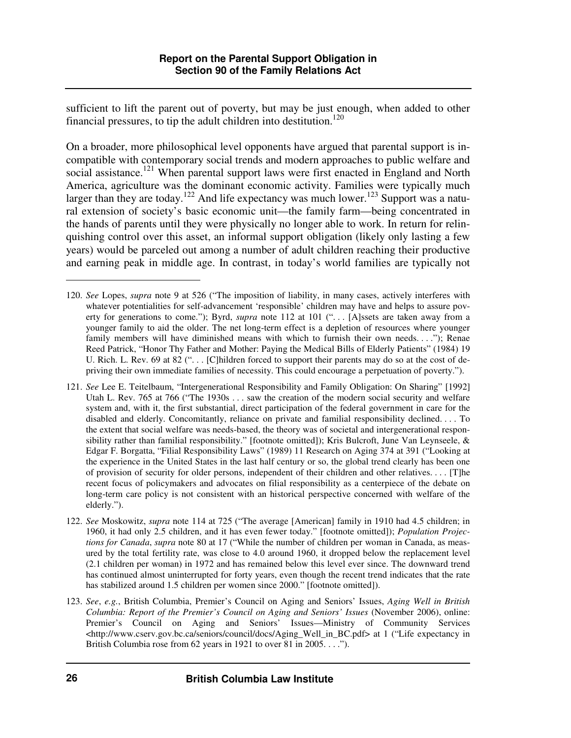sufficient to lift the parent out of poverty, but may be just enough, when added to other financial pressures, to tip the adult children into destitution.[120]

On a broader, more philosophical level opponents have argued that parental support is incompatible with contemporary social trends and modern approaches to public welfare and social assistance.[121] When parental support laws were first enacted in England and North America, agriculture was the dominant economic activity. Families were typically much larger than they are today.[122] And life expectancy was much lower.[123] Support was a natural extension of society's basic economic unit—the family farm—being concentrated in the hands of parents until they were physically no longer able to work. In return for relinquishing control over this asset, an informal support obligation (likely only lasting a few years) would be parceled out among a number of adult children reaching their productive and earning peak in middle age. In contrast, in today's world families are typically not

---

120. *See* Lopes, *supra* note 9 at 526 ("The imposition of liability, in many cases, actively interferes with whatever potentialities for self-advancement 'responsible' children may have and helps to assure poverty for generations to come."); Byrd, *supra* note 112 at 101 (". . . [A]ssets are taken away from a younger family to aid the older. The net long-term effect is a depletion of resources where younger family members will have diminished means with which to furnish their own needs. . . ."); Renae Reed Patrick, "Honor Thy Father and Mother: Paying the Medical Bills of Elderly Patients" (1984) 19 U. Rich. L. Rev. 69 at 82 (". . . [C]hildren forced to support their parents may do so at the cost of depriving their own immediate families of necessity. This could encourage a perpetuation of poverty.").

121. *See* Lee E. Teitelbaum, "Intergenerational Responsibility and Family Obligation: On Sharing" [1992] Utah L. Rev. 765 at 766 ("The 1930s . . . saw the creation of the modern social security and welfare system and, with it, the first substantial, direct participation of the federal government in care for the disabled and elderly. Concomitantly, reliance on private and familial responsibility declined. . . . To the extent that social welfare was needs-based, the theory was of societal and intergenerational responsibility rather than familial responsibility." [footnote omitted]); Kris Bulcroft, June Van Leynseele, & Edgar F. Borgatta, "Filial Responsibility Laws" (1989) 11 Research on Aging 374 at 391 ("Looking at the experience in the United States in the last half century or so, the global trend clearly has been one of provision of security for older persons, independent of their children and other relatives. . . . [T]he recent focus of policymakers and advocates on filial responsibility as a centerpiece of the debate on long-term care policy is not consistent with an historical perspective concerned with welfare of the elderly.").

122. *See* Moskowitz, *supra* note 114 at 725 ("The average [American] family in 1910 had 4.5 children; in 1960, it had only 2.5 children, and it has even fewer today." [footnote omitted]); *Population Projections for Canada*, *supra* note 80 at 17 ("While the number of children per woman in Canada, as measured by the total fertility rate, was close to 4.0 around 1960, it dropped below the replacement level (2.1 children per woman) in 1972 and has remained below this level ever since. The downward trend has continued almost uninterrupted for forty years, even though the recent trend indicates that the rate has stabilized around 1.5 children per women since 2000." [footnote omitted]).

123. *See*, *e.g.*, British Columbia, Premier's Council on Aging and Seniors' Issues, *Aging Well in British Columbia: Report of the Premier's Council on Aging and Seniors' Issues* (November 2006), online: Premier's Council on Aging and Seniors' Issues—Ministry of Community Services <http://www.cserv.gov.bc.ca/seniors/council/docs/Aging_Well_in_BC.pdf> at 1 ("Life expectancy in British Columbia rose from 62 years in 1921 to over 81 in 2005. . . .").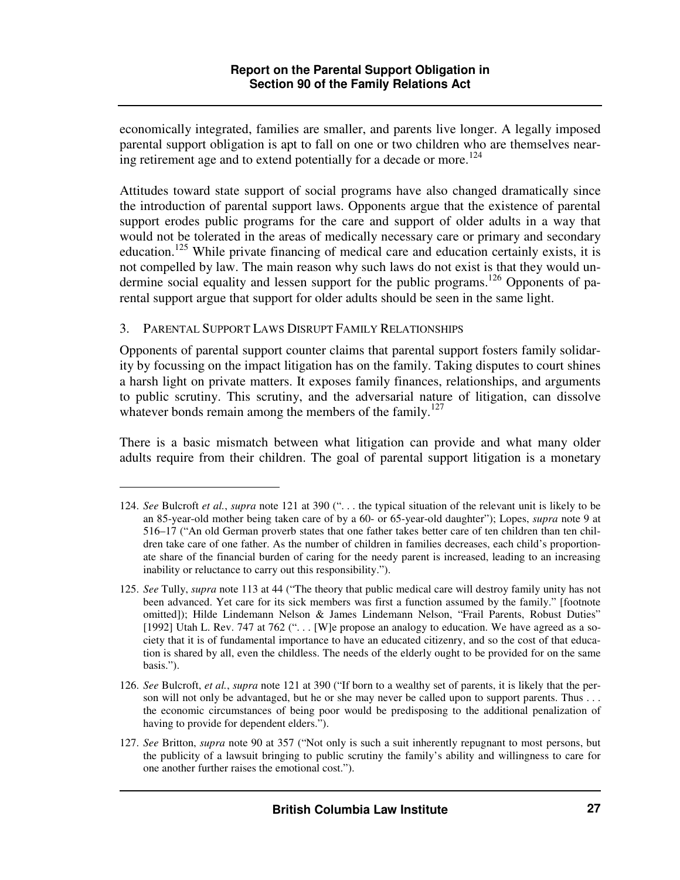economically integrated, families are smaller, and parents live longer. A legally imposed parental support obligation is apt to fall on one or two children who are themselves nearing retirement age and to extend potentially for a decade or more.[124]

Attitudes toward state support of social programs have also changed dramatically since the introduction of parental support laws. Opponents argue that the existence of parental support erodes public programs for the care and support of older adults in a way that would not be tolerated in the areas of medically necessary care or primary and secondary education.[125] While private financing of medical care and education certainly exists, it is not compelled by law. The main reason why such laws do not exist is that they would undermine social equality and lessen support for the public programs.[126] Opponents of parental support argue that support for older adults should be seen in the same light.

### 3. Parental Support Laws Disrupt Family Relationships

Opponents of parental support counter claims that parental support fosters family solidarity by focussing on the impact litigation has on the family. Taking disputes to court shines a harsh light on private matters. It exposes family finances, relationships, and arguments to public scrutiny. This scrutiny, and the adversarial nature of litigation, can dissolve whatever bonds remain among the members of the family.[127]

There is a basic mismatch between what litigation can provide and what many older adults require from their children. The goal of parental support litigation is a monetary

---

124. *See* Bulcroft *et al.*, *supra* note 121 at 390 (". . . the typical situation of the relevant unit is likely to be an 85-year-old mother being taken care of by a 60- or 65-year-old daughter"); Lopes, *supra* note 9 at 516–17 ("An old German proverb states that one father takes better care of ten children than ten children take care of one father. As the number of children in families decreases, each child's proportionate share of the financial burden of caring for the needy parent is increased, leading to an increasing inability or reluctance to carry out this responsibility.").

125. *See* Tully, *supra* note 113 at 44 ("The theory that public medical care will destroy family unity has not been advanced. Yet care for its sick members was first a function assumed by the family." [footnote omitted]); Hilde Lindemann Nelson & James Lindemann Nelson, "Frail Parents, Robust Duties" [1992] Utah L. Rev. 747 at 762 (". . . [W]e propose an analogy to education. We have agreed as a society that it is of fundamental importance to have an educated citizenry, and so the cost of that education is shared by all, even the childless. The needs of the elderly ought to be provided for on the same basis.").

126. *See* Bulcroft, *et al.*, *supra* note 121 at 390 ("If born to a wealthy set of parents, it is likely that the person will not only be advantaged, but he or she may never be called upon to support parents. Thus . . . the economic circumstances of being poor would be predisposing to the additional penalization of having to provide for dependent elders.").

127. *See* Britton, *supra* note 90 at 357 ("Not only is such a suit inherently repugnant to most persons, but the publicity of a lawsuit bringing to public scrutiny the family's ability and willingness to care for one another further raises the emotional cost.").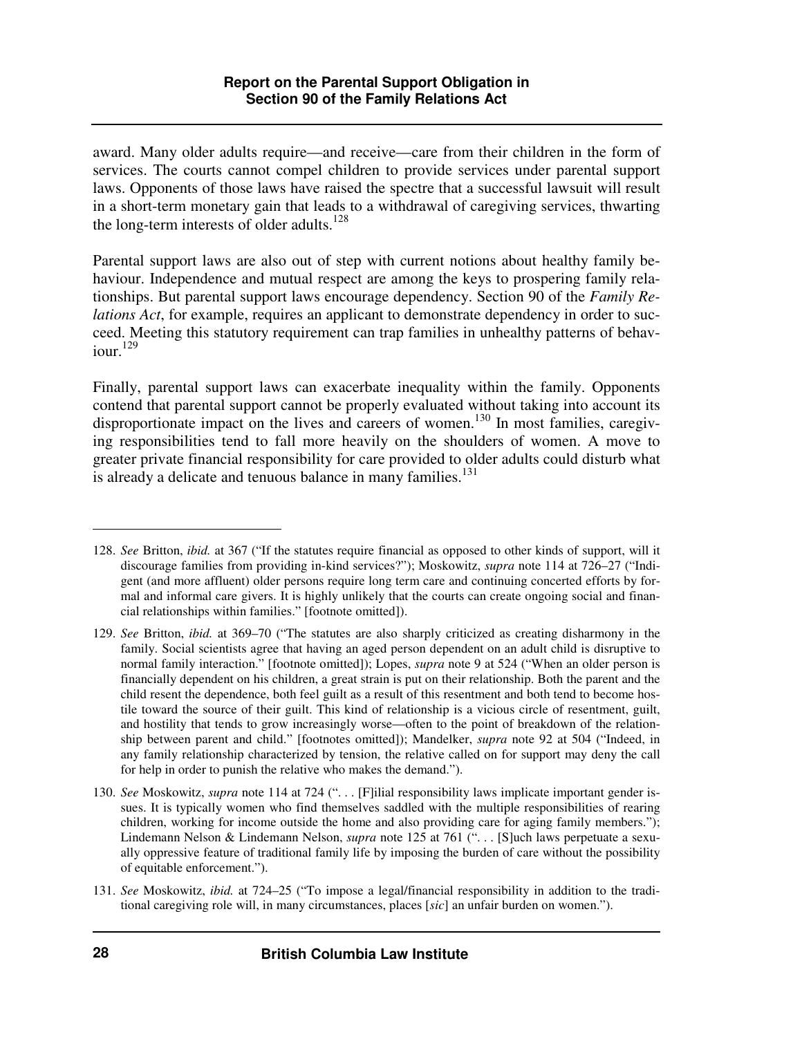award. Many older adults require—and receive—care from their children in the form of services. The courts cannot compel children to provide services under parental support laws. Opponents of those laws have raised the spectre that a successful lawsuit will result in a short-term monetary gain that leads to a withdrawal of caregiving services, thwarting the long-term interests of older adults.[128]

Parental support laws are also out of step with current notions about healthy family behaviour. Independence and mutual respect are among the keys to prospering family relationships. But parental support laws encourage dependency. Section 90 of the *Family Relations Act*, for example, requires an applicant to demonstrate dependency in order to succeed. Meeting this statutory requirement can trap families in unhealthy patterns of behaviour.[129]

Finally, parental support laws can exacerbate inequality within the family. Opponents contend that parental support cannot be properly evaluated without taking into account its disproportionate impact on the lives and careers of women.[130] In most families, caregiving responsibilities tend to fall more heavily on the shoulders of women. A move to greater private financial responsibility for care provided to older adults could disturb what is already a delicate and tenuous balance in many families.[131]

---

128. *See* Britton, *ibid.* at 367 ("If the statutes require financial as opposed to other kinds of support, will it discourage families from providing in-kind services?"); Moskowitz, *supra* note 114 at 726–27 ("Indigent (and more affluent) older persons require long term care and continuing concerted efforts by formal and informal care givers. It is highly unlikely that the courts can create ongoing social and financial relationships within families." [footnote omitted]).

129. *See* Britton, *ibid.* at 369–70 ("The statutes are also sharply criticized as creating disharmony in the family. Social scientists agree that having an aged person dependent on an adult child is disruptive to normal family interaction." [footnote omitted]); Lopes, *supra* note 9 at 524 ("When an older person is financially dependent on his children, a great strain is put on their relationship. Both the parent and the child resent the dependence, both feel guilt as a result of this resentment and both tend to become hostile toward the source of their guilt. This kind of relationship is a vicious circle of resentment, guilt, and hostility that tends to grow increasingly worse—often to the point of breakdown of the relationship between parent and child." [footnotes omitted]); Mandelker, *supra* note 92 at 504 ("Indeed, in any family relationship characterized by tension, the relative called on for support may deny the call for help in order to punish the relative who makes the demand.").

130. *See* Moskowitz, *supra* note 114 at 724 (". . . [F]ilial responsibility laws implicate important gender issues. It is typically women who find themselves saddled with the multiple responsibilities of rearing children, working for income outside the home and also providing care for aging family members."); Lindemann Nelson & Lindemann Nelson, *supra* note 125 at 761 (". . . [S]uch laws perpetuate a sexually oppressive feature of traditional family life by imposing the burden of care without the possibility of equitable enforcement.").

131. *See* Moskowitz, *ibid.* at 724–25 ("To impose a legal/financial responsibility in addition to the traditional caregiving role will, in many circumstances, places [*sic*] an unfair burden on women.").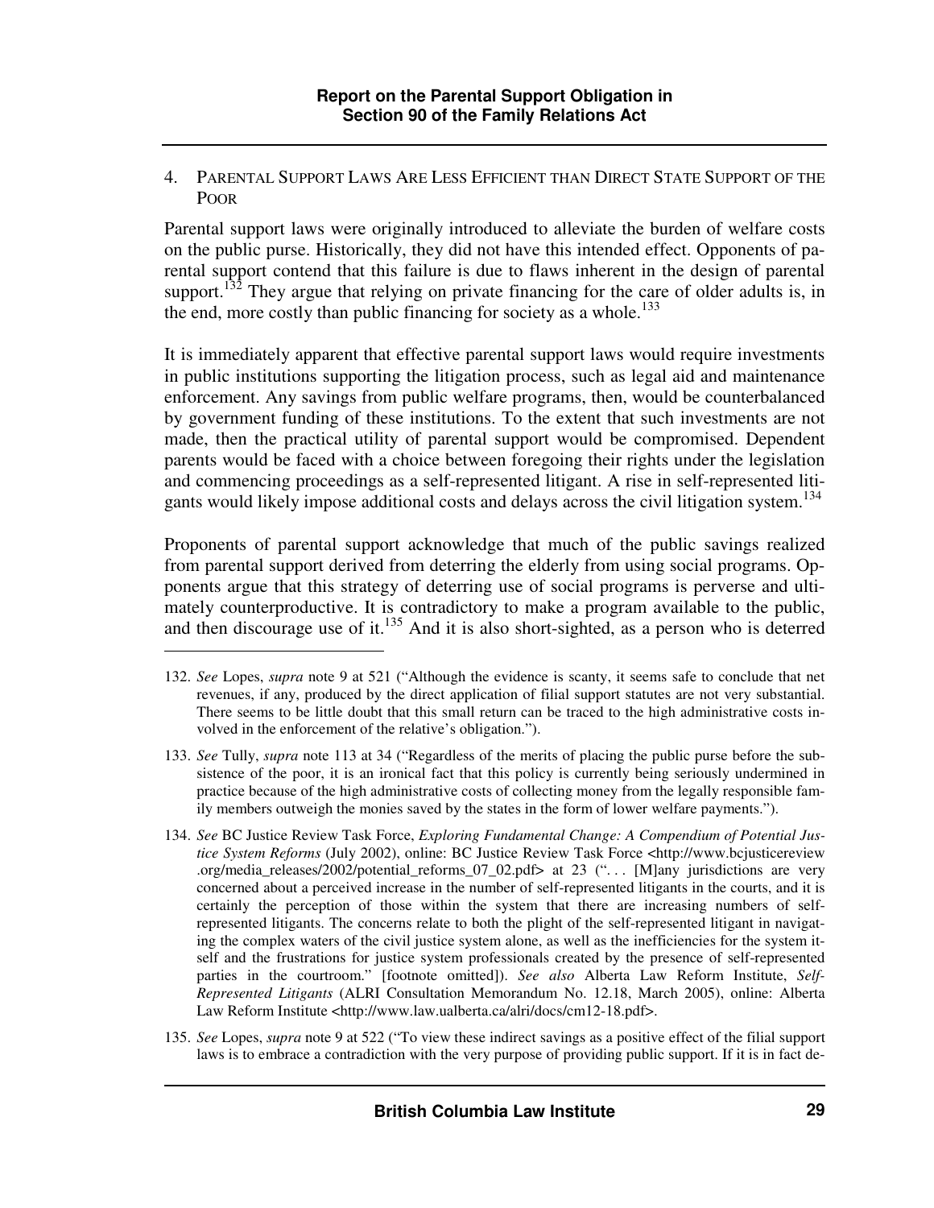#### 4. Parental Support Laws Are Less Efficient than Direct State Support of the Poor

Parental support laws were originally introduced to alleviate the burden of welfare costs on the public purse. Historically, they did not have this intended effect. Opponents of parental support contend that this failure is due to flaws inherent in the design of parental support.[132] They argue that relying on private financing for the care of older adults is, in the end, more costly than public financing for society as a whole.[133]

It is immediately apparent that effective parental support laws would require investments in public institutions supporting the litigation process, such as legal aid and maintenance enforcement. Any savings from public welfare programs, then, would be counterbalanced by government funding of these institutions. To the extent that such investments are not made, then the practical utility of parental support would be compromised. Dependent parents would be faced with a choice between foregoing their rights under the legislation and commencing proceedings as a self-represented litigant. A rise in self-represented litigants would likely impose additional costs and delays across the civil litigation system.[134]

Proponents of parental support acknowledge that much of the public savings realized from parental support derived from deterring the elderly from using social programs. Opponents argue that this strategy of deterring use of social programs is perverse and ultimately counterproductive. It is contradictory to make a program available to the public, and then discourage use of it.[135] And it is also short-sighted, as a person who is deterred

---

132. *See* Lopes, *supra* note 9 at 521 ("Although the evidence is scanty, it seems safe to conclude that net revenues, if any, produced by the direct application of filial support statutes are not very substantial. There seems to be little doubt that this small return can be traced to the high administrative costs involved in the enforcement of the relative's obligation.").

133. *See* Tully, *supra* note 113 at 34 ("Regardless of the merits of placing the public purse before the subsistence of the poor, it is an ironical fact that this policy is currently being seriously undermined in practice because of the high administrative costs of collecting money from the legally responsible family members outweigh the monies saved by the states in the form of lower welfare payments.").

134. *See* BC Justice Review Task Force, *Exploring Fundamental Change: A Compendium of Potential Justice System Reforms* (July 2002), online: BC Justice Review Task Force <http://www.bcjusticereview.org/media_releases/2002/potential_reforms_07_02.pdf> at 23 (". . . [M]any jurisdictions are very concerned about a perceived increase in the number of self-represented litigants in the courts, and it is certainly the perception of those within the system that there are increasing numbers of self-represented litigants. The concerns relate to both the plight of the self-represented litigant in navigating the complex waters of the civil justice system alone, as well as the inefficiencies for the system itself and the frustrations for justice system professionals created by the presence of self-represented parties in the courtroom." [footnote omitted]). *See also* Alberta Law Reform Institute, *Self-Represented Litigants* (ALRI Consultation Memorandum No. 12.18, March 2005), online: Alberta Law Reform Institute <http://www.law.ualberta.ca/alri/docs/cm12-18.pdf>.

135. *See* Lopes, *supra* note 9 at 522 ("To view these indirect savings as a positive effect of the filial support laws is to embrace a contradiction with the very purpose of providing public support. If it is in fact de-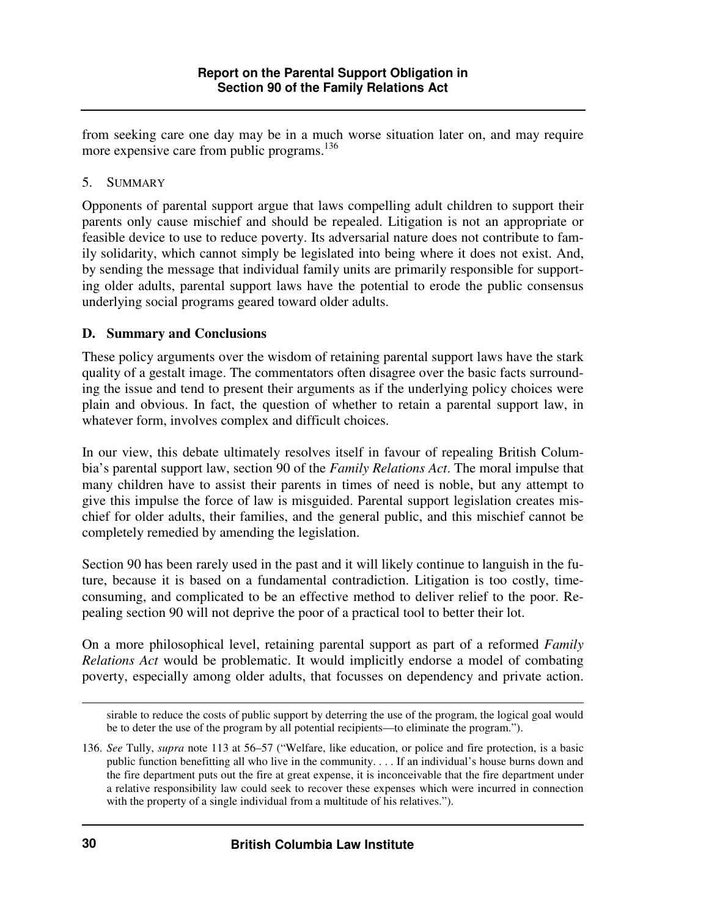from seeking care one day may be in a much worse situation later on, and may require more expensive care from public programs.[136]

5. SUMMARY

Opponents of parental support argue that laws compelling adult children to support their parents only cause mischief and should be repealed. Litigation is not an appropriate or feasible device to use to reduce poverty. Its adversarial nature does not contribute to family solidarity, which cannot simply be legislated into being where it does not exist. And, by sending the message that individual family units are primarily responsible for supporting older adults, parental support laws have the potential to erode the public consensus underlying social programs geared toward older adults.

### D. Summary and Conclusions

These policy arguments over the wisdom of retaining parental support laws have the stark quality of a gestalt image. The commentators often disagree over the basic facts surrounding the issue and tend to present their arguments as if the underlying policy choices were plain and obvious. In fact, the question of whether to retain a parental support law, in whatever form, involves complex and difficult choices.

In our view, this debate ultimately resolves itself in favour of repealing British Columbia's parental support law, section 90 of the *Family Relations Act*. The moral impulse that many children have to assist their parents in times of need is noble, but any attempt to give this impulse the force of law is misguided. Parental support legislation creates mischief for older adults, their families, and the general public, and this mischief cannot be completely remedied by amending the legislation.

Section 90 has been rarely used in the past and it will likely continue to languish in the future, because it is based on a fundamental contradiction. Litigation is too costly, time-consuming, and complicated to be an effective method to deliver relief to the poor. Repealing section 90 will not deprive the poor of a practical tool to better their lot.

On a more philosophical level, retaining parental support as part of a reformed *Family Relations Act* would be problematic. It would implicitly endorse a model of combating poverty, especially among older adults, that focusses on dependency and private action.

---

sirable to reduce the costs of public support by deterring the use of the program, the logical goal would be to deter the use of the program by all potential recipients—to eliminate the program.").

136. *See* Tully, *supra* note 113 at 56–57 ("Welfare, like education, or police and fire protection, is a basic public function benefitting all who live in the community. . . . If an individual's house burns down and the fire department puts out the fire at great expense, it is inconceivable that the fire department under a relative responsibility law could seek to recover these expenses which were incurred in connection with the property of a single individual from a multitude of his relatives.").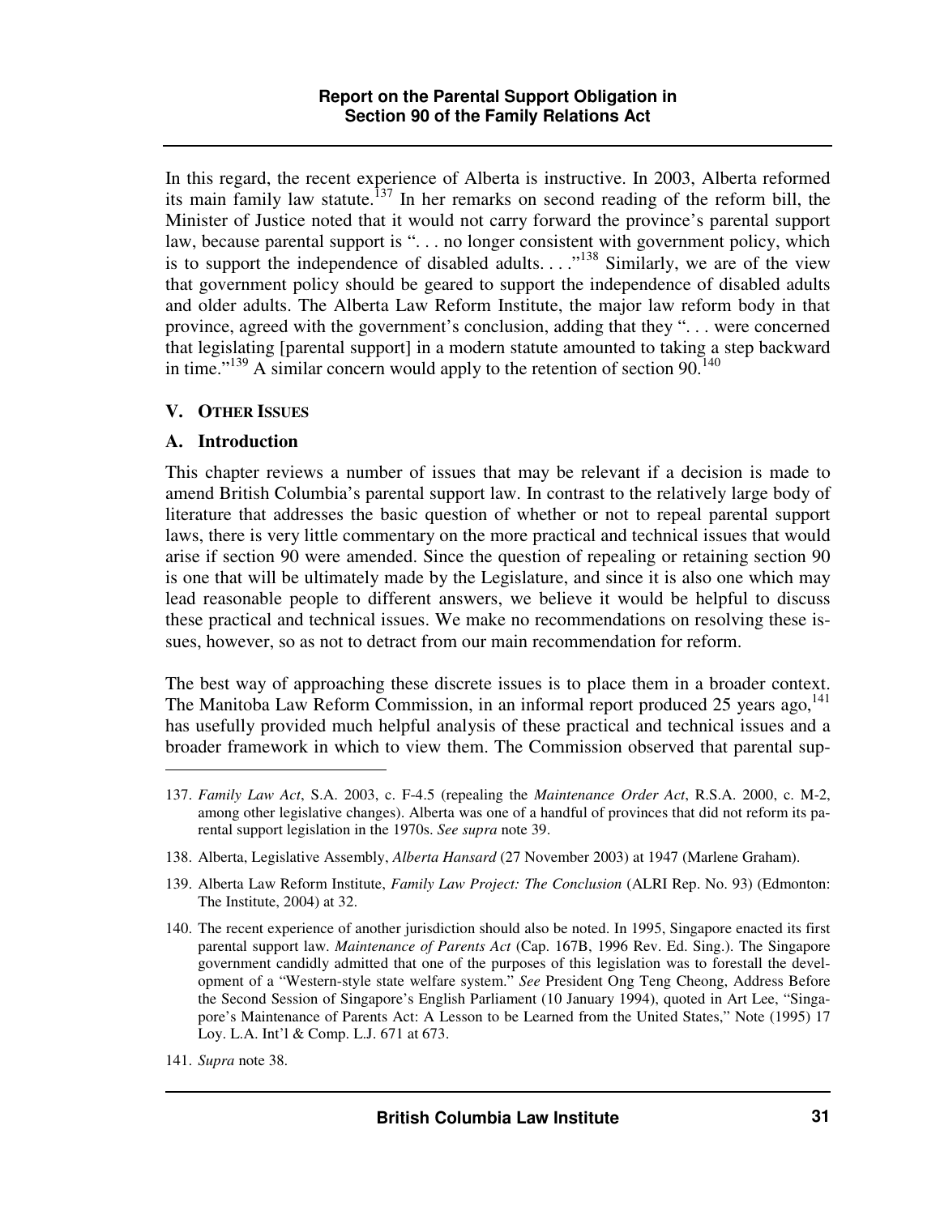In this regard, the recent experience of Alberta is instructive. In 2003, Alberta reformed its main family law statute.[137] In her remarks on second reading of the reform bill, the Minister of Justice noted that it would not carry forward the province's parental support law, because parental support is ". . . no longer consistent with government policy, which is to support the independence of disabled adults. . . ."[138] Similarly, we are of the view that government policy should be geared to support the independence of disabled adults and older adults. The Alberta Law Reform Institute, the major law reform body in that province, agreed with the government's conclusion, adding that they ". . . were concerned that legislating [parental support] in a modern statute amounted to taking a step backward in time."[139] A similar concern would apply to the retention of section 90.[140]

## V. Other Issues

### A. Introduction

This chapter reviews a number of issues that may be relevant if a decision is made to amend British Columbia's parental support law. In contrast to the relatively large body of literature that addresses the basic question of whether or not to repeal parental support laws, there is very little commentary on the more practical and technical issues that would arise if section 90 were amended. Since the question of repealing or retaining section 90 is one that will be ultimately made by the Legislature, and since it is also one which may lead reasonable people to different answers, we believe it would be helpful to discuss these practical and technical issues. We make no recommendations on resolving these issues, however, so as not to detract from our main recommendation for reform.

The best way of approaching these discrete issues is to place them in a broader context. The Manitoba Law Reform Commission, in an informal report produced 25 years ago,[141] has usefully provided much helpful analysis of these practical and technical issues and a broader framework in which to view them. The Commission observed that parental sup-

---

137. *Family Law Act*, S.A. 2003, c. F-4.5 (repealing the *Maintenance Order Act*, R.S.A. 2000, c. M-2, among other legislative changes). Alberta was one of a handful of provinces that did not reform its parental support legislation in the 1970s. *See supra* note 39.

138. Alberta, Legislative Assembly, *Alberta Hansard* (27 November 2003) at 1947 (Marlene Graham).

139. Alberta Law Reform Institute, *Family Law Project: The Conclusion* (ALRI Rep. No. 93) (Edmonton: The Institute, 2004) at 32.

140. The recent experience of another jurisdiction should also be noted. In 1995, Singapore enacted its first parental support law. *Maintenance of Parents Act* (Cap. 167B, 1996 Rev. Ed. Sing.). The Singapore government candidly admitted that one of the purposes of this legislation was to forestall the development of a "Western-style state welfare system." *See* President Ong Teng Cheong, Address Before the Second Session of Singapore's English Parliament (10 January 1994), quoted in Art Lee, "Singapore's Maintenance of Parents Act: A Lesson to be Learned from the United States," Note (1995) 17 Loy. L.A. Int'l & Comp. L.J. 671 at 673.

141. *Supra* note 38.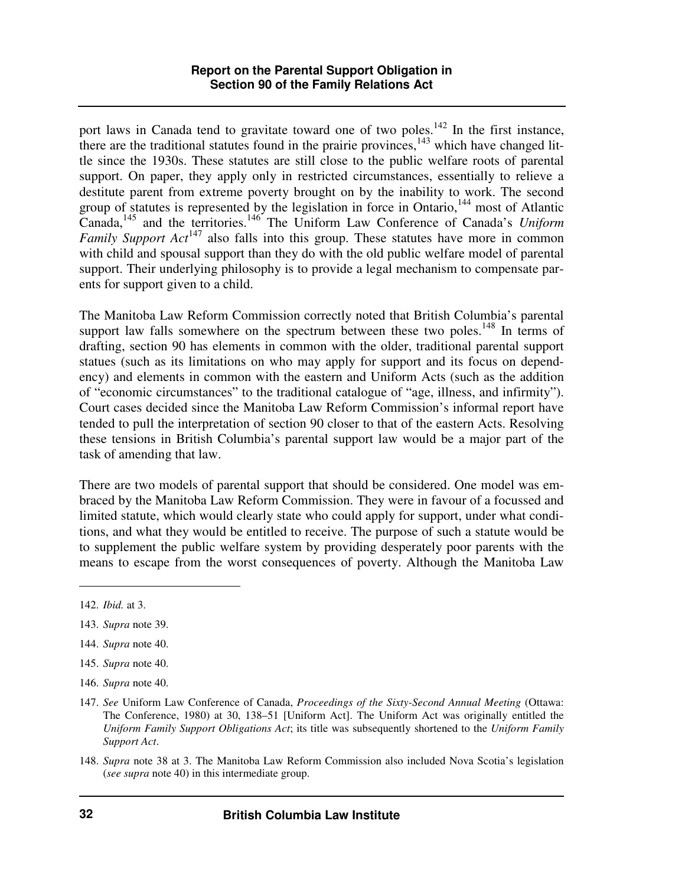port laws in Canada tend to gravitate toward one of two poles.[142] In the first instance, there are the traditional statutes found in the prairie provinces,[143] which have changed little since the 1930s. These statutes are still close to the public welfare roots of parental support. On paper, they apply only in restricted circumstances, essentially to relieve a destitute parent from extreme poverty brought on by the inability to work. The second group of statutes is represented by the legislation in force in Ontario,[144] most of Atlantic Canada,[145] and the territories.[146] The Uniform Law Conference of Canada's *Uniform Family Support Act*[147] also falls into this group. These statutes have more in common with child and spousal support than they do with the old public welfare model of parental support. Their underlying philosophy is to provide a legal mechanism to compensate parents for support given to a child.

The Manitoba Law Reform Commission correctly noted that British Columbia's parental support law falls somewhere on the spectrum between these two poles.[148] In terms of drafting, section 90 has elements in common with the older, traditional parental support statues (such as its limitations on who may apply for support and its focus on dependency) and elements in common with the eastern and Uniform Acts (such as the addition of "economic circumstances" to the traditional catalogue of "age, illness, and infirmity"). Court cases decided since the Manitoba Law Reform Commission's informal report have tended to pull the interpretation of section 90 closer to that of the eastern Acts. Resolving these tensions in British Columbia's parental support law would be a major part of the task of amending that law.

There are two models of parental support that should be considered. One model was embraced by the Manitoba Law Reform Commission. They were in favour of a focussed and limited statute, which would clearly state who could apply for support, under what conditions, and what they would be entitled to receive. The purpose of such a statute would be to supplement the public welfare system by providing desperately poor parents with the means to escape from the worst consequences of poverty. Although the Manitoba Law

---

142. *Ibid.* at 3.

143. *Supra* note 39.

144. *Supra* note 40.

145. *Supra* note 40.

146. *Supra* note 40.

147. *See* Uniform Law Conference of Canada, *Proceedings of the Sixty-Second Annual Meeting* (Ottawa: The Conference, 1980) at 30, 138–51 [Uniform Act]. The Uniform Act was originally entitled the *Uniform Family Support Obligations Act*; its title was subsequently shortened to the *Uniform Family Support Act*.

148. *Supra* note 38 at 3. The Manitoba Law Reform Commission also included Nova Scotia's legislation (*see supra* note 40) in this intermediate group.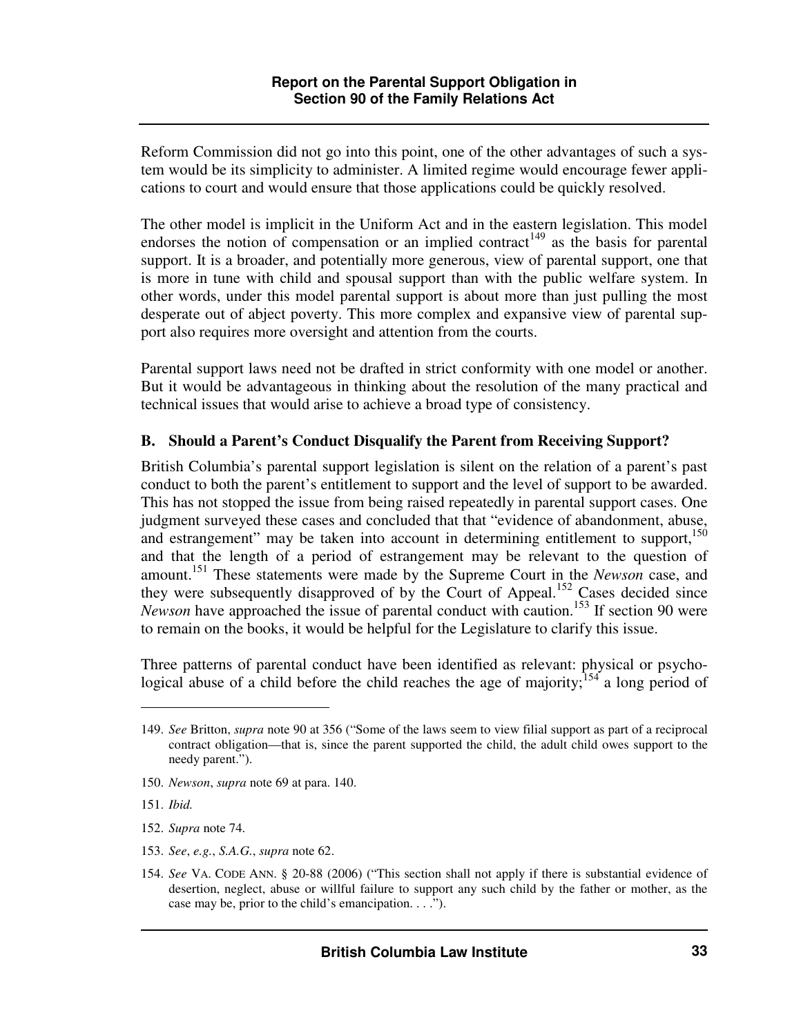Reform Commission did not go into this point, one of the other advantages of such a system would be its simplicity to administer. A limited regime would encourage fewer applications to court and would ensure that those applications could be quickly resolved.

The other model is implicit in the Uniform Act and in the eastern legislation. This model endorses the notion of compensation or an implied contract[149] as the basis for parental support. It is a broader, and potentially more generous, view of parental support, one that is more in tune with child and spousal support than with the public welfare system. In other words, under this model parental support is about more than just pulling the most desperate out of abject poverty. This more complex and expansive view of parental support also requires more oversight and attention from the courts.

Parental support laws need not be drafted in strict conformity with one model or another. But it would be advantageous in thinking about the resolution of the many practical and technical issues that would arise to achieve a broad type of consistency.

### B. Should a Parent's Conduct Disqualify the Parent from Receiving Support?

British Columbia's parental support legislation is silent on the relation of a parent's past conduct to both the parent's entitlement to support and the level of support to be awarded. This has not stopped the issue from being raised repeatedly in parental support cases. One judgment surveyed these cases and concluded that that "evidence of abandonment, abuse, and estrangement" may be taken into account in determining entitlement to support,[150] and that the length of a period of estrangement may be relevant to the question of amount.[151] These statements were made by the Supreme Court in the *Newson* case, and they were subsequently disapproved of by the Court of Appeal.[152] Cases decided since *Newson* have approached the issue of parental conduct with caution.[153] If section 90 were to remain on the books, it would be helpful for the Legislature to clarify this issue.

Three patterns of parental conduct have been identified as relevant: physical or psychological abuse of a child before the child reaches the age of majority;[154] a long period of

---

149. *See* Britton, *supra* note 90 at 356 ("Some of the laws seem to view filial support as part of a reciprocal contract obligation—that is, since the parent supported the child, the adult child owes support to the needy parent.").

150. *Newson*, *supra* note 69 at para. 140.

151. *Ibid.*

152. *Supra* note 74.

153. *See*, *e.g.*, *S.A.G.*, *supra* note 62.

154. *See* VA. CODE ANN. § 20-88 (2006) ("This section shall not apply if there is substantial evidence of desertion, neglect, abuse or willful failure to support any such child by the father or mother, as the case may be, prior to the child's emancipation. . . .").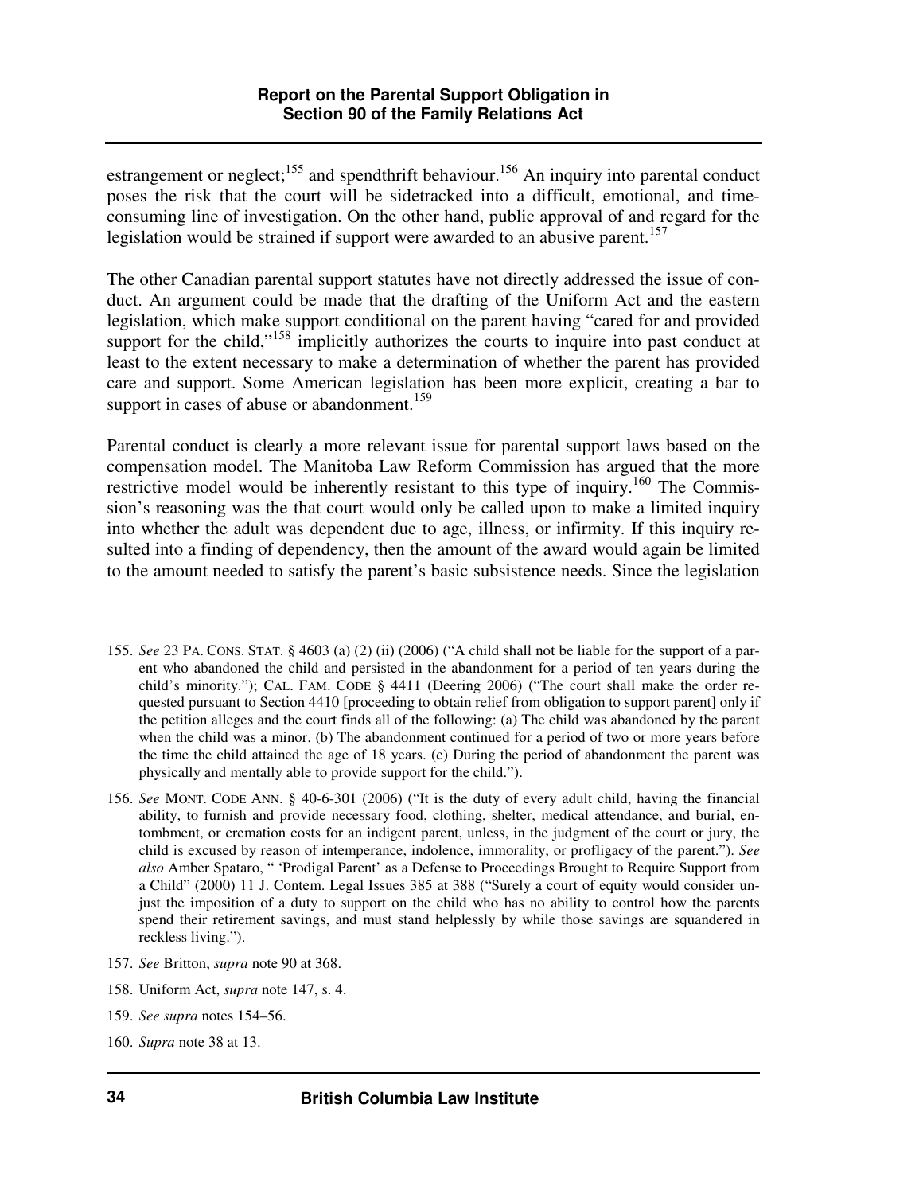estrangement or neglect;[155] and spendthrift behaviour.[156] An inquiry into parental conduct poses the risk that the court will be sidetracked into a difficult, emotional, and time-consuming line of investigation. On the other hand, public approval of and regard for the legislation would be strained if support were awarded to an abusive parent.[157]

The other Canadian parental support statutes have not directly addressed the issue of conduct. An argument could be made that the drafting of the Uniform Act and the eastern legislation, which make support conditional on the parent having "cared for and provided support for the child,"[158] implicitly authorizes the courts to inquire into past conduct at least to the extent necessary to make a determination of whether the parent has provided care and support. Some American legislation has been more explicit, creating a bar to support in cases of abuse or abandonment.[159]

Parental conduct is clearly a more relevant issue for parental support laws based on the compensation model. The Manitoba Law Reform Commission has argued that the more restrictive model would be inherently resistant to this type of inquiry.[160] The Commission's reasoning was the that court would only be called upon to make a limited inquiry into whether the adult was dependent due to age, illness, or infirmity. If this inquiry resulted into a finding of dependency, then the amount of the award would again be limited to the amount needed to satisfy the parent's basic subsistence needs. Since the legislation

---

155. *See* 23 PA. CONS. STAT. § 4603 (a) (2) (ii) (2006) ("A child shall not be liable for the support of a parent who abandoned the child and persisted in the abandonment for a period of ten years during the child's minority."); CAL. FAM. CODE § 4411 (Deering 2006) ("The court shall make the order requested pursuant to Section 4410 [proceeding to obtain relief from obligation to support parent] only if the petition alleges and the court finds all of the following: (a) The child was abandoned by the parent when the child was a minor. (b) The abandonment continued for a period of two or more years before the time the child attained the age of 18 years. (c) During the period of abandonment the parent was physically and mentally able to provide support for the child.").

156. *See* MONT. CODE ANN. § 40-6-301 (2006) ("It is the duty of every adult child, having the financial ability, to furnish and provide necessary food, clothing, shelter, medical attendance, and burial, entombment, or cremation costs for an indigent parent, unless, in the judgment of the court or jury, the child is excused by reason of intemperance, indolence, immorality, or profligacy of the parent."). *See also* Amber Spataro, " 'Prodigal Parent' as a Defense to Proceedings Brought to Require Support from a Child" (2000) 11 J. Contem. Legal Issues 385 at 388 ("Surely a court of equity would consider unjust the imposition of a duty to support on the child who has no ability to control how the parents spend their retirement savings, and must stand helplessly by while those savings are squandered in reckless living.").

157. *See* Britton, *supra* note 90 at 368.

158. Uniform Act, *supra* note 147, s. 4.

159. *See supra* notes 154–56.

160. *Supra* note 38 at 13.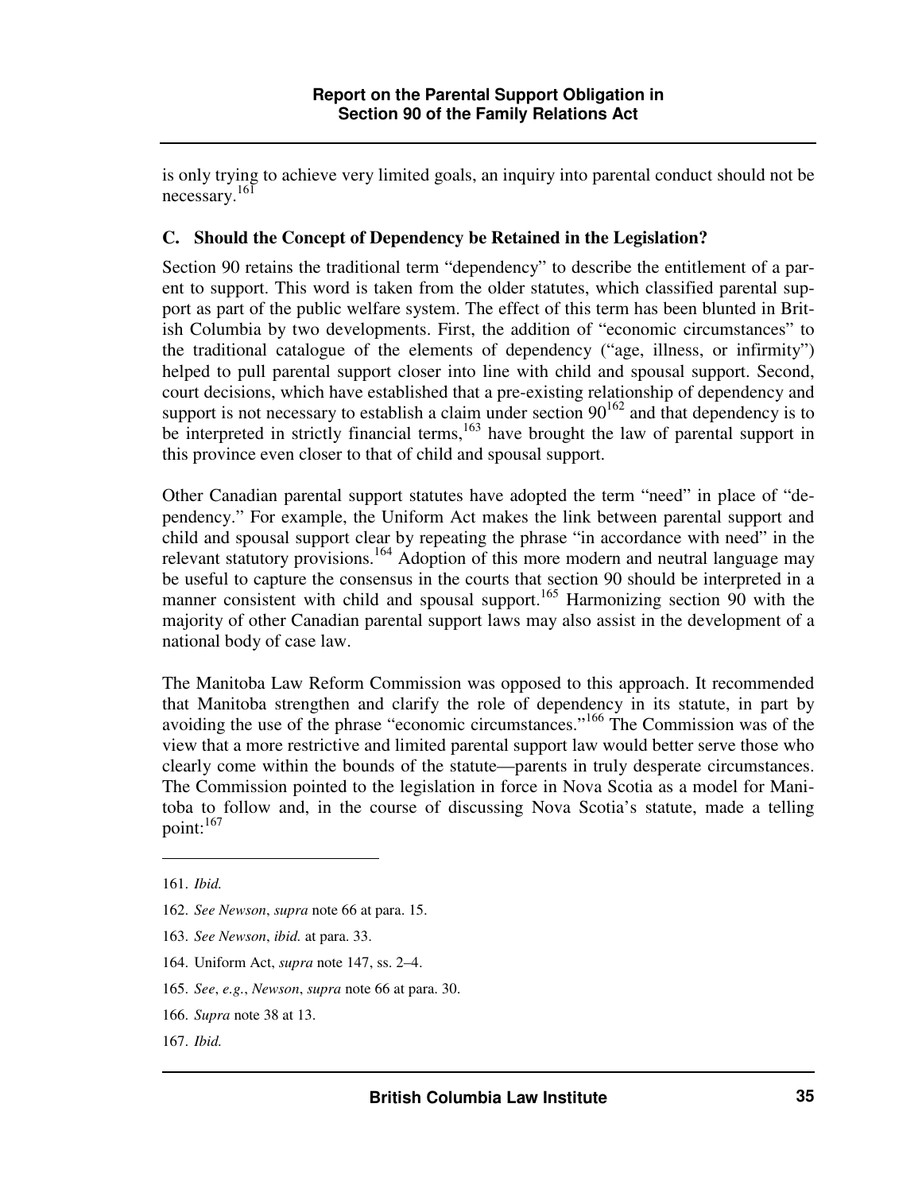is only trying to achieve very limited goals, an inquiry into parental conduct should not be necessary.[161]

### C. Should the Concept of Dependency be Retained in the Legislation?

Section 90 retains the traditional term "dependency" to describe the entitlement of a parent to support. This word is taken from the older statutes, which classified parental support as part of the public welfare system. The effect of this term has been blunted in British Columbia by two developments. First, the addition of "economic circumstances" to the traditional catalogue of the elements of dependency ("age, illness, or infirmity") helped to pull parental support closer into line with child and spousal support. Second, court decisions, which have established that a pre-existing relationship of dependency and support is not necessary to establish a claim under section 90[162] and that dependency is to be interpreted in strictly financial terms,[163] have brought the law of parental support in this province even closer to that of child and spousal support.

Other Canadian parental support statutes have adopted the term "need" in place of "dependency." For example, the Uniform Act makes the link between parental support and child and spousal support clear by repeating the phrase "in accordance with need" in the relevant statutory provisions.[164] Adoption of this more modern and neutral language may be useful to capture the consensus in the courts that section 90 should be interpreted in a manner consistent with child and spousal support.[165] Harmonizing section 90 with the majority of other Canadian parental support laws may also assist in the development of a national body of case law.

The Manitoba Law Reform Commission was opposed to this approach. It recommended that Manitoba strengthen and clarify the role of dependency in its statute, in part by avoiding the use of the phrase "economic circumstances."[166] The Commission was of the view that a more restrictive and limited parental support law would better serve those who clearly come within the bounds of the statute—parents in truly desperate circumstances. The Commission pointed to the legislation in force in Nova Scotia as a model for Manitoba to follow and, in the course of discussing Nova Scotia's statute, made a telling point:[167]

---

161. *Ibid.*

162. *See Newson*, *supra* note 66 at para. 15.

163. *See Newson*, *ibid.* at para. 33.

164. Uniform Act, *supra* note 147, ss. 2–4.

165. *See*, *e.g.*, *Newson*, *supra* note 66 at para. 30.

166. *Supra* note 38 at 13.

167. *Ibid.*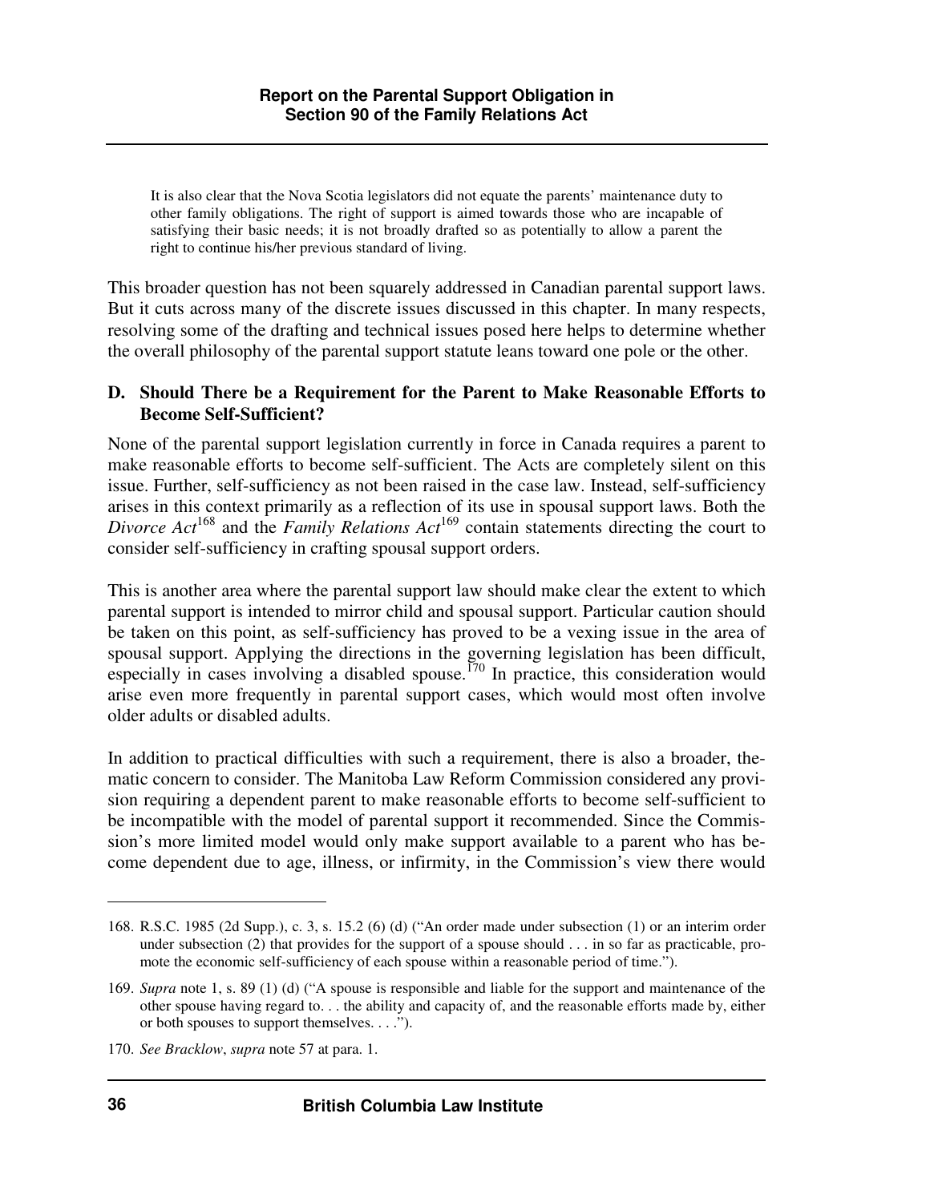> It is also clear that the Nova Scotia legislators did not equate the parents' maintenance duty to other family obligations. The right of support is aimed towards those who are incapable of satisfying their basic needs; it is not broadly drafted so as potentially to allow a parent the right to continue his/her previous standard of living.

This broader question has not been squarely addressed in Canadian parental support laws. But it cuts across many of the discrete issues discussed in this chapter. In many respects, resolving some of the drafting and technical issues posed here helps to determine whether the overall philosophy of the parental support statute leans toward one pole or the other.

### D. Should There be a Requirement for the Parent to Make Reasonable Efforts to Become Self-Sufficient?

None of the parental support legislation currently in force in Canada requires a parent to make reasonable efforts to become self-sufficient. The Acts are completely silent on this issue. Further, self-sufficiency as not been raised in the case law. Instead, self-sufficiency arises in this context primarily as a reflection of its use in spousal support laws. Both the *Divorce Act*[168] and the *Family Relations Act*[169] contain statements directing the court to consider self-sufficiency in crafting spousal support orders.

This is another area where the parental support law should make clear the extent to which parental support is intended to mirror child and spousal support. Particular caution should be taken on this point, as self-sufficiency has proved to be a vexing issue in the area of spousal support. Applying the directions in the governing legislation has been difficult, especially in cases involving a disabled spouse.[170] In practice, this consideration would arise even more frequently in parental support cases, which would most often involve older adults or disabled adults.

In addition to practical difficulties with such a requirement, there is also a broader, thematic concern to consider. The Manitoba Law Reform Commission considered any provision requiring a dependent parent to make reasonable efforts to become self-sufficient to be incompatible with the model of parental support it recommended. Since the Commission's more limited model would only make support available to a parent who has become dependent due to age, illness, or infirmity, in the Commission's view there would

---

168. R.S.C. 1985 (2d Supp.), c. 3, s. 15.2 (6) (d) ("An order made under subsection (1) or an interim order under subsection (2) that provides for the support of a spouse should . . . in so far as practicable, promote the economic self-sufficiency of each spouse within a reasonable period of time.").

169. *Supra* note 1, s. 89 (1) (d) ("A spouse is responsible and liable for the support and maintenance of the other spouse having regard to. . . the ability and capacity of, and the reasonable efforts made by, either or both spouses to support themselves. . . .").

170. *See Bracklow*, *supra* note 57 at para. 1.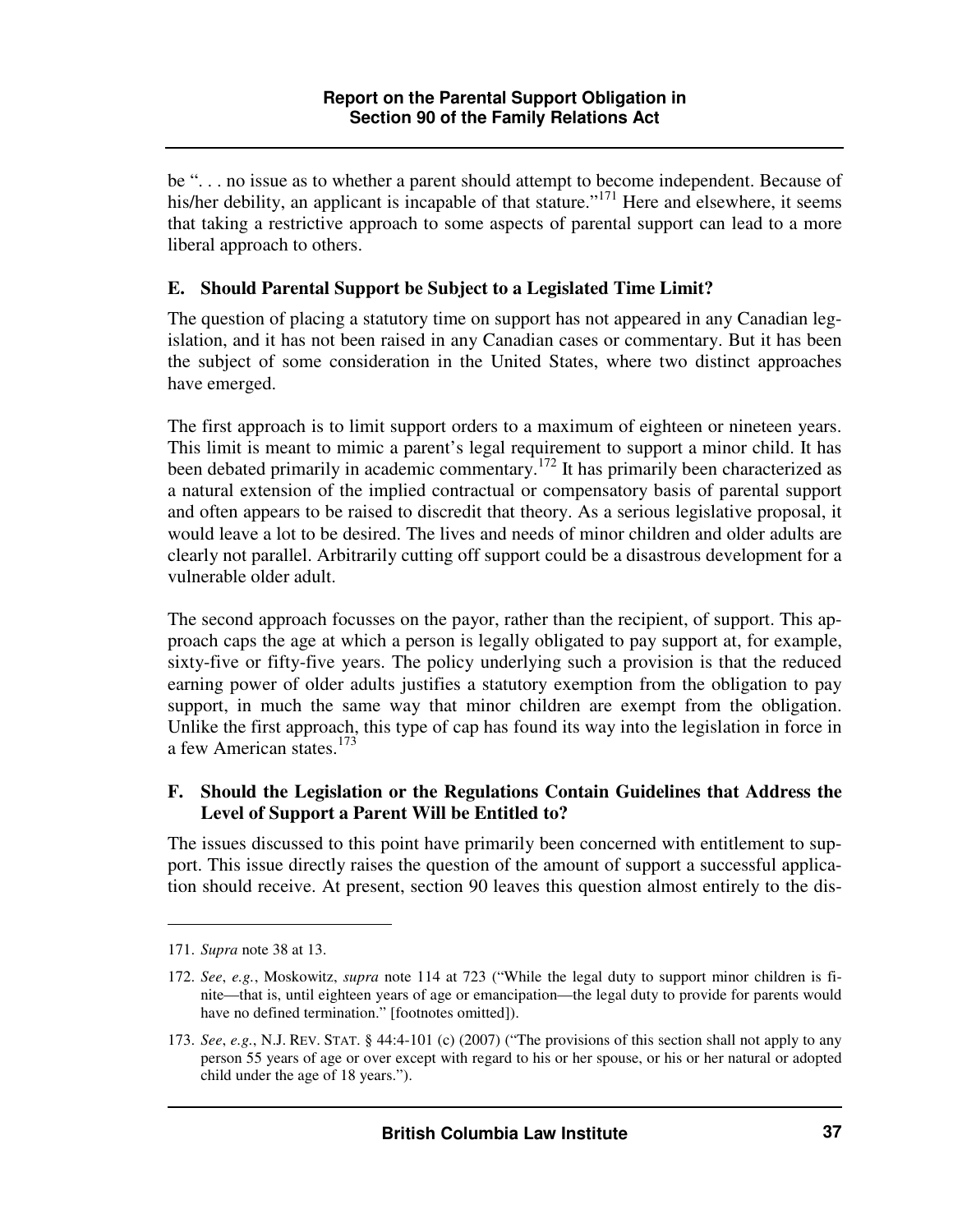be ". . . no issue as to whether a parent should attempt to become independent. Because of his/her debility, an applicant is incapable of that stature."[171] Here and elsewhere, it seems that taking a restrictive approach to some aspects of parental support can lead to a more liberal approach to others.

### E. Should Parental Support be Subject to a Legislated Time Limit?

The question of placing a statutory time on support has not appeared in any Canadian legislation, and it has not been raised in any Canadian cases or commentary. But it has been the subject of some consideration in the United States, where two distinct approaches have emerged.

The first approach is to limit support orders to a maximum of eighteen or nineteen years. This limit is meant to mimic a parent's legal requirement to support a minor child. It has been debated primarily in academic commentary.[172] It has primarily been characterized as a natural extension of the implied contractual or compensatory basis of parental support and often appears to be raised to discredit that theory. As a serious legislative proposal, it would leave a lot to be desired. The lives and needs of minor children and older adults are clearly not parallel. Arbitrarily cutting off support could be a disastrous development for a vulnerable older adult.

The second approach focusses on the payor, rather than the recipient, of support. This approach caps the age at which a person is legally obligated to pay support at, for example, sixty-five or fifty-five years. The policy underlying such a provision is that the reduced earning power of older adults justifies a statutory exemption from the obligation to pay support, in much the same way that minor children are exempt from the obligation. Unlike the first approach, this type of cap has found its way into the legislation in force in a few American states.[173]

### F. Should the Legislation or the Regulations Contain Guidelines that Address the Level of Support a Parent Will be Entitled to?

The issues discussed to this point have primarily been concerned with entitlement to support. This issue directly raises the question of the amount of support a successful application should receive. At present, section 90 leaves this question almost entirely to the dis-

---

171. *Supra* note 38 at 13.

172. *See*, *e.g.*, Moskowitz, *supra* note 114 at 723 ("While the legal duty to support minor children is finite—that is, until eighteen years of age or emancipation—the legal duty to provide for parents would have no defined termination." [footnotes omitted]).

173. *See*, *e.g.*, N.J. REV. STAT. § 44:4-101 (c) (2007) ("The provisions of this section shall not apply to any person 55 years of age or over except with regard to his or her spouse, or his or her natural or adopted child under the age of 18 years.").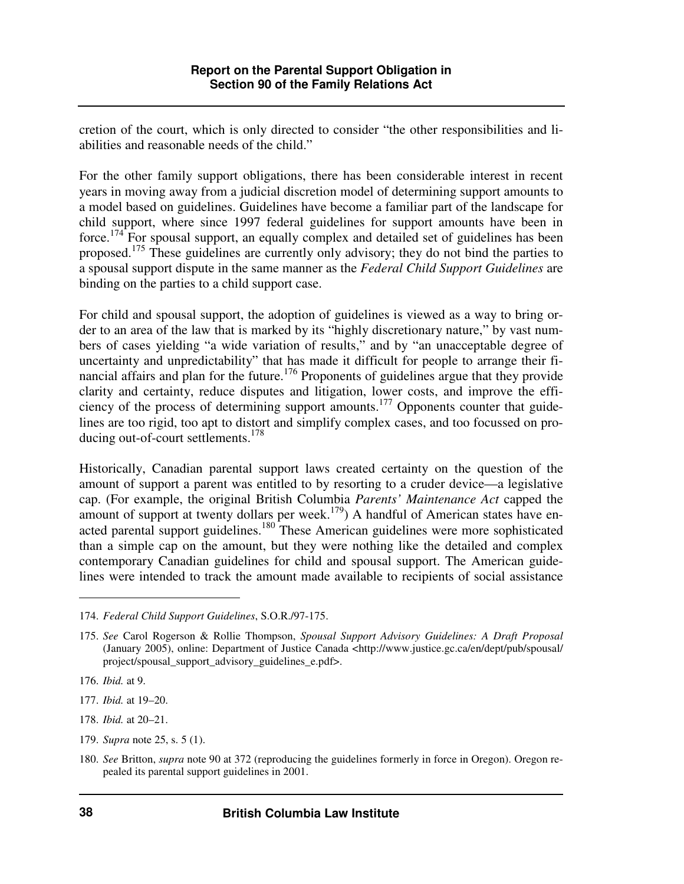cretion of the court, which is only directed to consider "the other responsibilities and liabilities and reasonable needs of the child."

For the other family support obligations, there has been considerable interest in recent years in moving away from a judicial discretion model of determining support amounts to a model based on guidelines. Guidelines have become a familiar part of the landscape for child support, where since 1997 federal guidelines for support amounts have been in force.[174] For spousal support, an equally complex and detailed set of guidelines has been proposed.[175] These guidelines are currently only advisory; they do not bind the parties to a spousal support dispute in the same manner as the *Federal Child Support Guidelines* are binding on the parties to a child support case.

For child and spousal support, the adoption of guidelines is viewed as a way to bring order to an area of the law that is marked by its "highly discretionary nature," by vast numbers of cases yielding "a wide variation of results," and by "an unacceptable degree of uncertainty and unpredictability" that has made it difficult for people to arrange their financial affairs and plan for the future.[176] Proponents of guidelines argue that they provide clarity and certainty, reduce disputes and litigation, lower costs, and improve the efficiency of the process of determining support amounts.[177] Opponents counter that guidelines are too rigid, too apt to distort and simplify complex cases, and too focussed on producing out-of-court settlements.[178]

Historically, Canadian parental support laws created certainty on the question of the amount of support a parent was entitled to by resorting to a cruder device—a legislative cap. (For example, the original British Columbia *Parents' Maintenance Act* capped the amount of support at twenty dollars per week.[179]) A handful of American states have enacted parental support guidelines.[180] These American guidelines were more sophisticated than a simple cap on the amount, but they were nothing like the detailed and complex contemporary Canadian guidelines for child and spousal support. The American guidelines were intended to track the amount made available to recipients of social assistance

---

174. *Federal Child Support Guidelines*, S.O.R./97-175.

175. *See* Carol Rogerson & Rollie Thompson, *Spousal Support Advisory Guidelines: A Draft Proposal* (January 2005), online: Department of Justice Canada <http://www.justice.gc.ca/en/dept/pub/spousal/project/spousal_support_advisory_guidelines_e.pdf>.

176. *Ibid.* at 9.

177. *Ibid.* at 19–20.

178. *Ibid.* at 20–21.

179. *Supra* note 25, s. 5 (1).

180. *See* Britton, *supra* note 90 at 372 (reproducing the guidelines formerly in force in Oregon). Oregon repealed its parental support guidelines in 2001.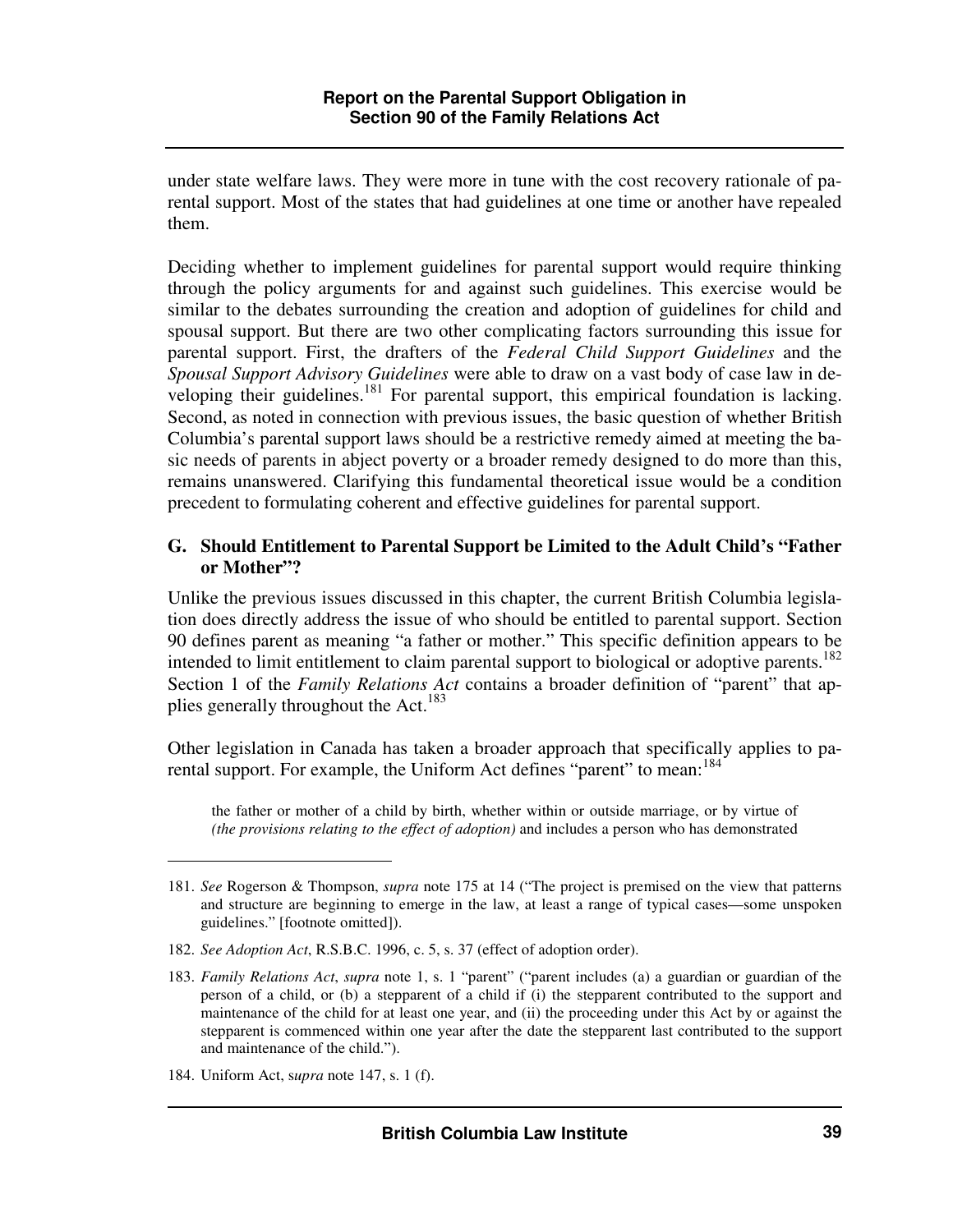under state welfare laws. They were more in tune with the cost recovery rationale of parental support. Most of the states that had guidelines at one time or another have repealed them.

Deciding whether to implement guidelines for parental support would require thinking through the policy arguments for and against such guidelines. This exercise would be similar to the debates surrounding the creation and adoption of guidelines for child and spousal support. But there are two other complicating factors surrounding this issue for parental support. First, the drafters of the *Federal Child Support Guidelines* and the *Spousal Support Advisory Guidelines* were able to draw on a vast body of case law in developing their guidelines.[181] For parental support, this empirical foundation is lacking. Second, as noted in connection with previous issues, the basic question of whether British Columbia's parental support laws should be a restrictive remedy aimed at meeting the basic needs of parents in abject poverty or a broader remedy designed to do more than this, remains unanswered. Clarifying this fundamental theoretical issue would be a condition precedent to formulating coherent and effective guidelines for parental support.

### G. Should Entitlement to Parental Support be Limited to the Adult Child's "Father or Mother"?

Unlike the previous issues discussed in this chapter, the current British Columbia legislation does directly address the issue of who should be entitled to parental support. Section 90 defines parent as meaning "a father or mother." This specific definition appears to be intended to limit entitlement to claim parental support to biological or adoptive parents.[182] Section 1 of the *Family Relations Act* contains a broader definition of "parent" that applies generally throughout the Act.[183]

Other legislation in Canada has taken a broader approach that specifically applies to parental support. For example, the Uniform Act defines "parent" to mean:[184]

> the father or mother of a child by birth, whether within or outside marriage, or by virtue of *(the provisions relating to the effect of adoption)* and includes a person who has demonstrated

---

181. *See* Rogerson & Thompson, *supra* note 175 at 14 ("The project is premised on the view that patterns and structure are beginning to emerge in the law, at least a range of typical cases—some unspoken guidelines." [footnote omitted]).

182. *See Adoption Act*, R.S.B.C. 1996, c. 5, s. 37 (effect of adoption order).

183. *Family Relations Act*, *supra* note 1, s. 1 "parent" ("parent includes (a) a guardian or guardian of the person of a child, or (b) a stepparent of a child if (i) the stepparent contributed to the support and maintenance of the child for at least one year, and (ii) the proceeding under this Act by or against the stepparent is commenced within one year after the date the stepparent last contributed to the support and maintenance of the child.").

184. Uniform Act, s*upra* note 147, s. 1 (f).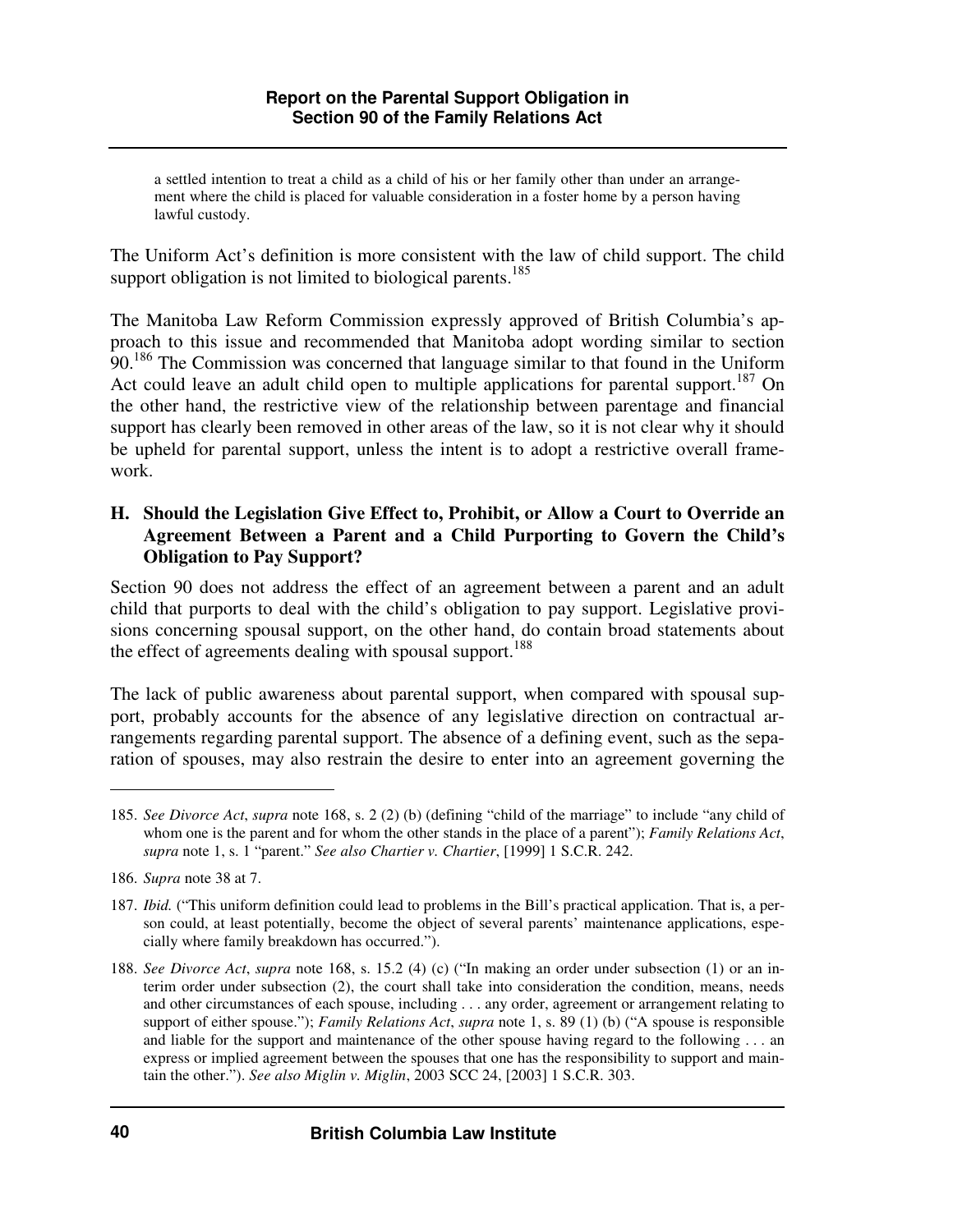a settled intention to treat a child as a child of his or her family other than under an arrangement where the child is placed for valuable consideration in a foster home by a person having lawful custody.

The Uniform Act's definition is more consistent with the law of child support. The child support obligation is not limited to biological parents.[185]

The Manitoba Law Reform Commission expressly approved of British Columbia's approach to this issue and recommended that Manitoba adopt wording similar to section 90.[186] The Commission was concerned that language similar to that found in the Uniform Act could leave an adult child open to multiple applications for parental support.[187] On the other hand, the restrictive view of the relationship between parentage and financial support has clearly been removed in other areas of the law, so it is not clear why it should be upheld for parental support, unless the intent is to adopt a restrictive overall framework.

### H. Should the Legislation Give Effect to, Prohibit, or Allow a Court to Override an Agreement Between a Parent and a Child Purporting to Govern the Child's Obligation to Pay Support?

Section 90 does not address the effect of an agreement between a parent and an adult child that purports to deal with the child's obligation to pay support. Legislative provisions concerning spousal support, on the other hand, do contain broad statements about the effect of agreements dealing with spousal support.[188]

The lack of public awareness about parental support, when compared with spousal support, probably accounts for the absence of any legislative direction on contractual arrangements regarding parental support. The absence of a defining event, such as the separation of spouses, may also restrain the desire to enter into an agreement governing the

---

185. *See Divorce Act*, *supra* note 168, s. 2 (2) (b) (defining "child of the marriage" to include "any child of whom one is the parent and for whom the other stands in the place of a parent"); *Family Relations Act*, *supra* note 1, s. 1 "parent." *See also Chartier v. Chartier*, [1999] 1 S.C.R. 242.

186. *Supra* note 38 at 7.

187. *Ibid.* ("This uniform definition could lead to problems in the Bill's practical application. That is, a person could, at least potentially, become the object of several parents' maintenance applications, especially where family breakdown has occurred.").

188. *See Divorce Act*, *supra* note 168, s. 15.2 (4) (c) ("In making an order under subsection (1) or an interim order under subsection (2), the court shall take into consideration the condition, means, needs and other circumstances of each spouse, including . . . any order, agreement or arrangement relating to support of either spouse."); *Family Relations Act*, *supra* note 1, s. 89 (1) (b) ("A spouse is responsible and liable for the support and maintenance of the other spouse having regard to the following . . . an express or implied agreement between the spouses that one has the responsibility to support and maintain the other."). *See also Miglin v. Miglin*, 2003 SCC 24, [2003] 1 S.C.R. 303.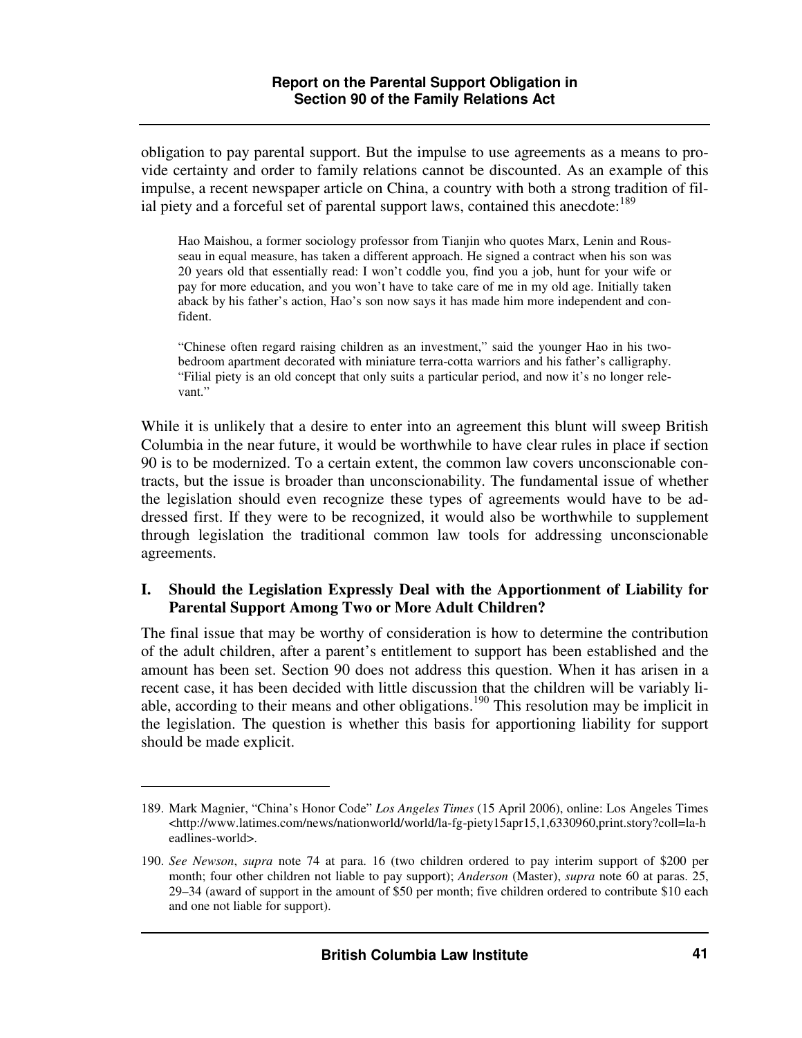obligation to pay parental support. But the impulse to use agreements as a means to provide certainty and order to family relations cannot be discounted. As an example of this impulse, a recent newspaper article on China, a country with both a strong tradition of filial piety and a forceful set of parental support laws, contained this anecdote:[189]

> Hao Maishou, a former sociology professor from Tianjin who quotes Marx, Lenin and Rousseau in equal measure, has taken a different approach. He signed a contract when his son was 20 years old that essentially read: I won't coddle you, find you a job, hunt for your wife or pay for more education, and you won't have to take care of me in my old age. Initially taken aback by his father's action, Hao's son now says it has made him more independent and confident.
>
> "Chinese often regard raising children as an investment," said the younger Hao in his two-bedroom apartment decorated with miniature terra-cotta warriors and his father's calligraphy. "Filial piety is an old concept that only suits a particular period, and now it's no longer relevant."

While it is unlikely that a desire to enter into an agreement this blunt will sweep British Columbia in the near future, it would be worthwhile to have clear rules in place if section 90 is to be modernized. To a certain extent, the common law covers unconscionable contracts, but the issue is broader than unconscionability. The fundamental issue of whether the legislation should even recognize these types of agreements would have to be addressed first. If they were to be recognized, it would also be worthwhile to supplement through legislation the traditional common law tools for addressing unconscionable agreements.

### I. Should the Legislation Expressly Deal with the Apportionment of Liability for Parental Support Among Two or More Adult Children?

The final issue that may be worthy of consideration is how to determine the contribution of the adult children, after a parent's entitlement to support has been established and the amount has been set. Section 90 does not address this question. When it has arisen in a recent case, it has been decided with little discussion that the children will be variably liable, according to their means and other obligations.[190] This resolution may be implicit in the legislation. The question is whether this basis for apportioning liability for support should be made explicit.

---

189. Mark Magnier, "China's Honor Code" *Los Angeles Times* (15 April 2006), online: Los Angeles Times <http://www.latimes.com/news/nationworld/world/la-fg-piety15apr15,1,6330960,print.story?coll=la-headlines-world>.

190. *See Newson*, *supra* note 74 at para. 16 (two children ordered to pay interim support of $200 per month; four other children not liable to pay support); *Anderson* (Master), *supra* note 60 at paras. 25, 29–34 (award of support in the amount of $50 per month; five children ordered to contribute $10 each and one not liable for support).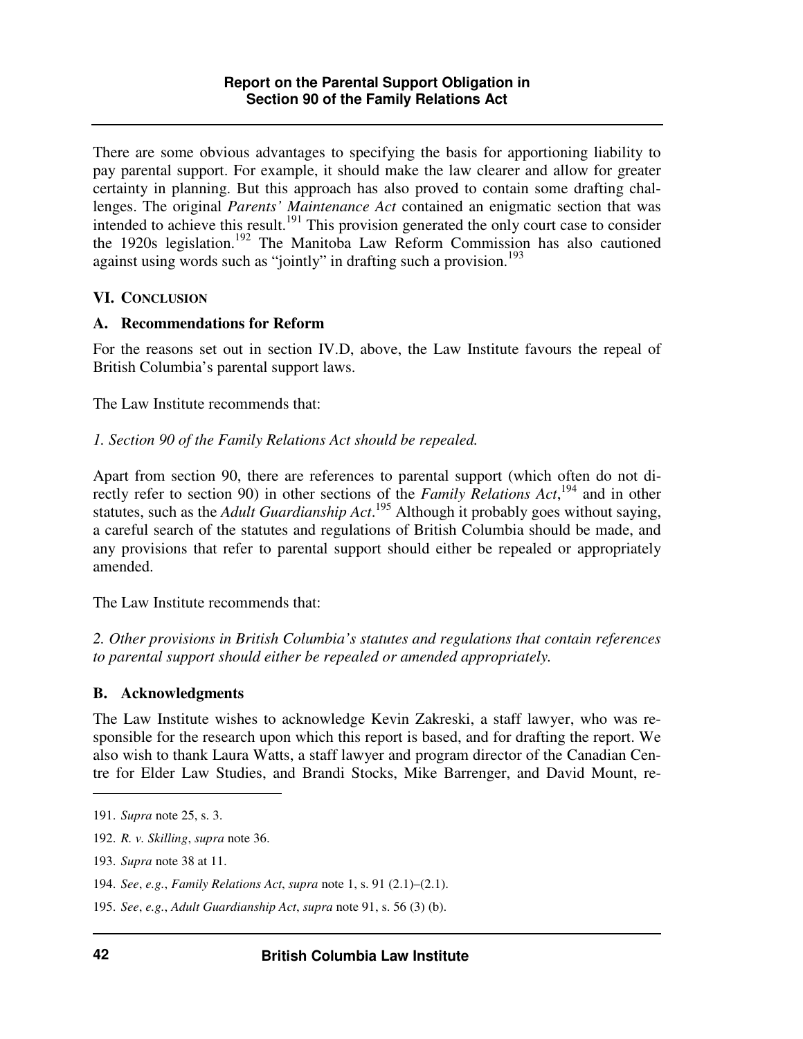There are some obvious advantages to specifying the basis for apportioning liability to pay parental support. For example, it should make the law clearer and allow for greater certainty in planning. But this approach has also proved to contain some drafting challenges. The original *Parents' Maintenance Act* contained an enigmatic section that was intended to achieve this result.[191] This provision generated the only court case to consider the 1920s legislation.[192] The Manitoba Law Reform Commission has also cautioned against using words such as "jointly" in drafting such a provision.[193]

## VI. CONCLUSION

### A. Recommendations for Reform

For the reasons set out in section IV.D, above, the Law Institute favours the repeal of British Columbia's parental support laws.

The Law Institute recommends that:

*1. Section 90 of the Family Relations Act should be repealed.*

Apart from section 90, there are references to parental support (which often do not directly refer to section 90) in other sections of the *Family Relations Act*,[194] and in other statutes, such as the *Adult Guardianship Act*.[195] Although it probably goes without saying, a careful search of the statutes and regulations of British Columbia should be made, and any provisions that refer to parental support should either be repealed or appropriately amended.

The Law Institute recommends that:

*2. Other provisions in British Columbia's statutes and regulations that contain references to parental support should either be repealed or amended appropriately.*

### B. Acknowledgments

The Law Institute wishes to acknowledge Kevin Zakreski, a staff lawyer, who was responsible for the research upon which this report is based, and for drafting the report. We also wish to thank Laura Watts, a staff lawyer and program director of the Canadian Centre for Elder Law Studies, and Brandi Stocks, Mike Barrenger, and David Mount, re-

---

191. *Supra* note 25, s. 3.

192. *R. v. Skilling*, *supra* note 36.

193. *Supra* note 38 at 11.

194. *See*, *e.g.*, *Family Relations Act*, *supra* note 1, s. 91 (2.1)–(2.1).

195. *See*, *e.g.*, *Adult Guardianship Act*, *supra* note 91, s. 56 (3) (b).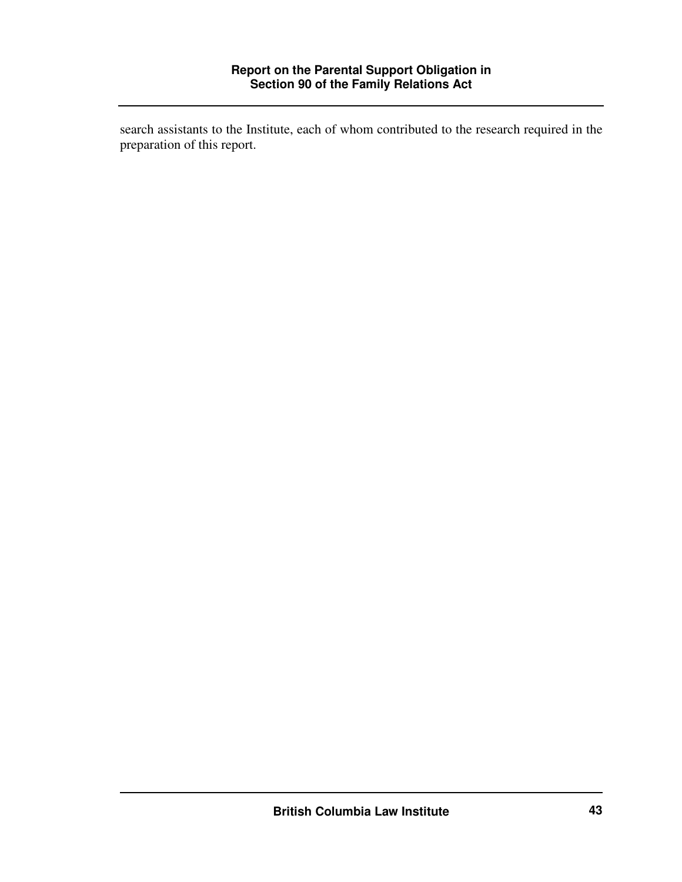search assistants to the Institute, each of whom contributed to the research required in the preparation of this report.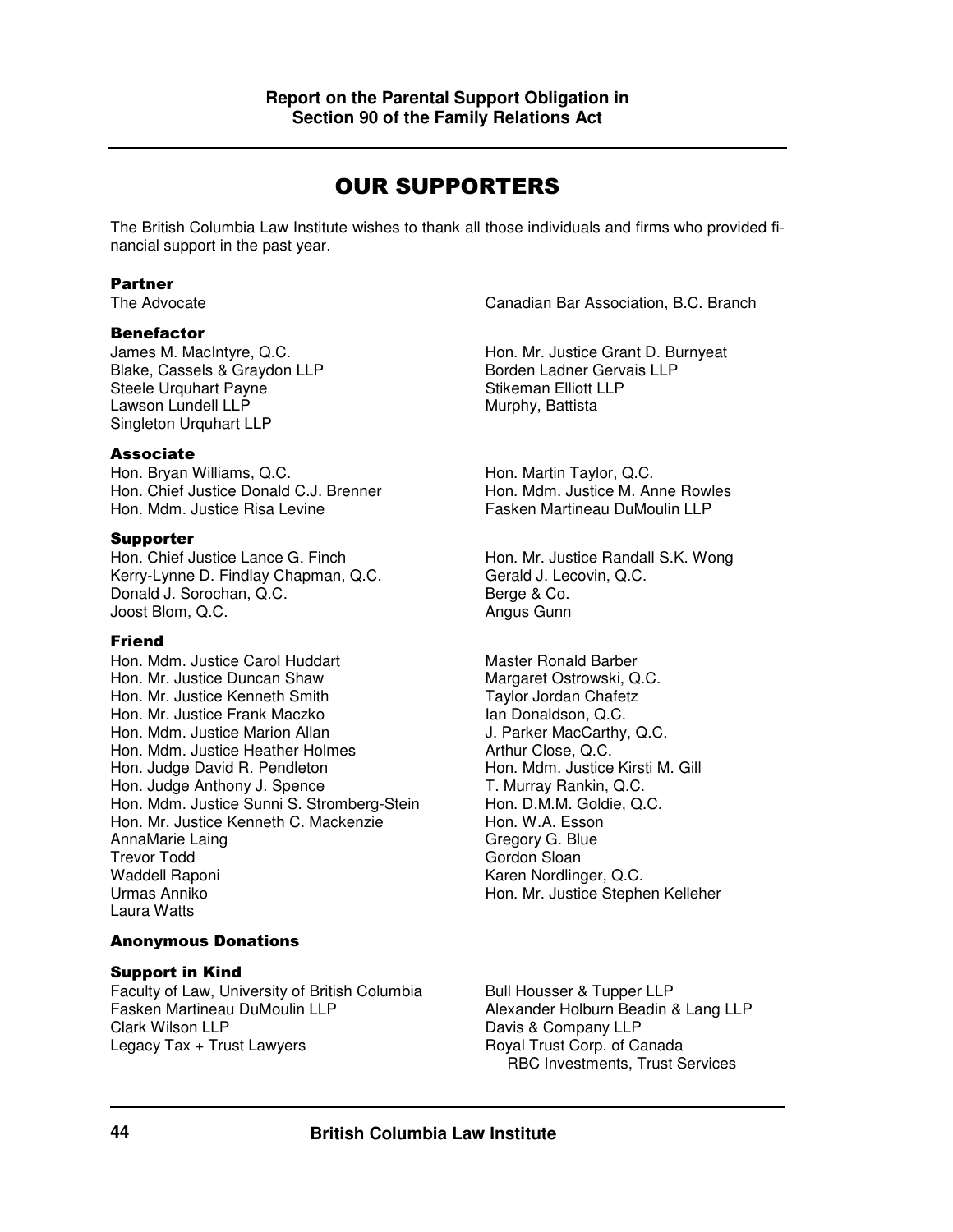## OUR SUPPORTERS

The British Columbia Law Institute wishes to thank all those individuals and firms who provided financial support in the past year.

### Partner

The Advocate
Canadian Bar Association, B.C. Branch

### Benefactor

James M. MacIntyre, Q.C.
Hon. Mr. Justice Grant D. Burnyeat
Blake, Cassels & Graydon LLP
Borden Ladner Gervais LLP
Steele Urquhart Payne
Stikeman Elliott LLP
Lawson Lundell LLP
Murphy, Battista
Singleton Urquhart LLP

### Associate

Hon. Bryan Williams, Q.C.
Hon. Martin Taylor, Q.C.
Hon. Chief Justice Donald C.J. Brenner
Hon. Mdm. Justice M. Anne Rowles
Hon. Mdm. Justice Risa Levine
Fasken Martineau DuMoulin LLP

### Supporter

Hon. Chief Justice Lance G. Finch
Hon. Mr. Justice Randall S.K. Wong
Kerry-Lynne D. Findlay Chapman, Q.C.
Gerald J. Lecovin, Q.C.
Donald J. Sorochan, Q.C.
Berge & Co.
Joost Blom, Q.C.
Angus Gunn

### Friend

Hon. Mdm. Justice Carol Huddart
Master Ronald Barber
Hon. Mr. Justice Duncan Shaw
Margaret Ostrowski, Q.C.
Hon. Mr. Justice Kenneth Smith
Taylor Jordan Chafetz
Hon. Mr. Justice Frank Maczko
Ian Donaldson, Q.C.
Hon. Mdm. Justice Marion Allan
J. Parker MacCarthy, Q.C.
Hon. Mdm. Justice Heather Holmes
Arthur Close, Q.C.
Hon. Judge David R. Pendleton
Hon. Mdm. Justice Kirsti M. Gill
Hon. Judge Anthony J. Spence
T. Murray Rankin, Q.C.
Hon. Mdm. Justice Sunni S. Stromberg-Stein
Hon. D.M.M. Goldie, Q.C.
Hon. Mr. Justice Kenneth C. Mackenzie
Hon. W.A. Esson
AnnaMarie Laing
Gregory G. Blue
Trevor Todd
Gordon Sloan
Waddell Raponi
Karen Nordlinger, Q.C.
Urmas Anniko
Hon. Mr. Justice Stephen Kelleher
Laura Watts

### Anonymous Donations

### Support in Kind

Faculty of Law, University of British Columbia
Bull Housser & Tupper LLP
Fasken Martineau DuMoulin LLP
Alexander Holburn Beadin & Lang LLP
Clark Wilson LLP
Davis & Company LLP
Legacy Tax + Trust Lawyers
Royal Trust Corp. of Canada
RBC Investments, Trust Services